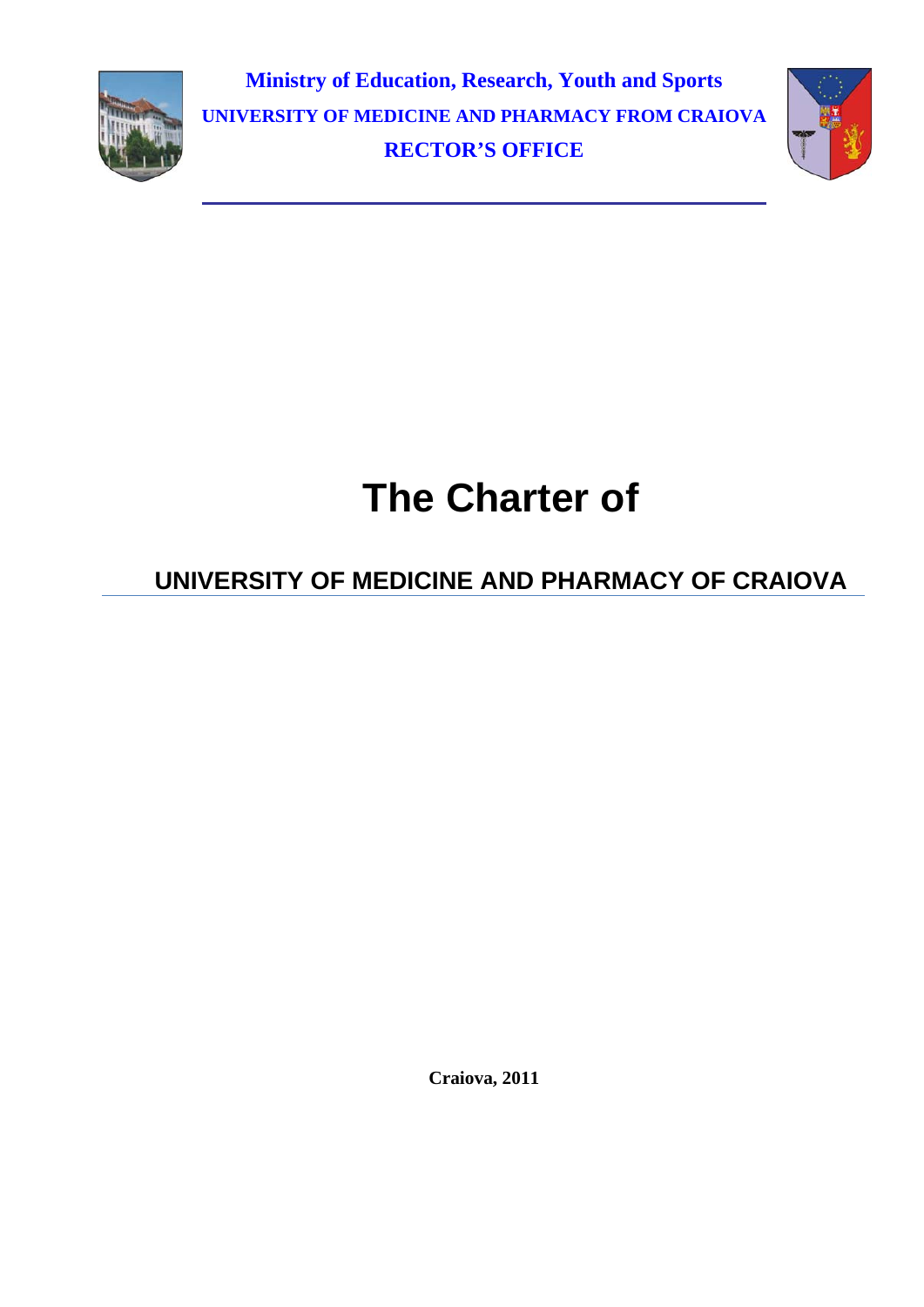**Ministry of Education, Research, Youth and Sports**

**UNIVERSITY OF MEDICINE AND PHARMACY FROM CRAIOVA**

**RECTOR'S OFFICE**

# The Charter of

## UNIVERSITY OF MEDICINE AND PHARMACY OF CRAIOVA

**Craiova, 2011**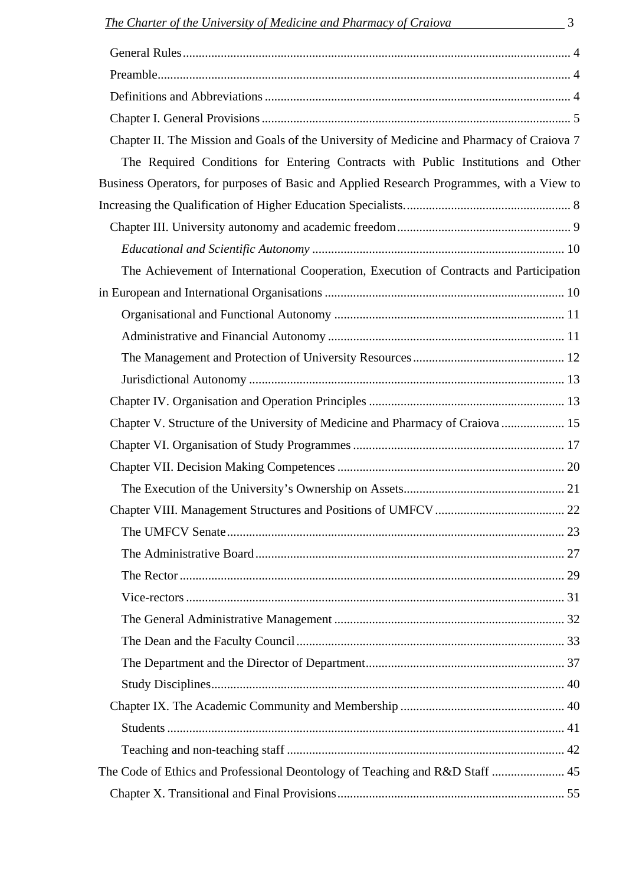General Rules ........................................................................................................... 4

Preamble .................................................................................................................. 4

Definitions and Abbreviations ................................................................................. 4

Chapter I. General Provisions .................................................................................. 5

Chapter II. The Mission and Goals of the University of Medicine and Pharmacy of Craiova 7

The Required Conditions for Entering Contracts with Public Institutions and Other Business Operators, for purposes of Basic and Applied Research Programmes, with a View to Increasing the Qualification of Higher Education Specialists. .................................................... 8

Chapter III. University autonomy and academic freedom ....................................................... 9

*Educational and Scientific Autonomy* ................................................................ 10

The Achievement of International Cooperation, Execution of Contracts and Participation in European and International Organisations ............................................................................ 10

Organisational and Functional Autonomy .......................................................... 11

Administrative and Financial Autonomy ............................................................ 11

The Management and Protection of University Resources ................................................ 12

Jurisdictional Autonomy ..................................................................................... 13

Chapter IV. Organisation and Operation Principles .............................................................. 13

Chapter V. Structure of the University of Medicine and Pharmacy of Craiova .................... 15

Chapter VI. Organisation of Study Programmes ................................................................... 17

Chapter VII. Decision Making Competences ........................................................................ 20

The Execution of the University's Ownership on Assets .................................................... 21

Chapter VIII. Management Structures and Positions of UMFCV ......................................... 22

The UMFCV Senate ........................................................................................................... 23

The Administrative Board .................................................................................................. 27

The Rector .......................................................................................................................... 29

Vice-rectors ........................................................................................................................ 31

The General Administrative Management ......................................................................... 32

The Dean and the Faculty Council ..................................................................................... 33

The Department and the Director of Department ............................................................... 37

Study Disciplines ................................................................................................................ 40

Chapter IX. The Academic Community and Membership .................................................... 40

Students .............................................................................................................................. 41

Teaching and non-teaching staff ......................................................................................... 42

The Code of Ethics and Professional Deontology of Teaching and R&D Staff ....................... 45

Chapter X. Transitional and Final Provisions ........................................................................ 55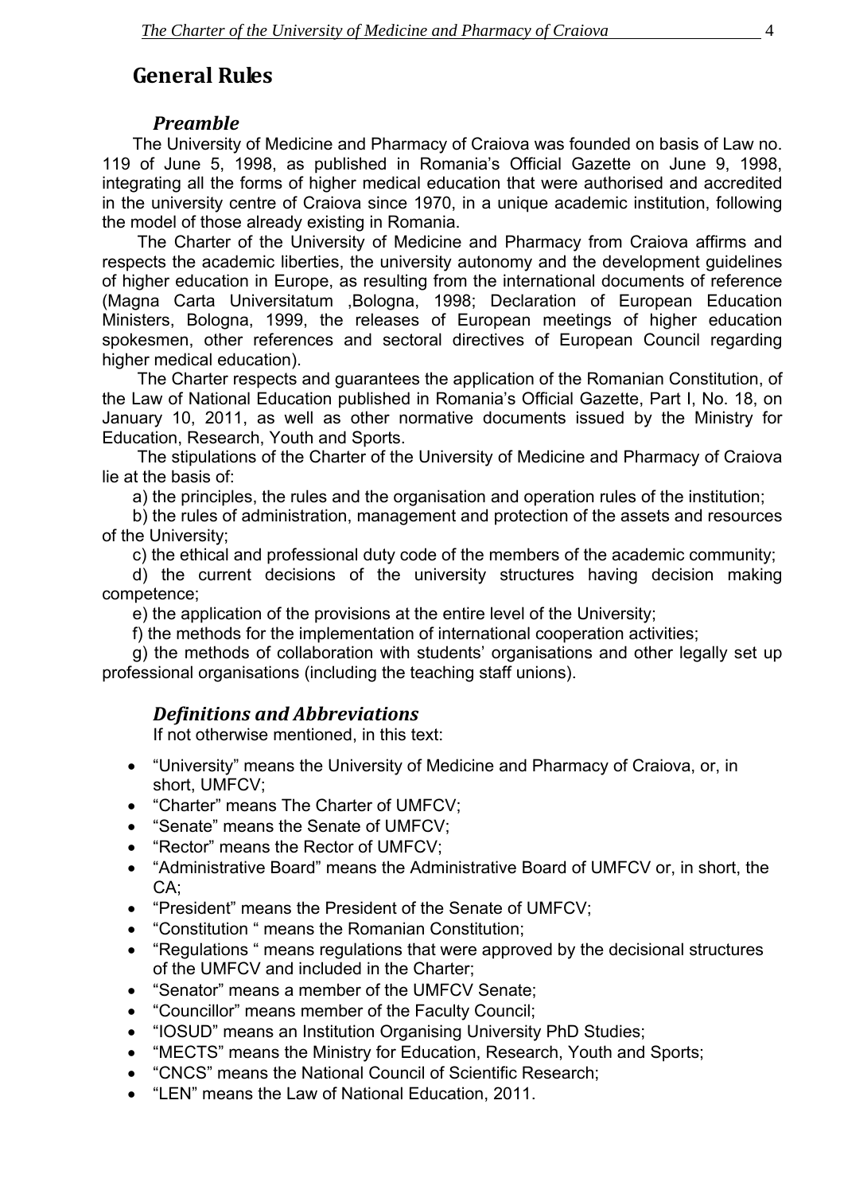# General Rules

## *Preamble*

The University of Medicine and Pharmacy of Craiova was founded on basis of Law no. 119 of June 5, 1998, as published in Romania's Official Gazette on June 9, 1998, integrating all the forms of higher medical education that were authorised and accredited in the university centre of Craiova since 1970, in a unique academic institution, following the model of those already existing in Romania.

The Charter of the University of Medicine and Pharmacy from Craiova affirms and respects the academic liberties, the university autonomy and the development guidelines of higher education in Europe, as resulting from the international documents of reference (Magna Carta Universitatum ,Bologna, 1998; Declaration of European Education Ministers, Bologna, 1999, the releases of European meetings of higher education spokesmen, other references and sectoral directives of European Council regarding higher medical education).

The Charter respects and guarantees the application of the Romanian Constitution, of the Law of National Education published in Romania's Official Gazette, Part I, No. 18, on January 10, 2011, as well as other normative documents issued by the Ministry for Education, Research, Youth and Sports.

The stipulations of the Charter of the University of Medicine and Pharmacy of Craiova lie at the basis of:

a) the principles, the rules and the organisation and operation rules of the institution;

b) the rules of administration, management and protection of the assets and resources of the University;

c) the ethical and professional duty code of the members of the academic community;

d) the current decisions of the university structures having decision making competence;

e) the application of the provisions at the entire level of the University;

f) the methods for the implementation of international cooperation activities;

g) the methods of collaboration with students' organisations and other legally set up professional organisations (including the teaching staff unions).

## *Definitions and Abbreviations*

If not otherwise mentioned, in this text:

- "University" means the University of Medicine and Pharmacy of Craiova, or, in short, UMFCV;
- "Charter" means The Charter of UMFCV;
- "Senate" means the Senate of UMFCV;
- "Rector" means the Rector of UMFCV;
- "Administrative Board" means the Administrative Board of UMFCV or, in short, the CA;
- "President" means the President of the Senate of UMFCV;
- "Constitution " means the Romanian Constitution;
- "Regulations " means regulations that were approved by the decisional structures of the UMFCV and included in the Charter;
- "Senator" means a member of the UMFCV Senate;
- "Councillor" means member of the Faculty Council;
- "IOSUD" means an Institution Organising University PhD Studies;
- "MECTS" means the Ministry for Education, Research, Youth and Sports;
- "CNCS" means the National Council of Scientific Research;
- "LEN" means the Law of National Education, 2011.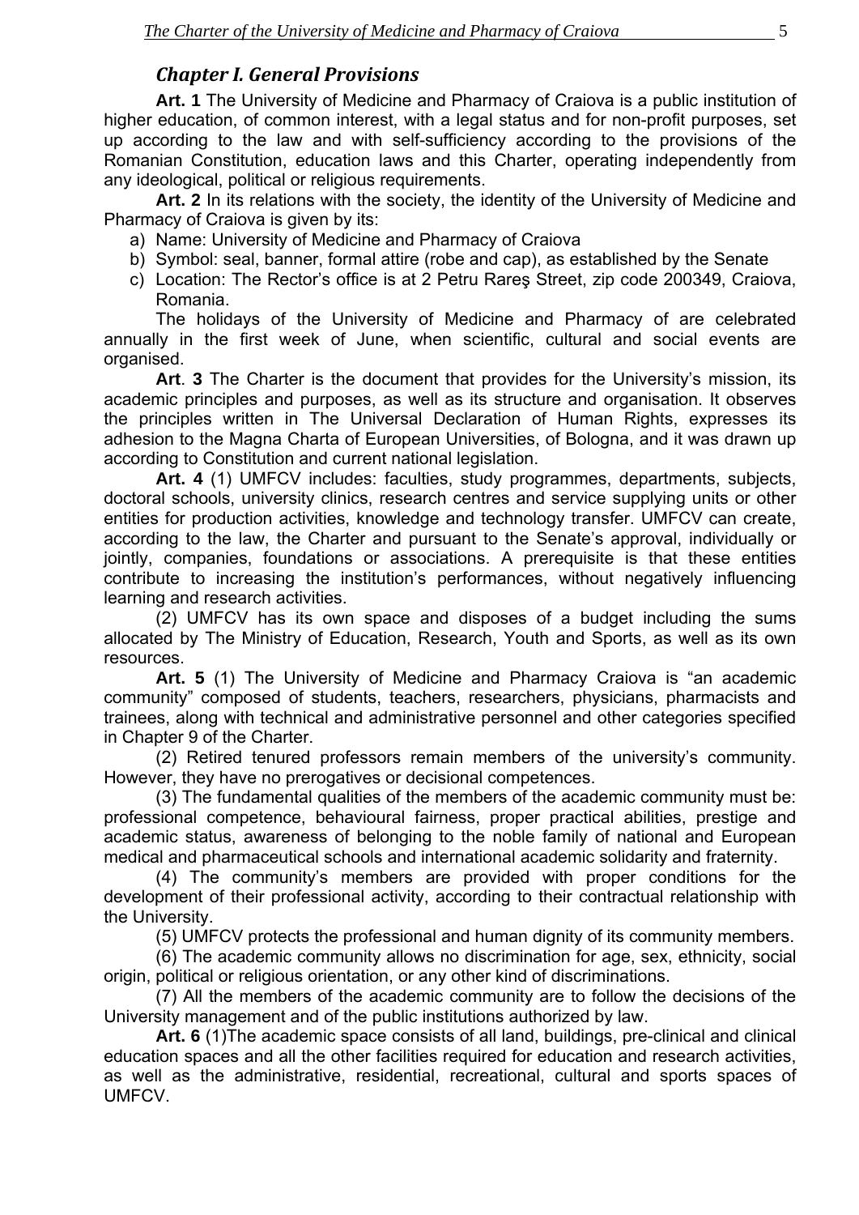## *Chapter I. General Provisions*

**Art. 1** The University of Medicine and Pharmacy of Craiova is a public institution of higher education, of common interest, with a legal status and for non-profit purposes, set up according to the law and with self-sufficiency according to the provisions of the Romanian Constitution, education laws and this Charter, operating independently from any ideological, political or religious requirements.

**Art. 2** In its relations with the society, the identity of the University of Medicine and Pharmacy of Craiova is given by its:

a) Name: University of Medicine and Pharmacy of Craiova
b) Symbol: seal, banner, formal attire (robe and cap), as established by the Senate
c) Location: The Rector's office is at 2 Petru Rareş Street, zip code 200349, Craiova, Romania.

The holidays of the University of Medicine and Pharmacy of are celebrated annually in the first week of June, when scientific, cultural and social events are organised.

**Art**. **3** The Charter is the document that provides for the University's mission, its academic principles and purposes, as well as its structure and organisation. It observes the principles written in The Universal Declaration of Human Rights, expresses its adhesion to the Magna Charta of European Universities, of Bologna, and it was drawn up according to Constitution and current national legislation.

**Art. 4** (1) UMFCV includes: faculties, study programmes, departments, subjects, doctoral schools, university clinics, research centres and service supplying units or other entities for production activities, knowledge and technology transfer. UMFCV can create, according to the law, the Charter and pursuant to the Senate's approval, individually or jointly, companies, foundations or associations. A prerequisite is that these entities contribute to increasing the institution's performances, without negatively influencing learning and research activities.

(2) UMFCV has its own space and disposes of a budget including the sums allocated by The Ministry of Education, Research, Youth and Sports, as well as its own resources.

**Art. 5** (1) The University of Medicine and Pharmacy Craiova is "an academic community" composed of students, teachers, researchers, physicians, pharmacists and trainees, along with technical and administrative personnel and other categories specified in Chapter 9 of the Charter.

(2) Retired tenured professors remain members of the university's community. However, they have no prerogatives or decisional competences.

(3) The fundamental qualities of the members of the academic community must be: professional competence, behavioural fairness, proper practical abilities, prestige and academic status, awareness of belonging to the noble family of national and European medical and pharmaceutical schools and international academic solidarity and fraternity.

(4) The community's members are provided with proper conditions for the development of their professional activity, according to their contractual relationship with the University.

(5) UMFCV protects the professional and human dignity of its community members.

(6) The academic community allows no discrimination for age, sex, ethnicity, social origin, political or religious orientation, or any other kind of discriminations.

(7) All the members of the academic community are to follow the decisions of the University management and of the public institutions authorized by law.

**Art. 6** (1)The academic space consists of all land, buildings, pre-clinical and clinical education spaces and all the other facilities required for education and research activities, as well as the administrative, residential, recreational, cultural and sports spaces of UMFCV.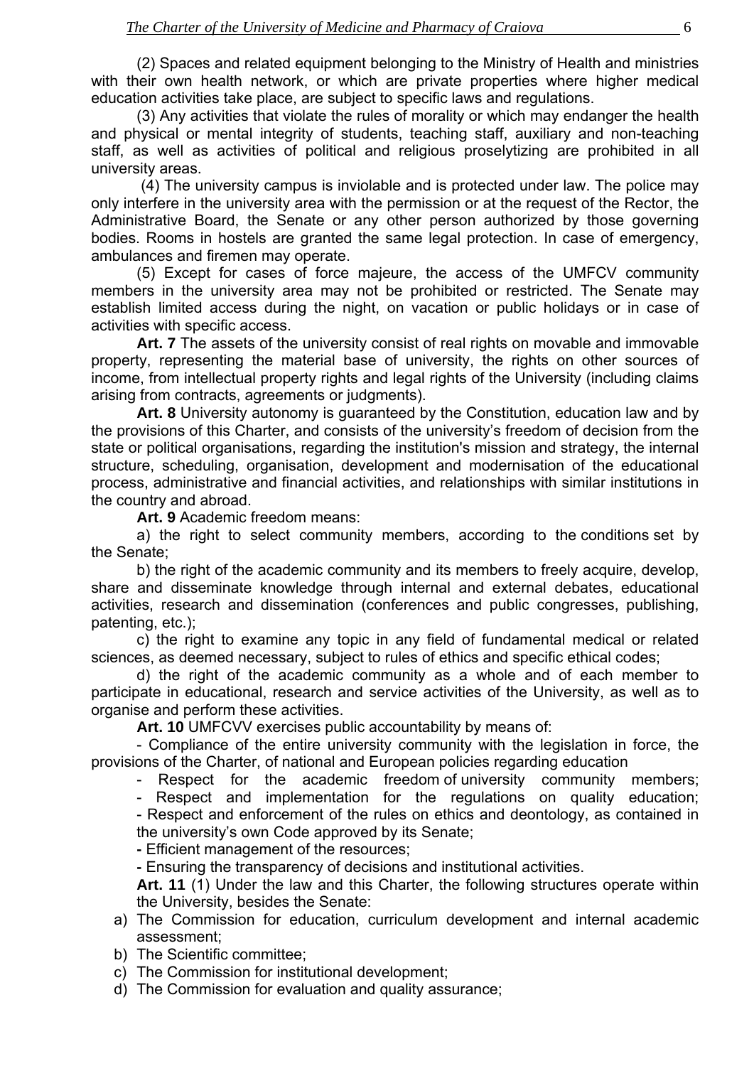(2) Spaces and related equipment belonging to the Ministry of Health and ministries with their own health network, or which are private properties where higher medical education activities take place, are subject to specific laws and regulations.

(3) Any activities that violate the rules of morality or which may endanger the health and physical or mental integrity of students, teaching staff, auxiliary and non-teaching staff, as well as activities of political and religious proselytizing are prohibited in all university areas.

(4) The university campus is inviolable and is protected under law. The police may only interfere in the university area with the permission or at the request of the Rector, the Administrative Board, the Senate or any other person authorized by those governing bodies. Rooms in hostels are granted the same legal protection. In case of emergency, ambulances and firemen may operate.

(5) Except for cases of force majeure, the access of the UMFCV community members in the university area may not be prohibited or restricted. The Senate may establish limited access during the night, on vacation or public holidays or in case of activities with specific access.

**Art. 7** The assets of the university consist of real rights on movable and immovable property, representing the material base of university, the rights on other sources of income, from intellectual property rights and legal rights of the University (including claims arising from contracts, agreements or judgments).

**Art. 8** University autonomy is guaranteed by the Constitution, education law and by the provisions of this Charter, and consists of the university's freedom of decision from the state or political organisations, regarding the institution's mission and strategy, the internal structure, scheduling, organisation, development and modernisation of the educational process, administrative and financial activities, and relationships with similar institutions in the country and abroad.

**Art. 9** Academic freedom means:

a) the right to select community members, according to the conditions set by the Senate;

b) the right of the academic community and its members to freely acquire, develop, share and disseminate knowledge through internal and external debates, educational activities, research and dissemination (conferences and public congresses, publishing, patenting, etc.);

c) the right to examine any topic in any field of fundamental medical or related sciences, as deemed necessary, subject to rules of ethics and specific ethical codes;

d) the right of the academic community as a whole and of each member to participate in educational, research and service activities of the University, as well as to organise and perform these activities.

**Art. 10** UMFCVV exercises public accountability by means of:

- Compliance of the entire university community with the legislation in force, the provisions of the Charter, of national and European policies regarding education
- Respect for the academic freedom of university community members;
- Respect and implementation for the regulations on quality education;
- Respect and enforcement of the rules on ethics and deontology, as contained in the university's own Code approved by its Senate;
- Efficient management of the resources;
- Ensuring the transparency of decisions and institutional activities.

**Art. 11** (1) Under the law and this Charter, the following structures operate within the University, besides the Senate:

a) The Commission for education, curriculum development and internal academic assessment;
b) The Scientific committee;
c) The Commission for institutional development;
d) The Commission for evaluation and quality assurance;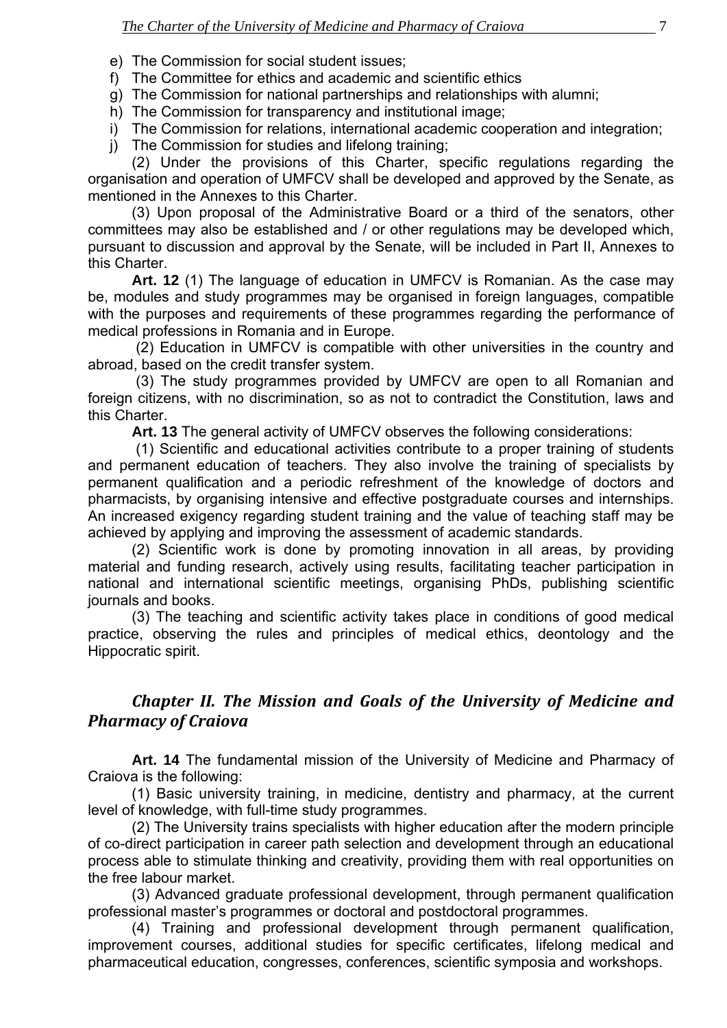e) The Commission for social student issues;
f) The Committee for ethics and academic and scientific ethics
g) The Commission for national partnerships and relationships with alumni;
h) The Commission for transparency and institutional image;
i) The Commission for relations, international academic cooperation and integration;
j) The Commission for studies and lifelong training;

(2) Under the provisions of this Charter, specific regulations regarding the organisation and operation of UMFCV shall be developed and approved by the Senate, as mentioned in the Annexes to this Charter.

(3) Upon proposal of the Administrative Board or a third of the senators, other committees may also be established and / or other regulations may be developed which, pursuant to discussion and approval by the Senate, will be included in Part II, Annexes to this Charter.

**Art. 12** (1) The language of education in UMFCV is Romanian. As the case may be, modules and study programmes may be organised in foreign languages, compatible with the purposes and requirements of these programmes regarding the performance of medical professions in Romania and in Europe.

(2) Education in UMFCV is compatible with other universities in the country and abroad, based on the credit transfer system.

(3) The study programmes provided by UMFCV are open to all Romanian and foreign citizens, with no discrimination, so as not to contradict the Constitution, laws and this Charter.

**Art. 13** The general activity of UMFCV observes the following considerations:

(1) Scientific and educational activities contribute to a proper training of students and permanent education of teachers. They also involve the training of specialists by permanent qualification and a periodic refreshment of the knowledge of doctors and pharmacists, by organising intensive and effective postgraduate courses and internships. An increased exigency regarding student training and the value of teaching staff may be achieved by applying and improving the assessment of academic standards.

(2) Scientific work is done by promoting innovation in all areas, by providing material and funding research, actively using results, facilitating teacher participation in national and international scientific meetings, organising PhDs, publishing scientific journals and books.

(3) The teaching and scientific activity takes place in conditions of good medical practice, observing the rules and principles of medical ethics, deontology and the Hippocratic spirit.

## *Chapter II. The Mission and Goals of the University of Medicine and Pharmacy of Craiova*

**Art. 14** The fundamental mission of the University of Medicine and Pharmacy of Craiova is the following:

(1) Basic university training, in medicine, dentistry and pharmacy, at the current level of knowledge, with full-time study programmes.

(2) The University trains specialists with higher education after the modern principle of co-direct participation in career path selection and development through an educational process able to stimulate thinking and creativity, providing them with real opportunities on the free labour market.

(3) Advanced graduate professional development, through permanent qualification professional master's programmes or doctoral and postdoctoral programmes.

(4) Training and professional development through permanent qualification, improvement courses, additional studies for specific certificates, lifelong medical and pharmaceutical education, congresses, conferences, scientific symposia and workshops.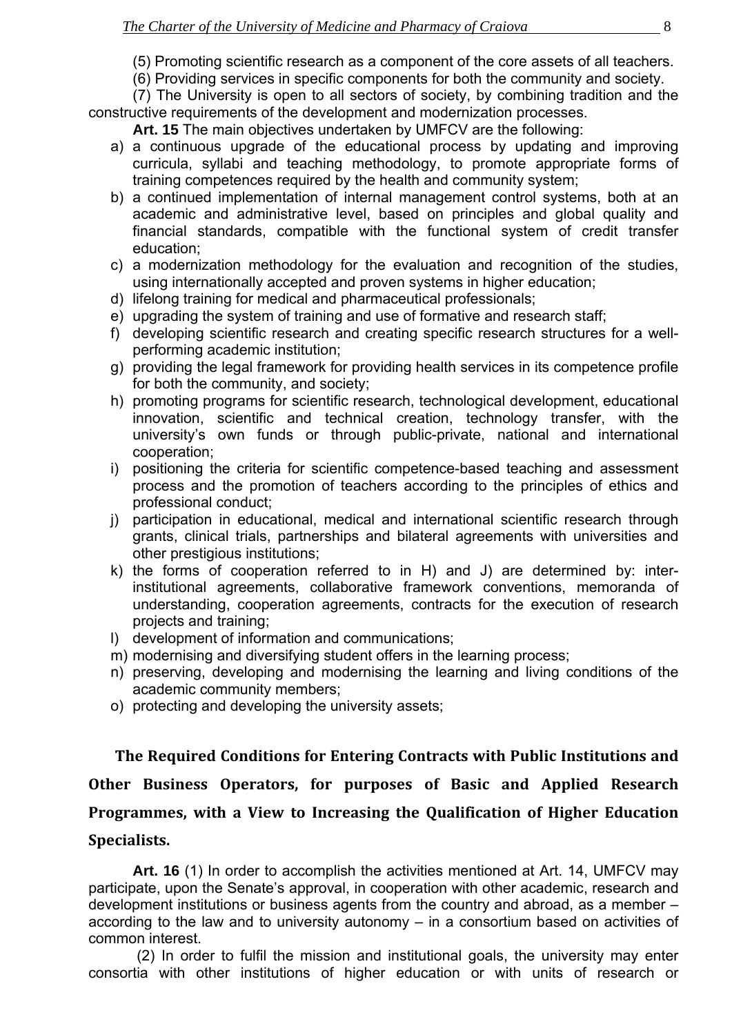(5) Promoting scientific research as a component of the core assets of all teachers.

(6) Providing services in specific components for both the community and society.

(7) The University is open to all sectors of society, by combining tradition and the constructive requirements of the development and modernization processes.

**Art. 15** The main objectives undertaken by UMFCV are the following:

a) a continuous upgrade of the educational process by updating and improving curricula, syllabi and teaching methodology, to promote appropriate forms of training competences required by the health and community system;
b) a continued implementation of internal management control systems, both at an academic and administrative level, based on principles and global quality and financial standards, compatible with the functional system of credit transfer education;
c) a modernization methodology for the evaluation and recognition of the studies, using internationally accepted and proven systems in higher education;
d) lifelong training for medical and pharmaceutical professionals;
e) upgrading the system of training and use of formative and research staff;
f) developing scientific research and creating specific research structures for a well-performing academic institution;
g) providing the legal framework for providing health services in its competence profile for both the community, and society;
h) promoting programs for scientific research, technological development, educational innovation, scientific and technical creation, technology transfer, with the university's own funds or through public-private, national and international cooperation;
i) positioning the criteria for scientific competence-based teaching and assessment process and the promotion of teachers according to the principles of ethics and professional conduct;
j) participation in educational, medical and international scientific research through grants, clinical trials, partnerships and bilateral agreements with universities and other prestigious institutions;
k) the forms of cooperation referred to in H) and J) are determined by: inter-institutional agreements, collaborative framework conventions, memoranda of understanding, cooperation agreements, contracts for the execution of research projects and training;
l) development of information and communications;
m) modernising and diversifying student offers in the learning process;
n) preserving, developing and modernising the learning and living conditions of the academic community members;
o) protecting and developing the university assets;

## The Required Conditions for Entering Contracts with Public Institutions and Other Business Operators, for purposes of Basic and Applied Research Programmes, with a View to Increasing the Qualification of Higher Education Specialists.

**Art. 16** (1) In order to accomplish the activities mentioned at Art. 14, UMFCV may participate, upon the Senate's approval, in cooperation with other academic, research and development institutions or business agents from the country and abroad, as a member – according to the law and to university autonomy – in a consortium based on activities of common interest.

(2) In order to fulfil the mission and institutional goals, the university may enter consortia with other institutions of higher education or with units of research or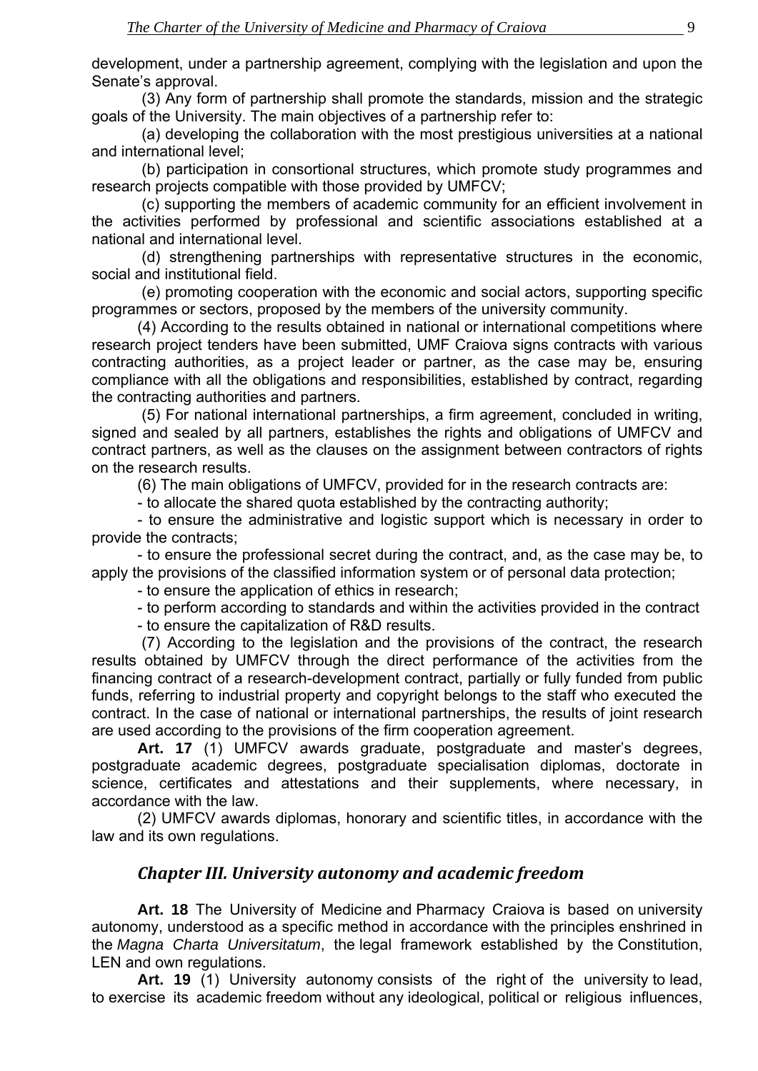development, under a partnership agreement, complying with the legislation and upon the Senate's approval.

(3) Any form of partnership shall promote the standards, mission and the strategic goals of the University. The main objectives of a partnership refer to:

(a) developing the collaboration with the most prestigious universities at a national and international level;

(b) participation in consortional structures, which promote study programmes and research projects compatible with those provided by UMFCV;

(c) supporting the members of academic community for an efficient involvement in the activities performed by professional and scientific associations established at a national and international level.

(d) strengthening partnerships with representative structures in the economic, social and institutional field.

(e) promoting cooperation with the economic and social actors, supporting specific programmes or sectors, proposed by the members of the university community.

(4) According to the results obtained in national or international competitions where research project tenders have been submitted, UMF Craiova signs contracts with various contracting authorities, as a project leader or partner, as the case may be, ensuring compliance with all the obligations and responsibilities, established by contract, regarding the contracting authorities and partners.

(5) For national international partnerships, a firm agreement, concluded in writing, signed and sealed by all partners, establishes the rights and obligations of UMFCV and contract partners, as well as the clauses on the assignment between contractors of rights on the research results.

(6) The main obligations of UMFCV, provided for in the research contracts are:

- to allocate the shared quota established by the contracting authority;
- to ensure the administrative and logistic support which is necessary in order to provide the contracts;
- to ensure the professional secret during the contract, and, as the case may be, to apply the provisions of the classified information system or of personal data protection;
- to ensure the application of ethics in research;
- to perform according to standards and within the activities provided in the contract
- to ensure the capitalization of R&D results.

(7) According to the legislation and the provisions of the contract, the research results obtained by UMFCV through the direct performance of the activities from the financing contract of a research-development contract, partially or fully funded from public funds, referring to industrial property and copyright belongs to the staff who executed the contract. In the case of national or international partnerships, the results of joint research are used according to the provisions of the firm cooperation agreement.

**Art. 17** (1) UMFCV awards graduate, postgraduate and master's degrees, postgraduate academic degrees, postgraduate specialisation diplomas, doctorate in science, certificates and attestations and their supplements, where necessary, in accordance with the law.

(2) UMFCV awards diplomas, honorary and scientific titles, in accordance with the law and its own regulations.

## *Chapter III. University autonomy and academic freedom*

**Art. 18** The University of Medicine and Pharmacy Craiova is based on university autonomy, understood as a specific method in accordance with the principles enshrined in the *Magna Charta Universitatum*, the legal framework established by the Constitution, LEN and own regulations.

**Art. 19** (1) University autonomy consists of the right of the university to lead, to exercise its academic freedom without any ideological, political or religious influences,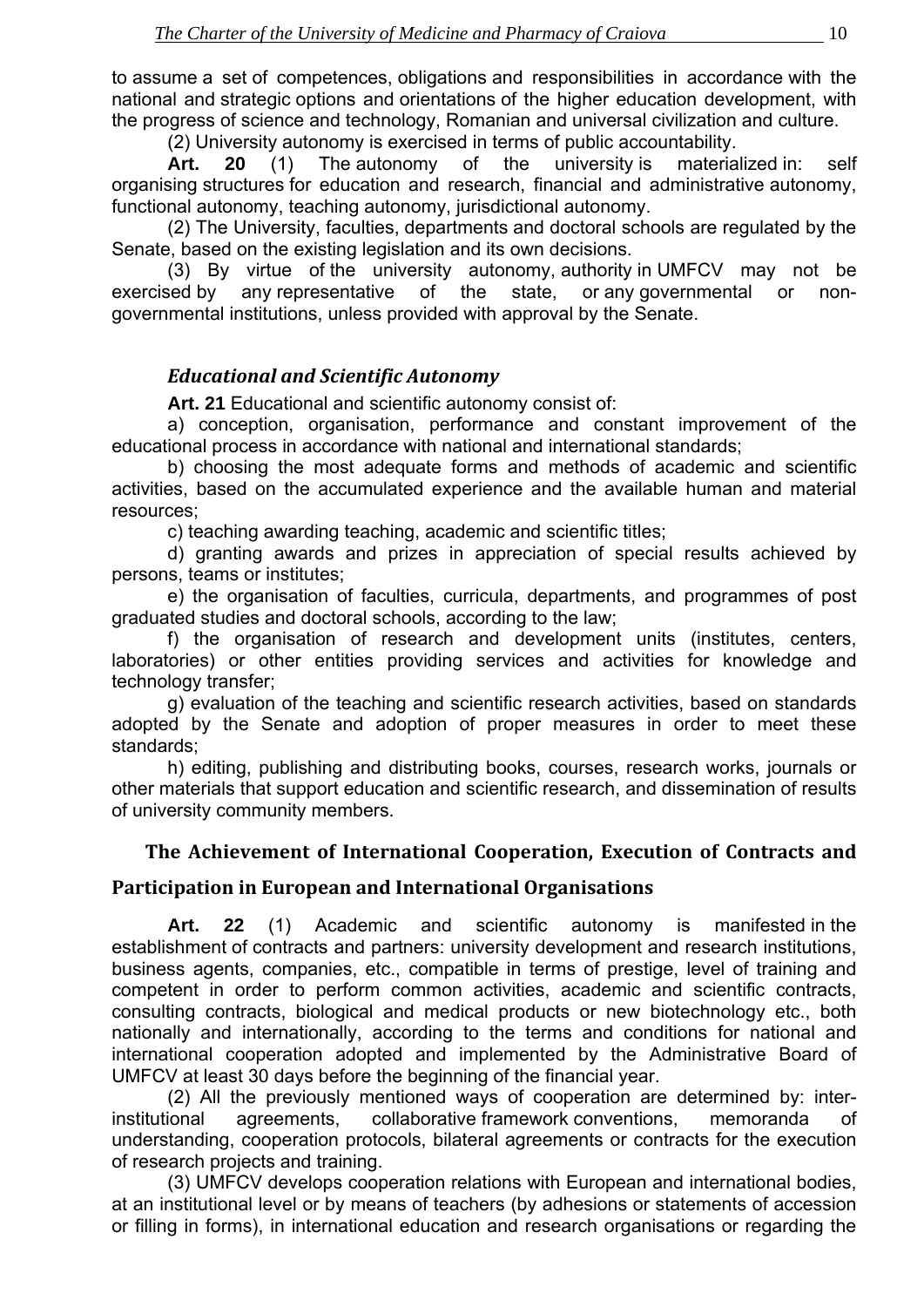to assume a set of competences, obligations and responsibilities in accordance with the national and strategic options and orientations of the higher education development, with the progress of science and technology, Romanian and universal civilization and culture.

(2) University autonomy is exercised in terms of public accountability.

**Art. 20** (1) The autonomy of the university is materialized in: self organising structures for education and research, financial and administrative autonomy, functional autonomy, teaching autonomy, jurisdictional autonomy.

(2) The University, faculties, departments and doctoral schools are regulated by the Senate, based on the existing legislation and its own decisions.

(3) By virtue of the university autonomy, authority in UMFCV may not be exercised by any representative of the state, or any governmental or non-governmental institutions, unless provided with approval by the Senate.

### *Educational and Scientific Autonomy*

**Art. 21** Educational and scientific autonomy consist of:

a) conception, organisation, performance and constant improvement of the educational process in accordance with national and international standards;

b) choosing the most adequate forms and methods of academic and scientific activities, based on the accumulated experience and the available human and material resources;

c) teaching awarding teaching, academic and scientific titles;

d) granting awards and prizes in appreciation of special results achieved by persons, teams or institutes;

e) the organisation of faculties, curricula, departments, and programmes of post graduated studies and doctoral schools, according to the law;

f) the organisation of research and development units (institutes, centers, laboratories) or other entities providing services and activities for knowledge and technology transfer;

g) evaluation of the teaching and scientific research activities, based on standards adopted by the Senate and adoption of proper measures in order to meet these standards;

h) editing, publishing and distributing books, courses, research works, journals or other materials that support education and scientific research, and dissemination of results of university community members.

### The Achievement of International Cooperation, Execution of Contracts and Participation in European and International Organisations

**Art. 22** (1) Academic and scientific autonomy is manifested in the establishment of contracts and partners: university development and research institutions, business agents, companies, etc., compatible in terms of prestige, level of training and competent in order to perform common activities, academic and scientific contracts, consulting contracts, biological and medical products or new biotechnology etc., both nationally and internationally, according to the terms and conditions for national and international cooperation adopted and implemented by the Administrative Board of UMFCV at least 30 days before the beginning of the financial year.

(2) All the previously mentioned ways of cooperation are determined by: inter-institutional agreements, collaborative framework conventions, memoranda of understanding, cooperation protocols, bilateral agreements or contracts for the execution of research projects and training.

(3) UMFCV develops cooperation relations with European and international bodies, at an institutional level or by means of teachers (by adhesions or statements of accession or filling in forms), in international education and research organisations or regarding the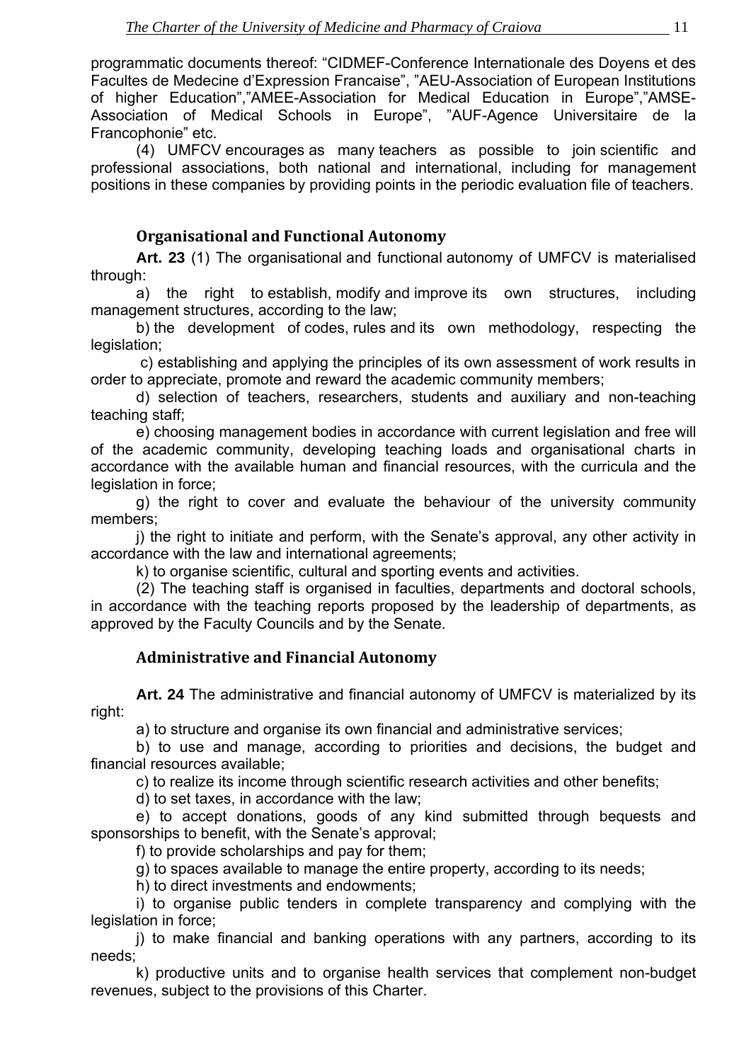programmatic documents thereof: "CIDMEF-Conference Internationale des Doyens et des Facultes de Medecine d'Expression Francaise", "AEU-Association of European Institutions of higher Education","AMEE-Association for Medical Education in Europe","AMSE-Association of Medical Schools in Europe", "AUF-Agence Universitaire de la Francophonie" etc.

(4) UMFCV encourages as many teachers as possible to join scientific and professional associations, both national and international, including for management positions in these companies by providing points in the periodic evaluation file of teachers.

## Organisational and Functional Autonomy

**Art. 23** (1) The organisational and functional autonomy of UMFCV is materialised through:

a) the right to establish, modify and improve its own structures, including management structures, according to the law;

b) the development of codes, rules and its own methodology, respecting the legislation;

c) establishing and applying the principles of its own assessment of work results in order to appreciate, promote and reward the academic community members;

d) selection of teachers, researchers, students and auxiliary and non-teaching teaching staff;

e) choosing management bodies in accordance with current legislation and free will of the academic community, developing teaching loads and organisational charts in accordance with the available human and financial resources, with the curricula and the legislation in force;

g) the right to cover and evaluate the behaviour of the university community members;

j) the right to initiate and perform, with the Senate's approval, any other activity in accordance with the law and international agreements;

k) to organise scientific, cultural and sporting events and activities.

(2) The teaching staff is organised in faculties, departments and doctoral schools, in accordance with the teaching reports proposed by the leadership of departments, as approved by the Faculty Councils and by the Senate.

## Administrative and Financial Autonomy

**Art. 24** The administrative and financial autonomy of UMFCV is materialized by its right:

a) to structure and organise its own financial and administrative services;

b) to use and manage, according to priorities and decisions, the budget and financial resources available;

c) to realize its income through scientific research activities and other benefits;

d) to set taxes, in accordance with the law;

e) to accept donations, goods of any kind submitted through bequests and sponsorships to benefit, with the Senate's approval;

f) to provide scholarships and pay for them;

g) to spaces available to manage the entire property, according to its needs;

h) to direct investments and endowments;

i) to organise public tenders in complete transparency and complying with the legislation in force;

j) to make financial and banking operations with any partners, according to its needs;

k) productive units and to organise health services that complement non-budget revenues, subject to the provisions of this Charter.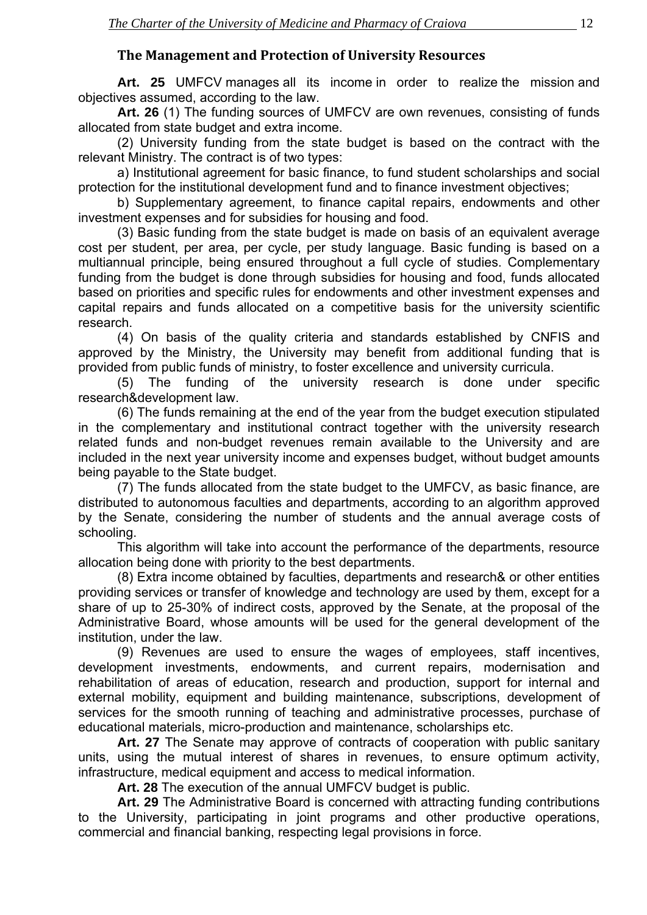## The Management and Protection of University Resources

**Art. 25** UMFCV manages all its income in order to realize the mission and objectives assumed, according to the law.

**Art. 26** (1) The funding sources of UMFCV are own revenues, consisting of funds allocated from state budget and extra income.

(2) University funding from the state budget is based on the contract with the relevant Ministry. The contract is of two types:

a) Institutional agreement for basic finance, to fund student scholarships and social protection for the institutional development fund and to finance investment objectives;

b) Supplementary agreement, to finance capital repairs, endowments and other investment expenses and for subsidies for housing and food.

(3) Basic funding from the state budget is made on basis of an equivalent average cost per student, per area, per cycle, per study language. Basic funding is based on a multiannual principle, being ensured throughout a full cycle of studies. Complementary funding from the budget is done through subsidies for housing and food, funds allocated based on priorities and specific rules for endowments and other investment expenses and capital repairs and funds allocated on a competitive basis for the university scientific research.

(4) On basis of the quality criteria and standards established by CNFIS and approved by the Ministry, the University may benefit from additional funding that is provided from public funds of ministry, to foster excellence and university curricula.

(5) The funding of the university research is done under specific research&development law.

(6) The funds remaining at the end of the year from the budget execution stipulated in the complementary and institutional contract together with the university research related funds and non-budget revenues remain available to the University and are included in the next year university income and expenses budget, without budget amounts being payable to the State budget.

(7) The funds allocated from the state budget to the UMFCV, as basic finance, are distributed to autonomous faculties and departments, according to an algorithm approved by the Senate, considering the number of students and the annual average costs of schooling.

This algorithm will take into account the performance of the departments, resource allocation being done with priority to the best departments.

(8) Extra income obtained by faculties, departments and research& or other entities providing services or transfer of knowledge and technology are used by them, except for a share of up to 25-30% of indirect costs, approved by the Senate, at the proposal of the Administrative Board, whose amounts will be used for the general development of the institution, under the law.

(9) Revenues are used to ensure the wages of employees, staff incentives, development investments, endowments, and current repairs, modernisation and rehabilitation of areas of education, research and production, support for internal and external mobility, equipment and building maintenance, subscriptions, development of services for the smooth running of teaching and administrative processes, purchase of educational materials, micro-production and maintenance, scholarships etc.

**Art. 27** The Senate may approve of contracts of cooperation with public sanitary units, using the mutual interest of shares in revenues, to ensure optimum activity, infrastructure, medical equipment and access to medical information.

**Art. 28** The execution of the annual UMFCV budget is public.

**Art. 29** The Administrative Board is concerned with attracting funding contributions to the University, participating in joint programs and other productive operations, commercial and financial banking, respecting legal provisions in force.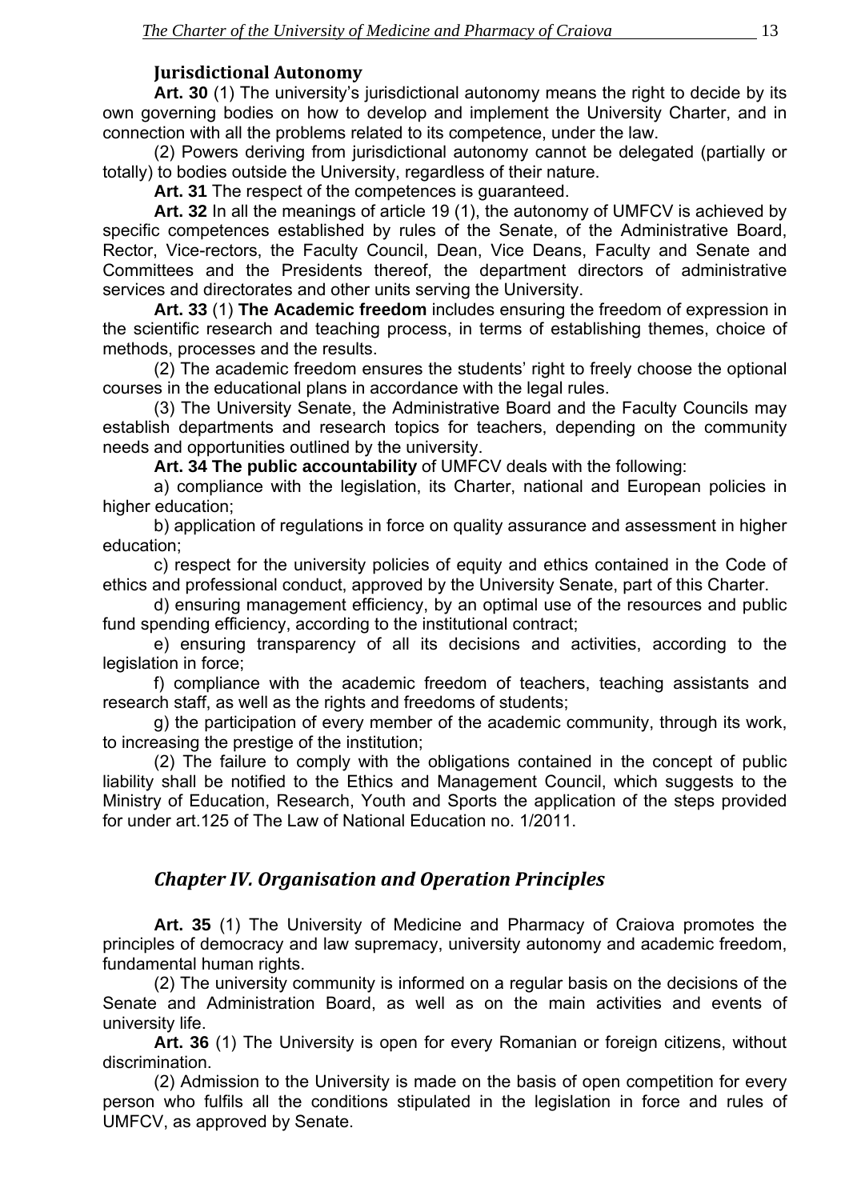### Jurisdictional Autonomy

**Art. 30** (1) The university's jurisdictional autonomy means the right to decide by its own governing bodies on how to develop and implement the University Charter, and in connection with all the problems related to its competence, under the law.

(2) Powers deriving from jurisdictional autonomy cannot be delegated (partially or totally) to bodies outside the University, regardless of their nature.

**Art. 31** The respect of the competences is guaranteed.

**Art. 32** In all the meanings of article 19 (1), the autonomy of UMFCV is achieved by specific competences established by rules of the Senate, of the Administrative Board, Rector, Vice-rectors, the Faculty Council, Dean, Vice Deans, Faculty and Senate and Committees and the Presidents thereof, the department directors of administrative services and directorates and other units serving the University.

**Art. 33** (1) **The Academic freedom** includes ensuring the freedom of expression in the scientific research and teaching process, in terms of establishing themes, choice of methods, processes and the results.

(2) The academic freedom ensures the students' right to freely choose the optional courses in the educational plans in accordance with the legal rules.

(3) The University Senate, the Administrative Board and the Faculty Councils may establish departments and research topics for teachers, depending on the community needs and opportunities outlined by the university.

**Art. 34 The public accountability** of UMFCV deals with the following:

a) compliance with the legislation, its Charter, national and European policies in higher education;

b) application of regulations in force on quality assurance and assessment in higher education;

c) respect for the university policies of equity and ethics contained in the Code of ethics and professional conduct, approved by the University Senate, part of this Charter.

d) ensuring management efficiency, by an optimal use of the resources and public fund spending efficiency, according to the institutional contract;

e) ensuring transparency of all its decisions and activities, according to the legislation in force;

f) compliance with the academic freedom of teachers, teaching assistants and research staff, as well as the rights and freedoms of students;

g) the participation of every member of the academic community, through its work, to increasing the prestige of the institution;

(2) The failure to comply with the obligations contained in the concept of public liability shall be notified to the Ethics and Management Council, which suggests to the Ministry of Education, Research, Youth and Sports the application of the steps provided for under art.125 of The Law of National Education no. 1/2011.

## *Chapter IV. Organisation and Operation Principles*

**Art. 35** (1) The University of Medicine and Pharmacy of Craiova promotes the principles of democracy and law supremacy, university autonomy and academic freedom, fundamental human rights.

(2) The university community is informed on a regular basis on the decisions of the Senate and Administration Board, as well as on the main activities and events of university life.

**Art. 36** (1) The University is open for every Romanian or foreign citizens, without discrimination.

(2) Admission to the University is made on the basis of open competition for every person who fulfils all the conditions stipulated in the legislation in force and rules of UMFCV, as approved by Senate.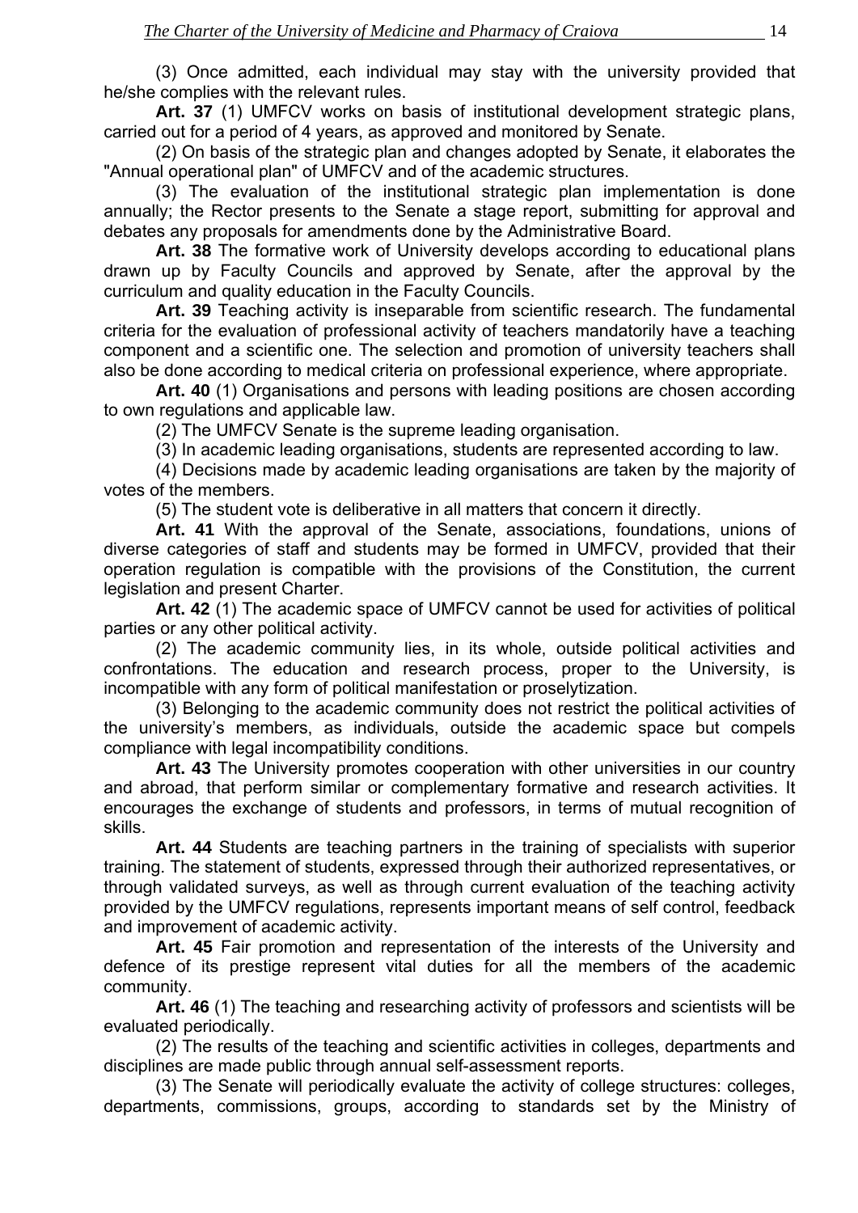(3) Once admitted, each individual may stay with the university provided that he/she complies with the relevant rules.

**Art. 37** (1) UMFCV works on basis of institutional development strategic plans, carried out for a period of 4 years, as approved and monitored by Senate.

(2) On basis of the strategic plan and changes adopted by Senate, it elaborates the "Annual operational plan" of UMFCV and of the academic structures.

(3) The evaluation of the institutional strategic plan implementation is done annually; the Rector presents to the Senate a stage report, submitting for approval and debates any proposals for amendments done by the Administrative Board.

**Art. 38** The formative work of University develops according to educational plans drawn up by Faculty Councils and approved by Senate, after the approval by the curriculum and quality education in the Faculty Councils.

**Art. 39** Teaching activity is inseparable from scientific research. The fundamental criteria for the evaluation of professional activity of teachers mandatorily have a teaching component and a scientific one. The selection and promotion of university teachers shall also be done according to medical criteria on professional experience, where appropriate.

**Art. 40** (1) Organisations and persons with leading positions are chosen according to own regulations and applicable law.

(2) The UMFCV Senate is the supreme leading organisation.

(3) In academic leading organisations, students are represented according to law.

(4) Decisions made by academic leading organisations are taken by the majority of votes of the members.

(5) The student vote is deliberative in all matters that concern it directly.

**Art. 41** With the approval of the Senate, associations, foundations, unions of diverse categories of staff and students may be formed in UMFCV, provided that their operation regulation is compatible with the provisions of the Constitution, the current legislation and present Charter.

**Art. 42** (1) The academic space of UMFCV cannot be used for activities of political parties or any other political activity.

(2) The academic community lies, in its whole, outside political activities and confrontations. The education and research process, proper to the University, is incompatible with any form of political manifestation or proselytization.

(3) Belonging to the academic community does not restrict the political activities of the university's members, as individuals, outside the academic space but compels compliance with legal incompatibility conditions.

**Art. 43** The University promotes cooperation with other universities in our country and abroad, that perform similar or complementary formative and research activities. It encourages the exchange of students and professors, in terms of mutual recognition of skills.

**Art. 44** Students are teaching partners in the training of specialists with superior training. The statement of students, expressed through their authorized representatives, or through validated surveys, as well as through current evaluation of the teaching activity provided by the UMFCV regulations, represents important means of self control, feedback and improvement of academic activity.

**Art. 45** Fair promotion and representation of the interests of the University and defence of its prestige represent vital duties for all the members of the academic community.

**Art. 46** (1) The teaching and researching activity of professors and scientists will be evaluated periodically.

(2) The results of the teaching and scientific activities in colleges, departments and disciplines are made public through annual self-assessment reports.

(3) The Senate will periodically evaluate the activity of college structures: colleges, departments, commissions, groups, according to standards set by the Ministry of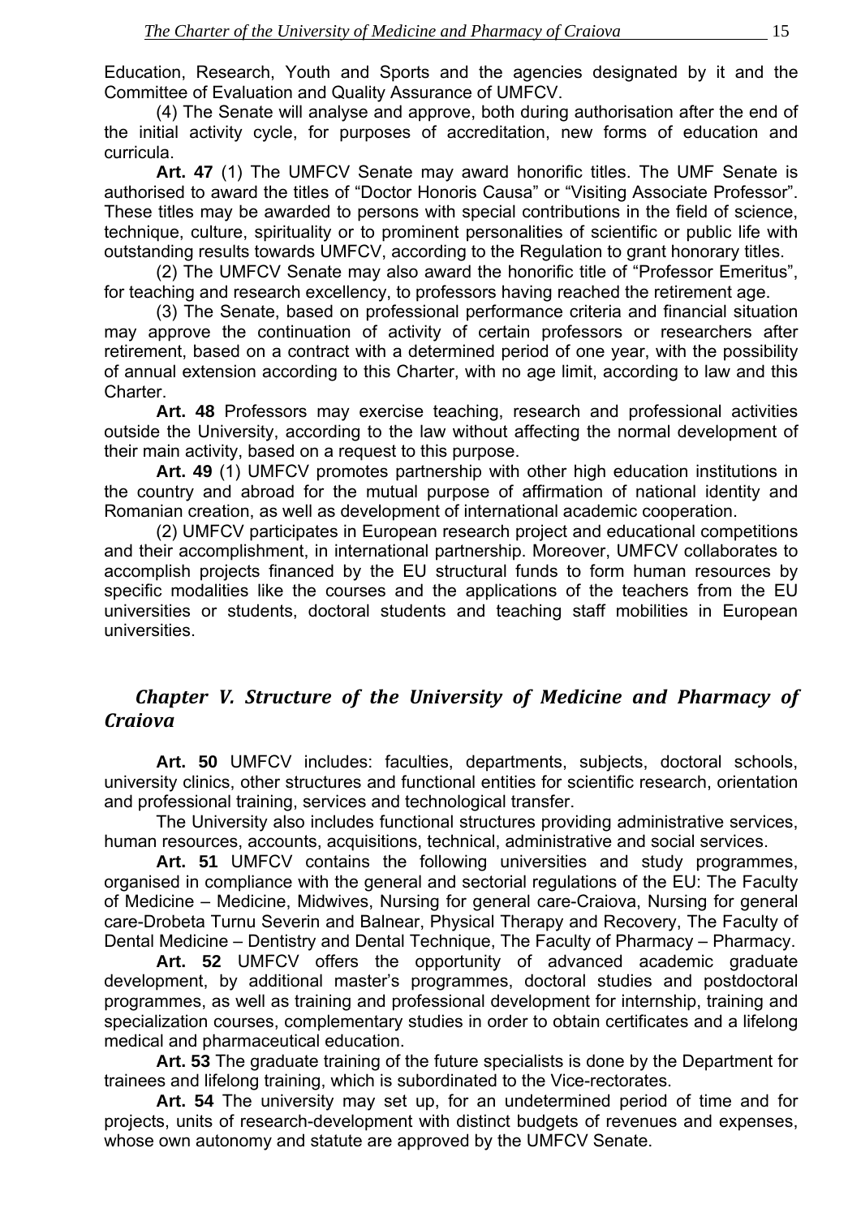Education, Research, Youth and Sports and the agencies designated by it and the Committee of Evaluation and Quality Assurance of UMFCV.

(4) The Senate will analyse and approve, both during authorisation after the end of the initial activity cycle, for purposes of accreditation, new forms of education and curricula.

**Art. 47** (1) The UMFCV Senate may award honorific titles. The UMF Senate is authorised to award the titles of “Doctor Honoris Causa” or “Visiting Associate Professor”. These titles may be awarded to persons with special contributions in the field of science, technique, culture, spirituality or to prominent personalities of scientific or public life with outstanding results towards UMFCV, according to the Regulation to grant honorary titles.

(2) The UMFCV Senate may also award the honorific title of “Professor Emeritus”, for teaching and research excellency, to professors having reached the retirement age.

(3) The Senate, based on professional performance criteria and financial situation may approve the continuation of activity of certain professors or researchers after retirement, based on a contract with a determined period of one year, with the possibility of annual extension according to this Charter, with no age limit, according to law and this Charter.

**Art. 48** Professors may exercise teaching, research and professional activities outside the University, according to the law without affecting the normal development of their main activity, based on a request to this purpose.

**Art. 49** (1) UMFCV promotes partnership with other high education institutions in the country and abroad for the mutual purpose of affirmation of national identity and Romanian creation, as well as development of international academic cooperation.

(2) UMFCV participates in European research project and educational competitions and their accomplishment, in international partnership. Moreover, UMFCV collaborates to accomplish projects financed by the EU structural funds to form human resources by specific modalities like the courses and the applications of the teachers from the EU universities or students, doctoral students and teaching staff mobilities in European universities.

## *Chapter V. Structure of the University of Medicine and Pharmacy of Craiova*

**Art. 50** UMFCV includes: faculties, departments, subjects, doctoral schools, university clinics, other structures and functional entities for scientific research, orientation and professional training, services and technological transfer.

The University also includes functional structures providing administrative services, human resources, accounts, acquisitions, technical, administrative and social services.

**Art. 51** UMFCV contains the following universities and study programmes, organised in compliance with the general and sectorial regulations of the EU: The Faculty of Medicine – Medicine, Midwives, Nursing for general care-Craiova, Nursing for general care-Drobeta Turnu Severin and Balnear, Physical Therapy and Recovery, The Faculty of Dental Medicine – Dentistry and Dental Technique, The Faculty of Pharmacy – Pharmacy.

**Art. 52** UMFCV offers the opportunity of advanced academic graduate development, by additional master’s programmes, doctoral studies and postdoctoral programmes, as well as training and professional development for internship, training and specialization courses, complementary studies in order to obtain certificates and a lifelong medical and pharmaceutical education.

**Art. 53** The graduate training of the future specialists is done by the Department for trainees and lifelong training, which is subordinated to the Vice-rectorates.

**Art. 54** The university may set up, for an undetermined period of time and for projects, units of research-development with distinct budgets of revenues and expenses, whose own autonomy and statute are approved by the UMFCV Senate.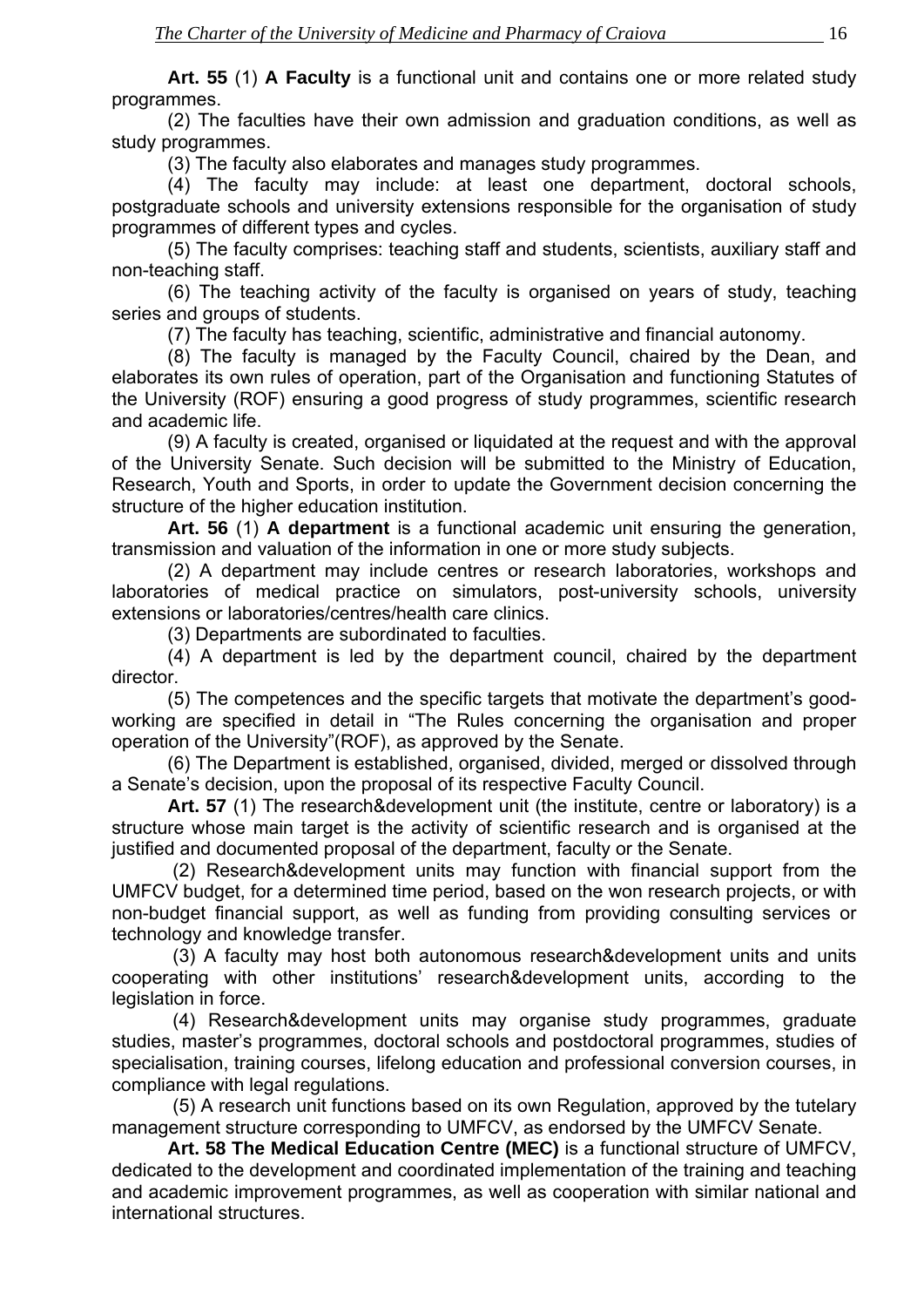**Art. 55** (1) **A Faculty** is a functional unit and contains one or more related study programmes.

(2) The faculties have their own admission and graduation conditions, as well as study programmes.

(3) The faculty also elaborates and manages study programmes.

(4) The faculty may include: at least one department, doctoral schools, postgraduate schools and university extensions responsible for the organisation of study programmes of different types and cycles.

(5) The faculty comprises: teaching staff and students, scientists, auxiliary staff and non-teaching staff.

(6) The teaching activity of the faculty is organised on years of study, teaching series and groups of students.

(7) The faculty has teaching, scientific, administrative and financial autonomy.

(8) The faculty is managed by the Faculty Council, chaired by the Dean, and elaborates its own rules of operation, part of the Organisation and functioning Statutes of the University (ROF) ensuring a good progress of study programmes, scientific research and academic life.

(9) A faculty is created, organised or liquidated at the request and with the approval of the University Senate. Such decision will be submitted to the Ministry of Education, Research, Youth and Sports, in order to update the Government decision concerning the structure of the higher education institution.

**Art. 56** (1) **A department** is a functional academic unit ensuring the generation, transmission and valuation of the information in one or more study subjects.

(2) A department may include centres or research laboratories, workshops and laboratories of medical practice on simulators, post-university schools, university extensions or laboratories/centres/health care clinics.

(3) Departments are subordinated to faculties.

(4) A department is led by the department council, chaired by the department director.

(5) The competences and the specific targets that motivate the department's good-working are specified in detail in "The Rules concerning the organisation and proper operation of the University"(ROF), as approved by the Senate.

(6) The Department is established, organised, divided, merged or dissolved through a Senate's decision, upon the proposal of its respective Faculty Council.

**Art. 57** (1) The research&development unit (the institute, centre or laboratory) is a structure whose main target is the activity of scientific research and is organised at the justified and documented proposal of the department, faculty or the Senate.

(2) Research&development units may function with financial support from the UMFCV budget, for a determined time period, based on the won research projects, or with non-budget financial support, as well as funding from providing consulting services or technology and knowledge transfer.

(3) A faculty may host both autonomous research&development units and units cooperating with other institutions' research&development units, according to the legislation in force.

(4) Research&development units may organise study programmes, graduate studies, master's programmes, doctoral schools and postdoctoral programmes, studies of specialisation, training courses, lifelong education and professional conversion courses, in compliance with legal regulations.

(5) A research unit functions based on its own Regulation, approved by the tutelary management structure corresponding to UMFCV, as endorsed by the UMFCV Senate.

**Art. 58 The Medical Education Centre (MEC)** is a functional structure of UMFCV, dedicated to the development and coordinated implementation of the training and teaching and academic improvement programmes, as well as cooperation with similar national and international structures.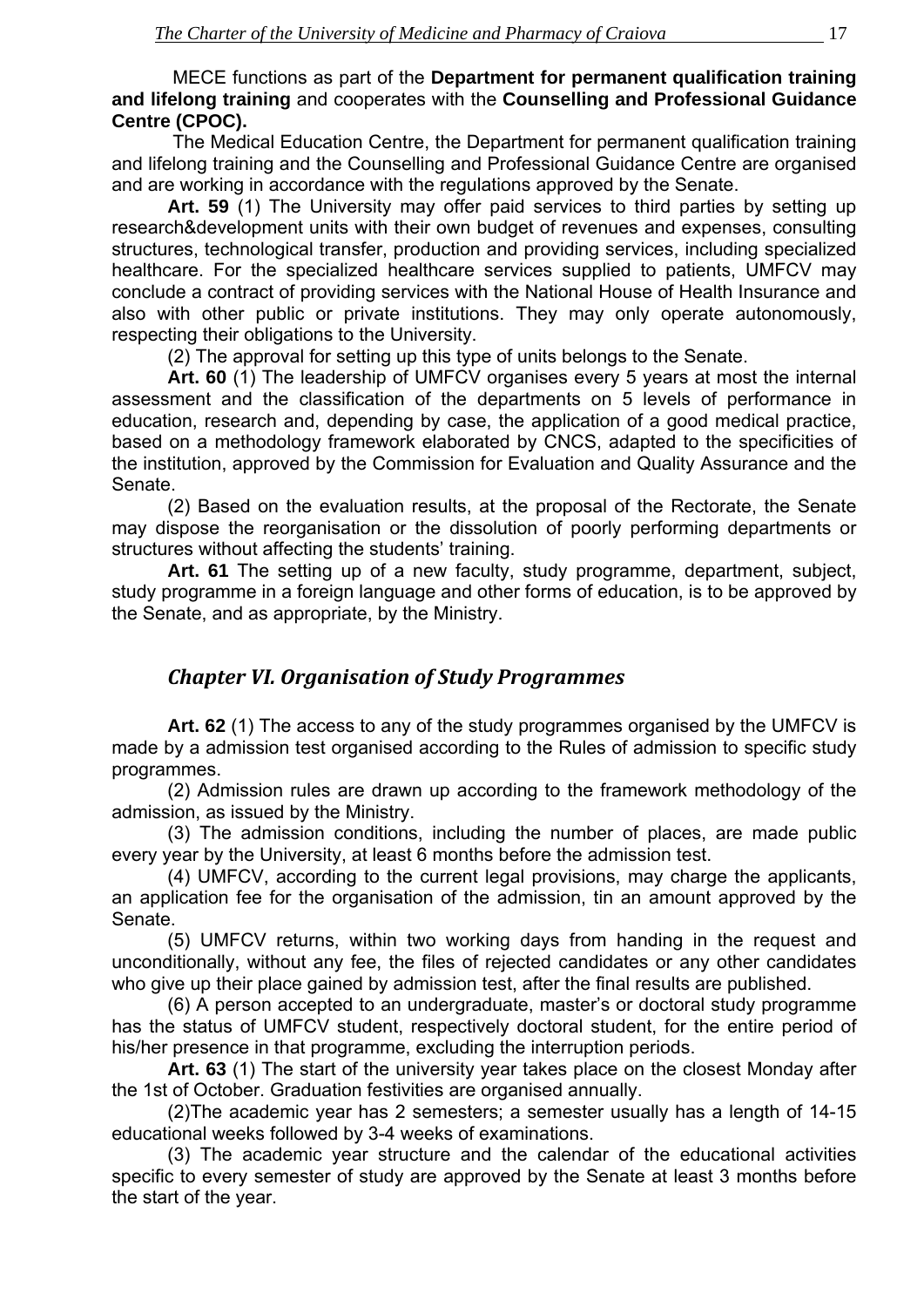MECE functions as part of the **Department for permanent qualification training and lifelong training** and cooperates with the **Counselling and Professional Guidance Centre (CPOC).**

The Medical Education Centre, the Department for permanent qualification training and lifelong training and the Counselling and Professional Guidance Centre are organised and are working in accordance with the regulations approved by the Senate.

**Art. 59** (1) The University may offer paid services to third parties by setting up research&development units with their own budget of revenues and expenses, consulting structures, technological transfer, production and providing services, including specialized healthcare. For the specialized healthcare services supplied to patients, UMFCV may conclude a contract of providing services with the National House of Health Insurance and also with other public or private institutions. They may only operate autonomously, respecting their obligations to the University.

(2) The approval for setting up this type of units belongs to the Senate.

**Art. 60** (1) The leadership of UMFCV organises every 5 years at most the internal assessment and the classification of the departments on 5 levels of performance in education, research and, depending by case, the application of a good medical practice, based on a methodology framework elaborated by CNCS, adapted to the specificities of the institution, approved by the Commission for Evaluation and Quality Assurance and the Senate.

(2) Based on the evaluation results, at the proposal of the Rectorate, the Senate may dispose the reorganisation or the dissolution of poorly performing departments or structures without affecting the students' training.

**Art. 61** The setting up of a new faculty, study programme, department, subject, study programme in a foreign language and other forms of education, is to be approved by the Senate, and as appropriate, by the Ministry.

## *Chapter VI. Organisation of Study Programmes*

**Art. 62** (1) The access to any of the study programmes organised by the UMFCV is made by a admission test organised according to the Rules of admission to specific study programmes.

(2) Admission rules are drawn up according to the framework methodology of the admission, as issued by the Ministry.

(3) The admission conditions, including the number of places, are made public every year by the University, at least 6 months before the admission test.

(4) UMFCV, according to the current legal provisions, may charge the applicants, an application fee for the organisation of the admission, tin an amount approved by the Senate.

(5) UMFCV returns, within two working days from handing in the request and unconditionally, without any fee, the files of rejected candidates or any other candidates who give up their place gained by admission test, after the final results are published.

(6) A person accepted to an undergraduate, master's or doctoral study programme has the status of UMFCV student, respectively doctoral student, for the entire period of his/her presence in that programme, excluding the interruption periods.

**Art. 63** (1) The start of the university year takes place on the closest Monday after the 1st of October. Graduation festivities are organised annually.

(2)The academic year has 2 semesters; a semester usually has a length of 14-15 educational weeks followed by 3-4 weeks of examinations.

(3) The academic year structure and the calendar of the educational activities specific to every semester of study are approved by the Senate at least 3 months before the start of the year.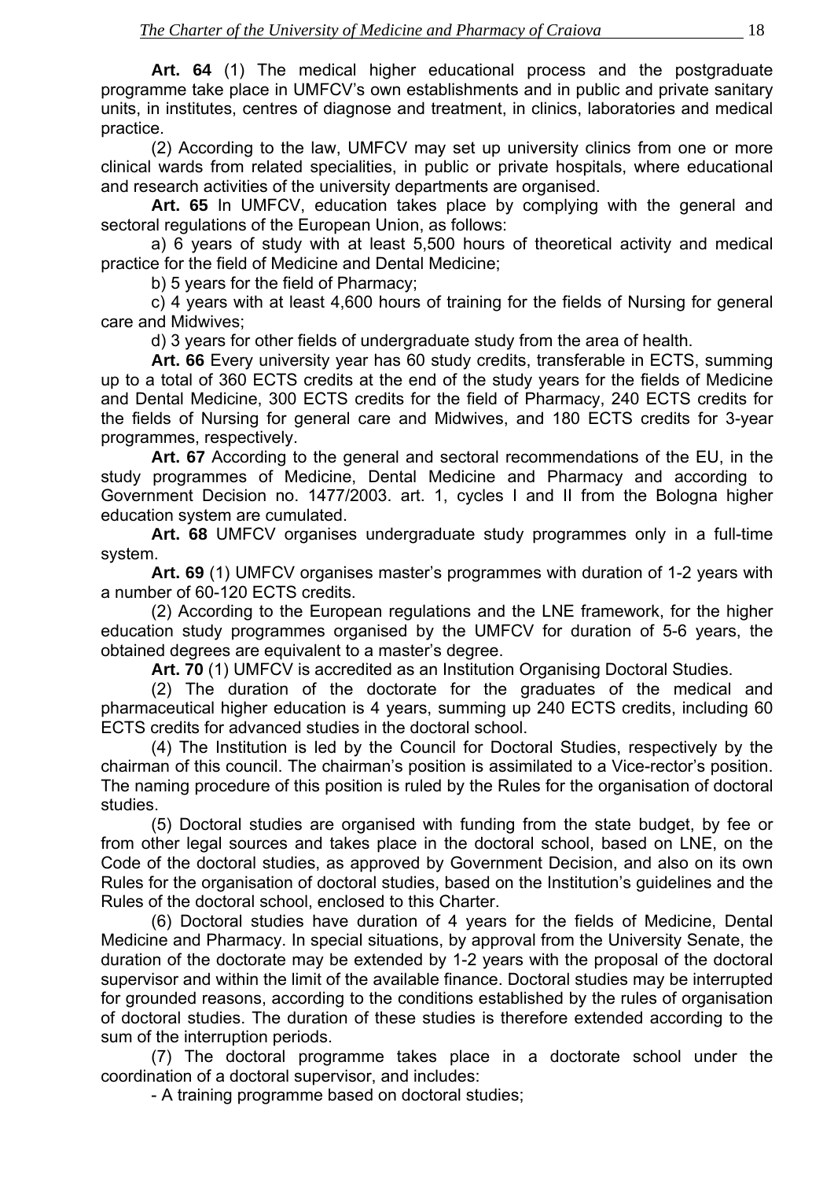**Art. 64** (1) The medical higher educational process and the postgraduate programme take place in UMFCV's own establishments and in public and private sanitary units, in institutes, centres of diagnose and treatment, in clinics, laboratories and medical practice.

(2) According to the law, UMFCV may set up university clinics from one or more clinical wards from related specialities, in public or private hospitals, where educational and research activities of the university departments are organised.

**Art. 65** In UMFCV, education takes place by complying with the general and sectoral regulations of the European Union, as follows:

a) 6 years of study with at least 5,500 hours of theoretical activity and medical practice for the field of Medicine and Dental Medicine;

b) 5 years for the field of Pharmacy;

c) 4 years with at least 4,600 hours of training for the fields of Nursing for general care and Midwives;

d) 3 years for other fields of undergraduate study from the area of health.

**Art. 66** Every university year has 60 study credits, transferable in ECTS, summing up to a total of 360 ECTS credits at the end of the study years for the fields of Medicine and Dental Medicine, 300 ECTS credits for the field of Pharmacy, 240 ECTS credits for the fields of Nursing for general care and Midwives, and 180 ECTS credits for 3-year programmes, respectively.

**Art. 67** According to the general and sectoral recommendations of the EU, in the study programmes of Medicine, Dental Medicine and Pharmacy and according to Government Decision no. 1477/2003. art. 1, cycles I and II from the Bologna higher education system are cumulated.

**Art. 68** UMFCV organises undergraduate study programmes only in a full-time system.

**Art. 69** (1) UMFCV organises master's programmes with duration of 1-2 years with a number of 60-120 ECTS credits.

(2) According to the European regulations and the LNE framework, for the higher education study programmes organised by the UMFCV for duration of 5-6 years, the obtained degrees are equivalent to a master's degree.

**Art. 70** (1) UMFCV is accredited as an Institution Organising Doctoral Studies.

(2) The duration of the doctorate for the graduates of the medical and pharmaceutical higher education is 4 years, summing up 240 ECTS credits, including 60 ECTS credits for advanced studies in the doctoral school.

(4) The Institution is led by the Council for Doctoral Studies, respectively by the chairman of this council. The chairman's position is assimilated to a Vice-rector's position. The naming procedure of this position is ruled by the Rules for the organisation of doctoral studies.

(5) Doctoral studies are organised with funding from the state budget, by fee or from other legal sources and takes place in the doctoral school, based on LNE, on the Code of the doctoral studies, as approved by Government Decision, and also on its own Rules for the organisation of doctoral studies, based on the Institution's guidelines and the Rules of the doctoral school, enclosed to this Charter.

(6) Doctoral studies have duration of 4 years for the fields of Medicine, Dental Medicine and Pharmacy. In special situations, by approval from the University Senate, the duration of the doctorate may be extended by 1-2 years with the proposal of the doctoral supervisor and within the limit of the available finance. Doctoral studies may be interrupted for grounded reasons, according to the conditions established by the rules of organisation of doctoral studies. The duration of these studies is therefore extended according to the sum of the interruption periods.

(7) The doctoral programme takes place in a doctorate school under the coordination of a doctoral supervisor, and includes:

- A training programme based on doctoral studies;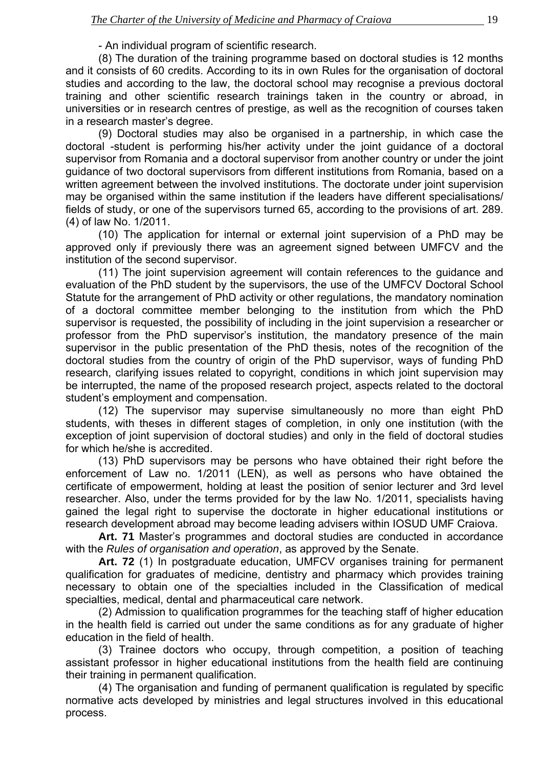- An individual program of scientific research.

(8) The duration of the training programme based on doctoral studies is 12 months and it consists of 60 credits. According to its in own Rules for the organisation of doctoral studies and according to the law, the doctoral school may recognise a previous doctoral training and other scientific research trainings taken in the country or abroad, in universities or in research centres of prestige, as well as the recognition of courses taken in a research master's degree.

(9) Doctoral studies may also be organised in a partnership, in which case the doctoral -student is performing his/her activity under the joint guidance of a doctoral supervisor from Romania and a doctoral supervisor from another country or under the joint guidance of two doctoral supervisors from different institutions from Romania, based on a written agreement between the involved institutions. The doctorate under joint supervision may be organised within the same institution if the leaders have different specialisations/ fields of study, or one of the supervisors turned 65, according to the provisions of art. 289. (4) of law No. 1/2011.

(10) The application for internal or external joint supervision of a PhD may be approved only if previously there was an agreement signed between UMFCV and the institution of the second supervisor.

(11) The joint supervision agreement will contain references to the guidance and evaluation of the PhD student by the supervisors, the use of the UMFCV Doctoral School Statute for the arrangement of PhD activity or other regulations, the mandatory nomination of a doctoral committee member belonging to the institution from which the PhD supervisor is requested, the possibility of including in the joint supervision a researcher or professor from the PhD supervisor's institution, the mandatory presence of the main supervisor in the public presentation of the PhD thesis, notes of the recognition of the doctoral studies from the country of origin of the PhD supervisor, ways of funding PhD research, clarifying issues related to copyright, conditions in which joint supervision may be interrupted, the name of the proposed research project, aspects related to the doctoral student's employment and compensation.

(12) The supervisor may supervise simultaneously no more than eight PhD students, with theses in different stages of completion, in only one institution (with the exception of joint supervision of doctoral studies) and only in the field of doctoral studies for which he/she is accredited.

(13) PhD supervisors may be persons who have obtained their right before the enforcement of Law no. 1/2011 (LEN), as well as persons who have obtained the certificate of empowerment, holding at least the position of senior lecturer and 3rd level researcher. Also, under the terms provided for by the law No. 1/2011, specialists having gained the legal right to supervise the doctorate in higher educational institutions or research development abroad may become leading advisers within IOSUD UMF Craiova.

**Art. 71** Master's programmes and doctoral studies are conducted in accordance with the *Rules of organisation and operation*, as approved by the Senate.

**Art. 72** (1) In postgraduate education, UMFCV organises training for permanent qualification for graduates of medicine, dentistry and pharmacy which provides training necessary to obtain one of the specialties included in the Classification of medical specialties, medical, dental and pharmaceutical care network.

(2) Admission to qualification programmes for the teaching staff of higher education in the health field is carried out under the same conditions as for any graduate of higher education in the field of health.

(3) Trainee doctors who occupy, through competition, a position of teaching assistant professor in higher educational institutions from the health field are continuing their training in permanent qualification.

(4) The organisation and funding of permanent qualification is regulated by specific normative acts developed by ministries and legal structures involved in this educational process.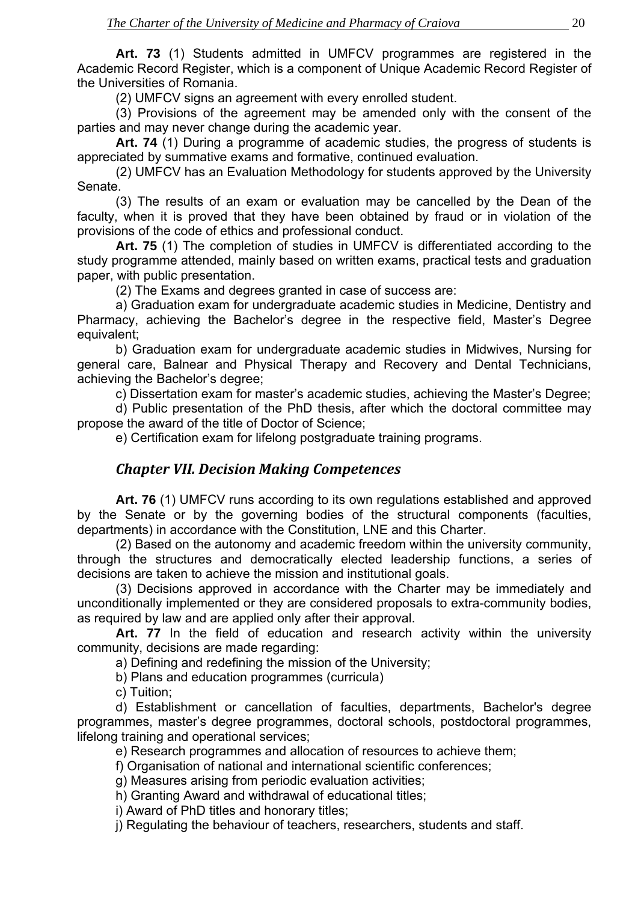**Art. 73** (1) Students admitted in UMFCV programmes are registered in the Academic Record Register, which is a component of Unique Academic Record Register of the Universities of Romania.

(2) UMFCV signs an agreement with every enrolled student.

(3) Provisions of the agreement may be amended only with the consent of the parties and may never change during the academic year.

**Art. 74** (1) During a programme of academic studies, the progress of students is appreciated by summative exams and formative, continued evaluation.

(2) UMFCV has an Evaluation Methodology for students approved by the University Senate.

(3) The results of an exam or evaluation may be cancelled by the Dean of the faculty, when it is proved that they have been obtained by fraud or in violation of the provisions of the code of ethics and professional conduct.

**Art. 75** (1) The completion of studies in UMFCV is differentiated according to the study programme attended, mainly based on written exams, practical tests and graduation paper, with public presentation.

(2) The Exams and degrees granted in case of success are:

a) Graduation exam for undergraduate academic studies in Medicine, Dentistry and Pharmacy, achieving the Bachelor's degree in the respective field, Master's Degree equivalent;

b) Graduation exam for undergraduate academic studies in Midwives, Nursing for general care, Balnear and Physical Therapy and Recovery and Dental Technicians, achieving the Bachelor's degree;

c) Dissertation exam for master's academic studies, achieving the Master's Degree;

d) Public presentation of the PhD thesis, after which the doctoral committee may propose the award of the title of Doctor of Science;

e) Certification exam for lifelong postgraduate training programs.

## *Chapter VII. Decision Making Competences*

**Art. 76** (1) UMFCV runs according to its own regulations established and approved by the Senate or by the governing bodies of the structural components (faculties, departments) in accordance with the Constitution, LNE and this Charter.

(2) Based on the autonomy and academic freedom within the university community, through the structures and democratically elected leadership functions, a series of decisions are taken to achieve the mission and institutional goals.

(3) Decisions approved in accordance with the Charter may be immediately and unconditionally implemented or they are considered proposals to extra-community bodies, as required by law and are applied only after their approval.

**Art. 77** In the field of education and research activity within the university community, decisions are made regarding:

a) Defining and redefining the mission of the University;

b) Plans and education programmes (curricula)

c) Tuition;

d) Establishment or cancellation of faculties, departments, Bachelor's degree programmes, master's degree programmes, doctoral schools, postdoctoral programmes, lifelong training and operational services;

e) Research programmes and allocation of resources to achieve them;

f) Organisation of national and international scientific conferences;

g) Measures arising from periodic evaluation activities;

h) Granting Award and withdrawal of educational titles;

i) Award of PhD titles and honorary titles;

j) Regulating the behaviour of teachers, researchers, students and staff.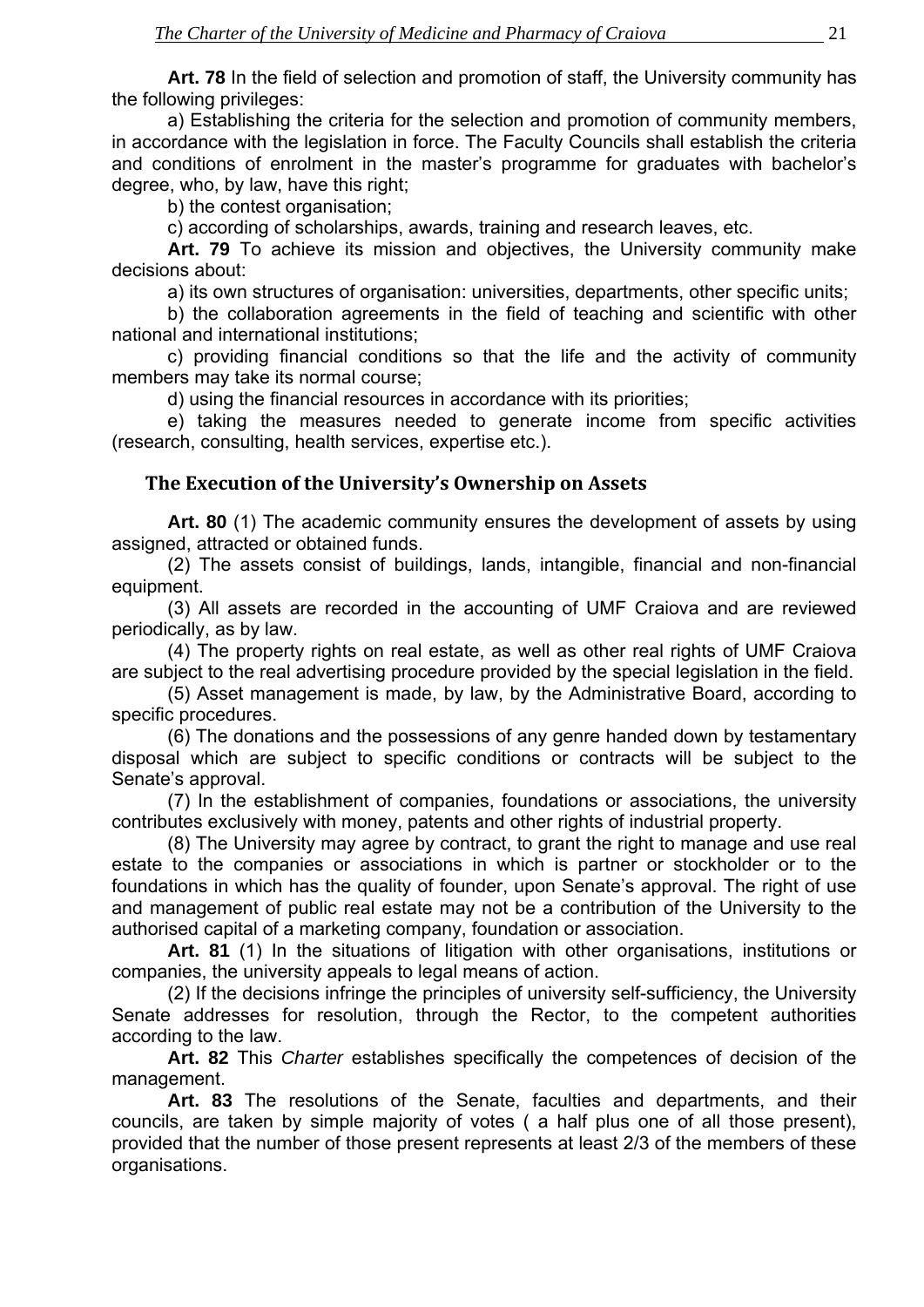**Art. 78** In the field of selection and promotion of staff, the University community has the following privileges:

a) Establishing the criteria for the selection and promotion of community members, in accordance with the legislation in force. The Faculty Councils shall establish the criteria and conditions of enrolment in the master's programme for graduates with bachelor's degree, who, by law, have this right;

b) the contest organisation;

c) according of scholarships, awards, training and research leaves, etc.

**Art. 79** To achieve its mission and objectives, the University community make decisions about:

a) its own structures of organisation: universities, departments, other specific units;

b) the collaboration agreements in the field of teaching and scientific with other national and international institutions;

c) providing financial conditions so that the life and the activity of community members may take its normal course;

d) using the financial resources in accordance with its priorities;

e) taking the measures needed to generate income from specific activities (research, consulting, health services, expertise etc.).

## The Execution of the University's Ownership on Assets

**Art. 80** (1) The academic community ensures the development of assets by using assigned, attracted or obtained funds.

(2) The assets consist of buildings, lands, intangible, financial and non-financial equipment.

(3) All assets are recorded in the accounting of UMF Craiova and are reviewed periodically, as by law.

(4) The property rights on real estate, as well as other real rights of UMF Craiova are subject to the real advertising procedure provided by the special legislation in the field.

(5) Asset management is made, by law, by the Administrative Board, according to specific procedures.

(6) The donations and the possessions of any genre handed down by testamentary disposal which are subject to specific conditions or contracts will be subject to the Senate's approval.

(7) In the establishment of companies, foundations or associations, the university contributes exclusively with money, patents and other rights of industrial property.

(8) The University may agree by contract, to grant the right to manage and use real estate to the companies or associations in which is partner or stockholder or to the foundations in which has the quality of founder, upon Senate's approval. The right of use and management of public real estate may not be a contribution of the University to the authorised capital of a marketing company, foundation or association.

**Art. 81** (1) In the situations of litigation with other organisations, institutions or companies, the university appeals to legal means of action.

(2) If the decisions infringe the principles of university self-sufficiency, the University Senate addresses for resolution, through the Rector, to the competent authorities according to the law.

**Art. 82** This *Charter* establishes specifically the competences of decision of the management.

**Art. 83** The resolutions of the Senate, faculties and departments, and their councils, are taken by simple majority of votes ( a half plus one of all those present), provided that the number of those present represents at least 2/3 of the members of these organisations.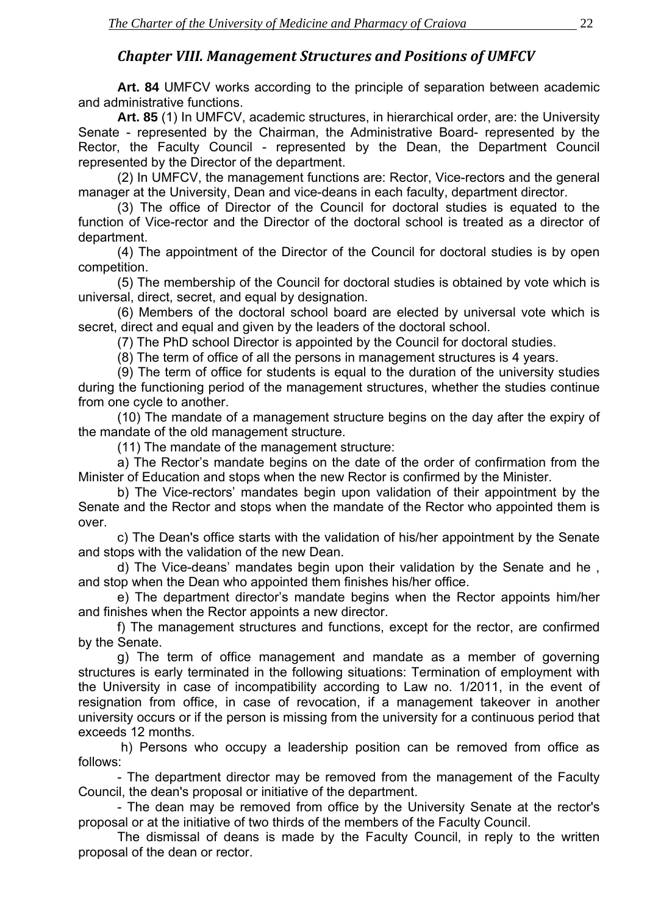## *Chapter VIII. Management Structures and Positions of UMFCV*

**Art. 84** UMFCV works according to the principle of separation between academic and administrative functions.

**Art. 85** (1) In UMFCV, academic structures, in hierarchical order, are: the University Senate - represented by the Chairman, the Administrative Board- represented by the Rector, the Faculty Council - represented by the Dean, the Department Council represented by the Director of the department.

(2) In UMFCV, the management functions are: Rector, Vice-rectors and the general manager at the University, Dean and vice-deans in each faculty, department director.

(3) The office of Director of the Council for doctoral studies is equated to the function of Vice-rector and the Director of the doctoral school is treated as a director of department.

(4) The appointment of the Director of the Council for doctoral studies is by open competition.

(5) The membership of the Council for doctoral studies is obtained by vote which is universal, direct, secret, and equal by designation.

(6) Members of the doctoral school board are elected by universal vote which is secret, direct and equal and given by the leaders of the doctoral school.

(7) The PhD school Director is appointed by the Council for doctoral studies.

(8) The term of office of all the persons in management structures is 4 years.

(9) The term of office for students is equal to the duration of the university studies during the functioning period of the management structures, whether the studies continue from one cycle to another.

(10) The mandate of a management structure begins on the day after the expiry of the mandate of the old management structure.

(11) The mandate of the management structure:

a) The Rector's mandate begins on the date of the order of confirmation from the Minister of Education and stops when the new Rector is confirmed by the Minister.

b) The Vice-rectors' mandates begin upon validation of their appointment by the Senate and the Rector and stops when the mandate of the Rector who appointed them is over.

c) The Dean's office starts with the validation of his/her appointment by the Senate and stops with the validation of the new Dean.

d) The Vice-deans' mandates begin upon their validation by the Senate and he , and stop when the Dean who appointed them finishes his/her office.

e) The department director's mandate begins when the Rector appoints him/her and finishes when the Rector appoints a new director.

f) The management structures and functions, except for the rector, are confirmed by the Senate.

g) The term of office management and mandate as a member of governing structures is early terminated in the following situations: Termination of employment with the University in case of incompatibility according to Law no. 1/2011, in the event of resignation from office, in case of revocation, if a management takeover in another university occurs or if the person is missing from the university for a continuous period that exceeds 12 months.

h) Persons who occupy a leadership position can be removed from office as follows:

- The department director may be removed from the management of the Faculty Council, the dean's proposal or initiative of the department.
- The dean may be removed from office by the University Senate at the rector's proposal or at the initiative of two thirds of the members of the Faculty Council.

The dismissal of deans is made by the Faculty Council, in reply to the written proposal of the dean or rector.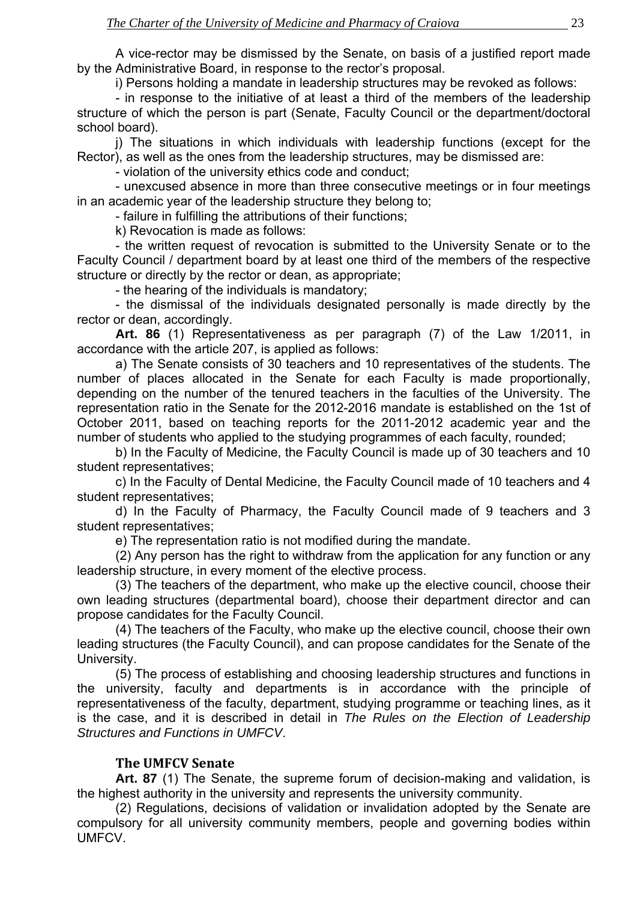A vice-rector may be dismissed by the Senate, on basis of a justified report made by the Administrative Board, in response to the rector's proposal.

i) Persons holding a mandate in leadership structures may be revoked as follows:

- in response to the initiative of at least a third of the members of the leadership structure of which the person is part (Senate, Faculty Council or the department/doctoral school board).

j) The situations in which individuals with leadership functions (except for the Rector), as well as the ones from the leadership structures, may be dismissed are:

- violation of the university ethics code and conduct;
- unexcused absence in more than three consecutive meetings or in four meetings in an academic year of the leadership structure they belong to;
- failure in fulfilling the attributions of their functions;

k) Revocation is made as follows:

- the written request of revocation is submitted to the University Senate or to the Faculty Council / department board by at least one third of the members of the respective structure or directly by the rector or dean, as appropriate;
- the hearing of the individuals is mandatory;
- the dismissal of the individuals designated personally is made directly by the rector or dean, accordingly.

**Art. 86** (1) Representativeness as per paragraph (7) of the Law 1/2011, in accordance with the article 207, is applied as follows:

a) The Senate consists of 30 teachers and 10 representatives of the students. The number of places allocated in the Senate for each Faculty is made proportionally, depending on the number of the tenured teachers in the faculties of the University. The representation ratio in the Senate for the 2012-2016 mandate is established on the 1st of October 2011, based on teaching reports for the 2011-2012 academic year and the number of students who applied to the studying programmes of each faculty, rounded;

b) In the Faculty of Medicine, the Faculty Council is made up of 30 teachers and 10 student representatives;

c) In the Faculty of Dental Medicine, the Faculty Council made of 10 teachers and 4 student representatives;

d) In the Faculty of Pharmacy, the Faculty Council made of 9 teachers and 3 student representatives;

e) The representation ratio is not modified during the mandate.

(2) Any person has the right to withdraw from the application for any function or any leadership structure, in every moment of the elective process.

(3) The teachers of the department, who make up the elective council, choose their own leading structures (departmental board), choose their department director and can propose candidates for the Faculty Council.

(4) The teachers of the Faculty, who make up the elective council, choose their own leading structures (the Faculty Council), and can propose candidates for the Senate of the University.

(5) The process of establishing and choosing leadership structures and functions in the university, faculty and departments is in accordance with the principle of representativeness of the faculty, department, studying programme or teaching lines, as it is the case, and it is described in detail in *The Rules on the Election of Leadership Structures and Functions in UMFCV*.

### The UMFCV Senate

**Art. 87** (1) The Senate, the supreme forum of decision-making and validation, is the highest authority in the university and represents the university community.

(2) Regulations, decisions of validation or invalidation adopted by the Senate are compulsory for all university community members, people and governing bodies within UMFCV.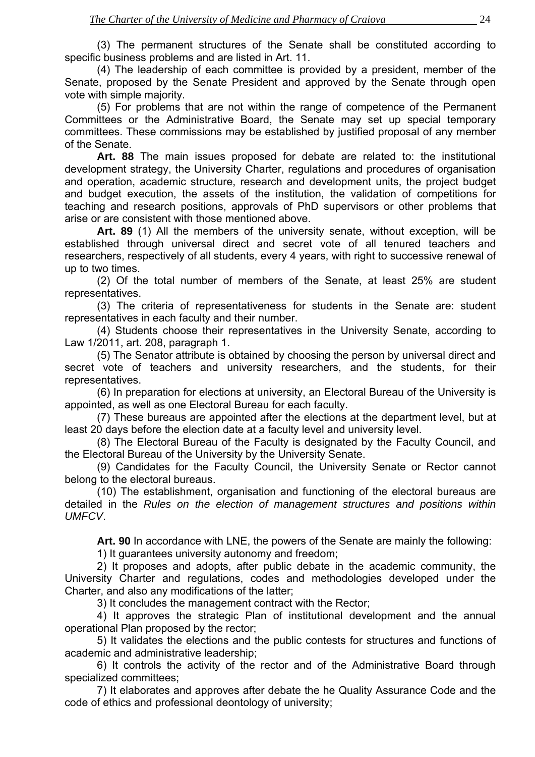(3) The permanent structures of the Senate shall be constituted according to specific business problems and are listed in Art. 11.

(4) The leadership of each committee is provided by a president, member of the Senate, proposed by the Senate President and approved by the Senate through open vote with simple majority.

(5) For problems that are not within the range of competence of the Permanent Committees or the Administrative Board, the Senate may set up special temporary committees. These commissions may be established by justified proposal of any member of the Senate.

**Art. 88** The main issues proposed for debate are related to: the institutional development strategy, the University Charter, regulations and procedures of organisation and operation, academic structure, research and development units, the project budget and budget execution, the assets of the institution, the validation of competitions for teaching and research positions, approvals of PhD supervisors or other problems that arise or are consistent with those mentioned above.

**Art. 89** (1) All the members of the university senate, without exception, will be established through universal direct and secret vote of all tenured teachers and researchers, respectively of all students, every 4 years, with right to successive renewal of up to two times.

(2) Of the total number of members of the Senate, at least 25% are student representatives.

(3) The criteria of representativeness for students in the Senate are: student representatives in each faculty and their number.

(4) Students choose their representatives in the University Senate, according to Law 1/2011, art. 208, paragraph 1.

(5) The Senator attribute is obtained by choosing the person by universal direct and secret vote of teachers and university researchers, and the students, for their representatives.

(6) In preparation for elections at university, an Electoral Bureau of the University is appointed, as well as one Electoral Bureau for each faculty.

(7) These bureaus are appointed after the elections at the department level, but at least 20 days before the election date at a faculty level and university level.

(8) The Electoral Bureau of the Faculty is designated by the Faculty Council, and the Electoral Bureau of the University by the University Senate.

(9) Candidates for the Faculty Council, the University Senate or Rector cannot belong to the electoral bureaus.

(10) The establishment, organisation and functioning of the electoral bureaus are detailed in the *Rules on the election of management structures and positions within UMFCV*.

**Art. 90** In accordance with LNE, the powers of the Senate are mainly the following:

1) It guarantees university autonomy and freedom;

2) It proposes and adopts, after public debate in the academic community, the University Charter and regulations, codes and methodologies developed under the Charter, and also any modifications of the latter;

3) It concludes the management contract with the Rector;

4) It approves the strategic Plan of institutional development and the annual operational Plan proposed by the rector;

5) It validates the elections and the public contests for structures and functions of academic and administrative leadership;

6) It controls the activity of the rector and of the Administrative Board through specialized committees;

7) It elaborates and approves after debate the he Quality Assurance Code and the code of ethics and professional deontology of university;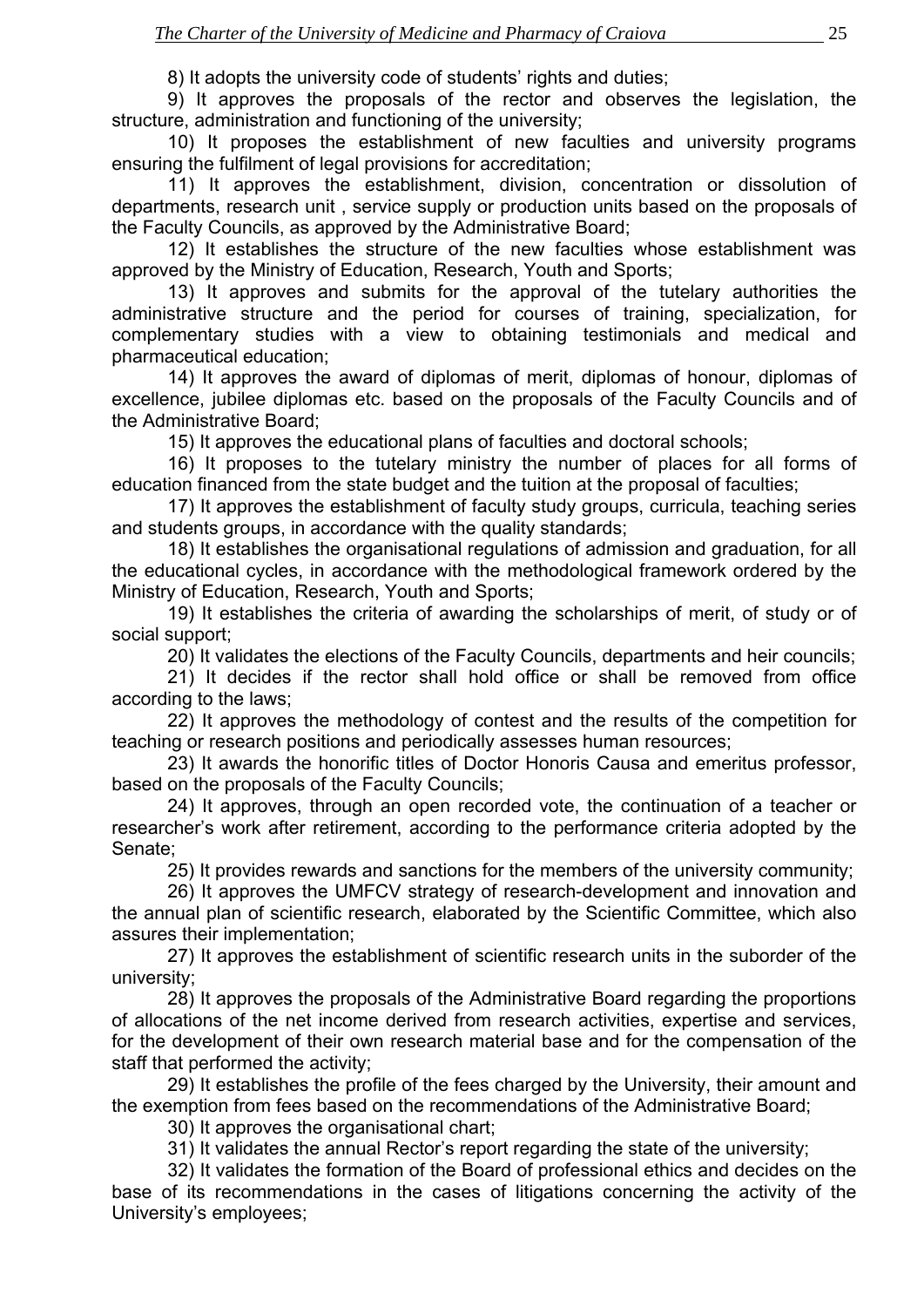8) It adopts the university code of students' rights and duties;

9) It approves the proposals of the rector and observes the legislation, the structure, administration and functioning of the university;

10) It proposes the establishment of new faculties and university programs ensuring the fulfilment of legal provisions for accreditation;

11) It approves the establishment, division, concentration or dissolution of departments, research unit , service supply or production units based on the proposals of the Faculty Councils, as approved by the Administrative Board;

12) It establishes the structure of the new faculties whose establishment was approved by the Ministry of Education, Research, Youth and Sports;

13) It approves and submits for the approval of the tutelary authorities the administrative structure and the period for courses of training, specialization, for complementary studies with a view to obtaining testimonials and medical and pharmaceutical education;

14) It approves the award of diplomas of merit, diplomas of honour, diplomas of excellence, jubilee diplomas etc. based on the proposals of the Faculty Councils and of the Administrative Board;

15) It approves the educational plans of faculties and doctoral schools;

16) It proposes to the tutelary ministry the number of places for all forms of education financed from the state budget and the tuition at the proposal of faculties;

17) It approves the establishment of faculty study groups, curricula, teaching series and students groups, in accordance with the quality standards;

18) It establishes the organisational regulations of admission and graduation, for all the educational cycles, in accordance with the methodological framework ordered by the Ministry of Education, Research, Youth and Sports;

19) It establishes the criteria of awarding the scholarships of merit, of study or of social support;

20) It validates the elections of the Faculty Councils, departments and heir councils;

21) It decides if the rector shall hold office or shall be removed from office according to the laws;

22) It approves the methodology of contest and the results of the competition for teaching or research positions and periodically assesses human resources;

23) It awards the honorific titles of Doctor Honoris Causa and emeritus professor, based on the proposals of the Faculty Councils;

24) It approves, through an open recorded vote, the continuation of a teacher or researcher's work after retirement, according to the performance criteria adopted by the Senate;

25) It provides rewards and sanctions for the members of the university community;

26) It approves the UMFCV strategy of research-development and innovation and the annual plan of scientific research, elaborated by the Scientific Committee, which also assures their implementation;

27) It approves the establishment of scientific research units in the suborder of the university;

28) It approves the proposals of the Administrative Board regarding the proportions of allocations of the net income derived from research activities, expertise and services, for the development of their own research material base and for the compensation of the staff that performed the activity;

29) It establishes the profile of the fees charged by the University, their amount and the exemption from fees based on the recommendations of the Administrative Board;

30) It approves the organisational chart;

31) It validates the annual Rector's report regarding the state of the university;

32) It validates the formation of the Board of professional ethics and decides on the base of its recommendations in the cases of litigations concerning the activity of the University's employees;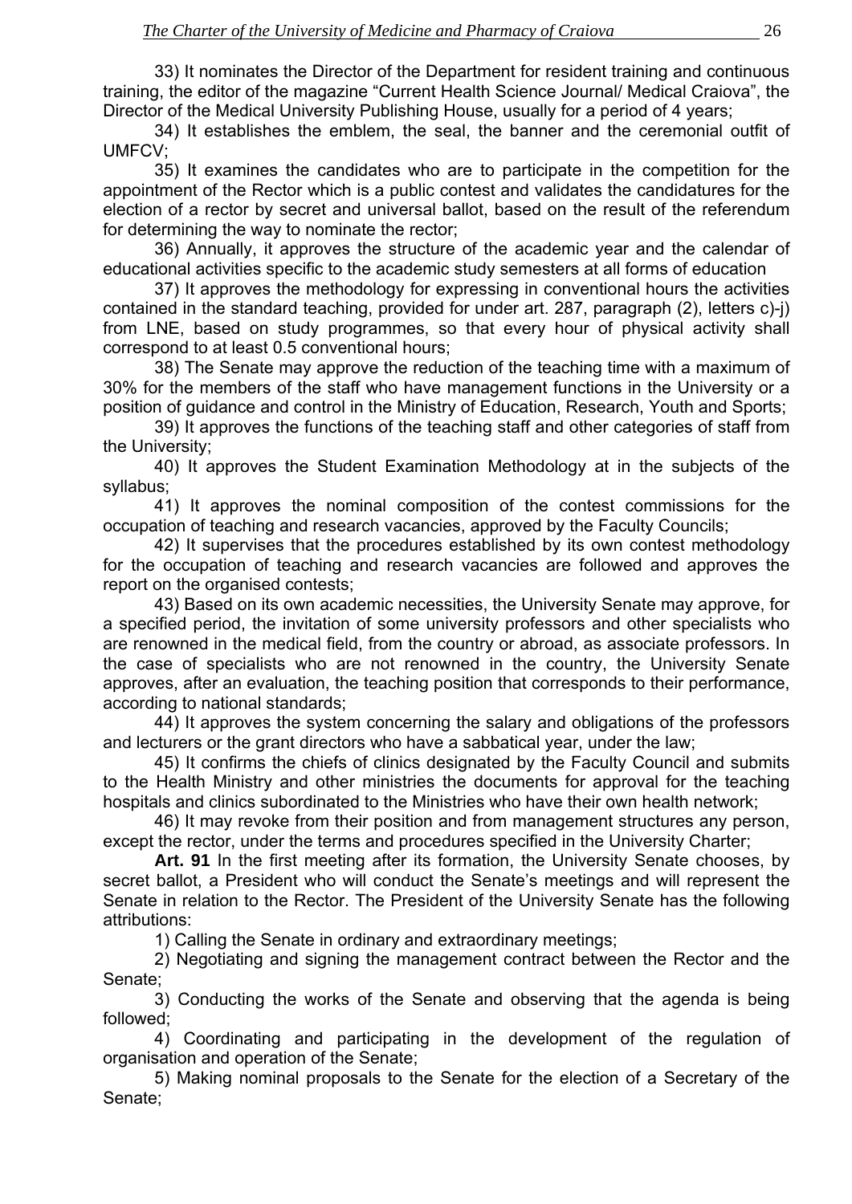33) It nominates the Director of the Department for resident training and continuous training, the editor of the magazine "Current Health Science Journal/ Medical Craiova", the Director of the Medical University Publishing House, usually for a period of 4 years;

34) It establishes the emblem, the seal, the banner and the ceremonial outfit of UMFCV;

35) It examines the candidates who are to participate in the competition for the appointment of the Rector which is a public contest and validates the candidatures for the election of a rector by secret and universal ballot, based on the result of the referendum for determining the way to nominate the rector;

36) Annually, it approves the structure of the academic year and the calendar of educational activities specific to the academic study semesters at all forms of education

37) It approves the methodology for expressing in conventional hours the activities contained in the standard teaching, provided for under art. 287, paragraph (2), letters c)-j) from LNE, based on study programmes, so that every hour of physical activity shall correspond to at least 0.5 conventional hours;

38) The Senate may approve the reduction of the teaching time with a maximum of 30% for the members of the staff who have management functions in the University or a position of guidance and control in the Ministry of Education, Research, Youth and Sports;

39) It approves the functions of the teaching staff and other categories of staff from the University;

40) It approves the Student Examination Methodology at in the subjects of the syllabus;

41) It approves the nominal composition of the contest commissions for the occupation of teaching and research vacancies, approved by the Faculty Councils;

42) It supervises that the procedures established by its own contest methodology for the occupation of teaching and research vacancies are followed and approves the report on the organised contests;

43) Based on its own academic necessities, the University Senate may approve, for a specified period, the invitation of some university professors and other specialists who are renowned in the medical field, from the country or abroad, as associate professors. In the case of specialists who are not renowned in the country, the University Senate approves, after an evaluation, the teaching position that corresponds to their performance, according to national standards;

44) It approves the system concerning the salary and obligations of the professors and lecturers or the grant directors who have a sabbatical year, under the law;

45) It confirms the chiefs of clinics designated by the Faculty Council and submits to the Health Ministry and other ministries the documents for approval for the teaching hospitals and clinics subordinated to the Ministries who have their own health network;

46) It may revoke from their position and from management structures any person, except the rector, under the terms and procedures specified in the University Charter;

**Art. 91** In the first meeting after its formation, the University Senate chooses, by secret ballot, a President who will conduct the Senate's meetings and will represent the Senate in relation to the Rector. The President of the University Senate has the following attributions:

1) Calling the Senate in ordinary and extraordinary meetings;

2) Negotiating and signing the management contract between the Rector and the Senate;

3) Conducting the works of the Senate and observing that the agenda is being followed;

4) Coordinating and participating in the development of the regulation of organisation and operation of the Senate;

5) Making nominal proposals to the Senate for the election of a Secretary of the Senate;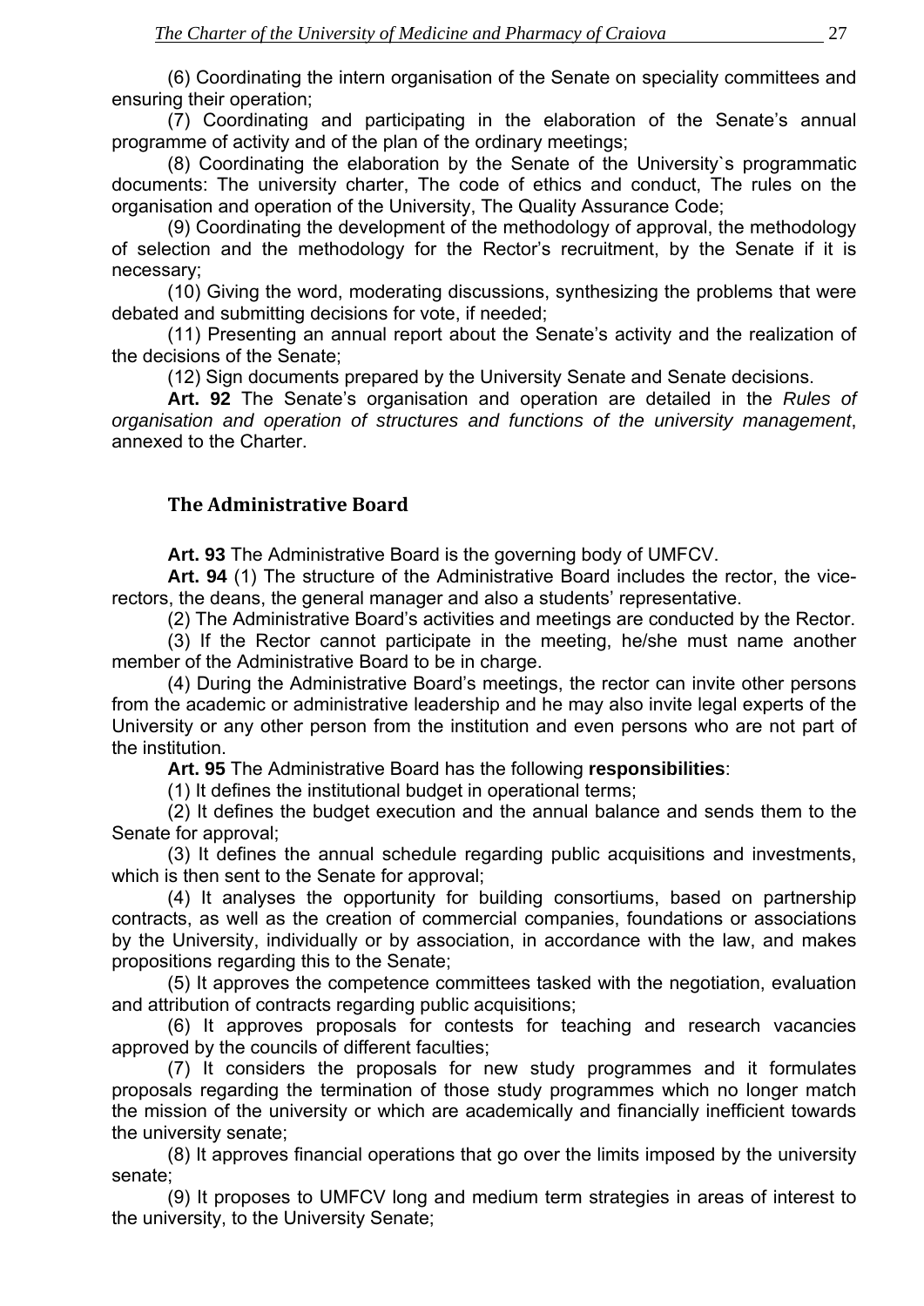(6) Coordinating the intern organisation of the Senate on speciality committees and ensuring their operation;

(7) Coordinating and participating in the elaboration of the Senate's annual programme of activity and of the plan of the ordinary meetings;

(8) Coordinating the elaboration by the Senate of the University`s programmatic documents: The university charter, The code of ethics and conduct, The rules on the organisation and operation of the University, The Quality Assurance Code;

(9) Coordinating the development of the methodology of approval, the methodology of selection and the methodology for the Rector's recruitment, by the Senate if it is necessary;

(10) Giving the word, moderating discussions, synthesizing the problems that were debated and submitting decisions for vote, if needed;

(11) Presenting an annual report about the Senate's activity and the realization of the decisions of the Senate;

(12) Sign documents prepared by the University Senate and Senate decisions.

**Art. 92** The Senate's organisation and operation are detailed in the *Rules of organisation and operation of structures and functions of the university management*, annexed to the Charter.

## The Administrative Board

**Art. 93** The Administrative Board is the governing body of UMFCV.

**Art. 94** (1) The structure of the Administrative Board includes the rector, the vice-rectors, the deans, the general manager and also a students' representative.

(2) The Administrative Board's activities and meetings are conducted by the Rector.

(3) If the Rector cannot participate in the meeting, he/she must name another member of the Administrative Board to be in charge.

(4) During the Administrative Board's meetings, the rector can invite other persons from the academic or administrative leadership and he may also invite legal experts of the University or any other person from the institution and even persons who are not part of the institution.

**Art. 95** The Administrative Board has the following **responsibilities**:

(1) It defines the institutional budget in operational terms;

(2) It defines the budget execution and the annual balance and sends them to the Senate for approval;

(3) It defines the annual schedule regarding public acquisitions and investments, which is then sent to the Senate for approval;

(4) It analyses the opportunity for building consortiums, based on partnership contracts, as well as the creation of commercial companies, foundations or associations by the University, individually or by association, in accordance with the law, and makes propositions regarding this to the Senate;

(5) It approves the competence committees tasked with the negotiation, evaluation and attribution of contracts regarding public acquisitions;

(6) It approves proposals for contests for teaching and research vacancies approved by the councils of different faculties;

(7) It considers the proposals for new study programmes and it formulates proposals regarding the termination of those study programmes which no longer match the mission of the university or which are academically and financially inefficient towards the university senate;

(8) It approves financial operations that go over the limits imposed by the university senate;

(9) It proposes to UMFCV long and medium term strategies in areas of interest to the university, to the University Senate;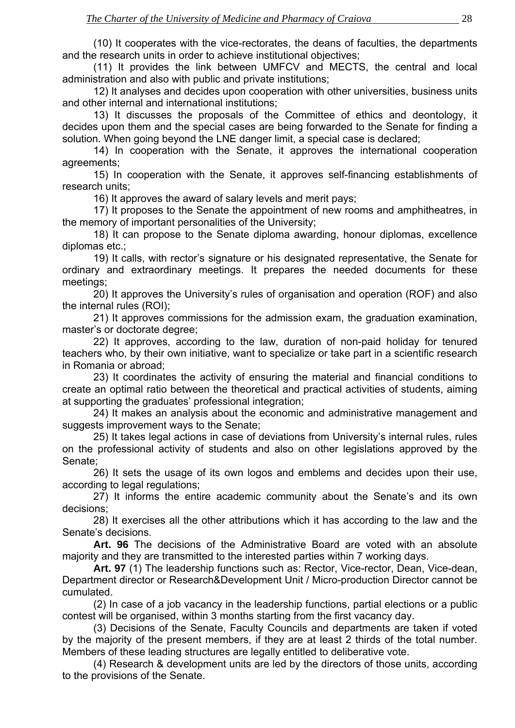(10) It cooperates with the vice-rectorates, the deans of faculties, the departments and the research units in order to achieve institutional objectives;

(11) It provides the link between UMFCV and MECTS, the central and local administration and also with public and private institutions;

12) It analyses and decides upon cooperation with other universities, business units and other internal and international institutions;

13) It discusses the proposals of the Committee of ethics and deontology, it decides upon them and the special cases are being forwarded to the Senate for finding a solution. When going beyond the LNE danger limit, a special case is declared;

14) In cooperation with the Senate, it approves the international cooperation agreements;

15) In cooperation with the Senate, it approves self-financing establishments of research units;

16) It approves the award of salary levels and merit pays;

17) It proposes to the Senate the appointment of new rooms and amphitheatres, in the memory of important personalities of the University;

18) It can propose to the Senate diploma awarding, honour diplomas, excellence diplomas etc.;

19) It calls, with rector's signature or his designated representative, the Senate for ordinary and extraordinary meetings. It prepares the needed documents for these meetings;

20) It approves the University's rules of organisation and operation (ROF) and also the internal rules (ROI);

21) It approves commissions for the admission exam, the graduation examination, master's or doctorate degree;

22) It approves, according to the law, duration of non-paid holiday for tenured teachers who, by their own initiative, want to specialize or take part in a scientific research in Romania or abroad;

23) It coordinates the activity of ensuring the material and financial conditions to create an optimal ratio between the theoretical and practical activities of students, aiming at supporting the graduates' professional integration;

24) It makes an analysis about the economic and administrative management and suggests improvement ways to the Senate;

25) It takes legal actions in case of deviations from University's internal rules, rules on the professional activity of students and also on other legislations approved by the Senate;

26) It sets the usage of its own logos and emblems and decides upon their use, according to legal regulations;

27) It informs the entire academic community about the Senate's and its own decisions;

28) It exercises all the other attributions which it has according to the law and the Senate's decisions.

**Art. 96** The decisions of the Administrative Board are voted with an absolute majority and they are transmitted to the interested parties within 7 working days.

**Art. 97** (1) The leadership functions such as: Rector, Vice-rector, Dean, Vice-dean, Department director or Research&Development Unit / Micro-production Director cannot be cumulated.

(2) In case of a job vacancy in the leadership functions, partial elections or a public contest will be organised, within 3 months starting from the first vacancy day.

(3) Decisions of the Senate, Faculty Councils and departments are taken if voted by the majority of the present members, if they are at least 2 thirds of the total number. Members of these leading structures are legally entitled to deliberative vote.

(4) Research & development units are led by the directors of those units, according to the provisions of the Senate.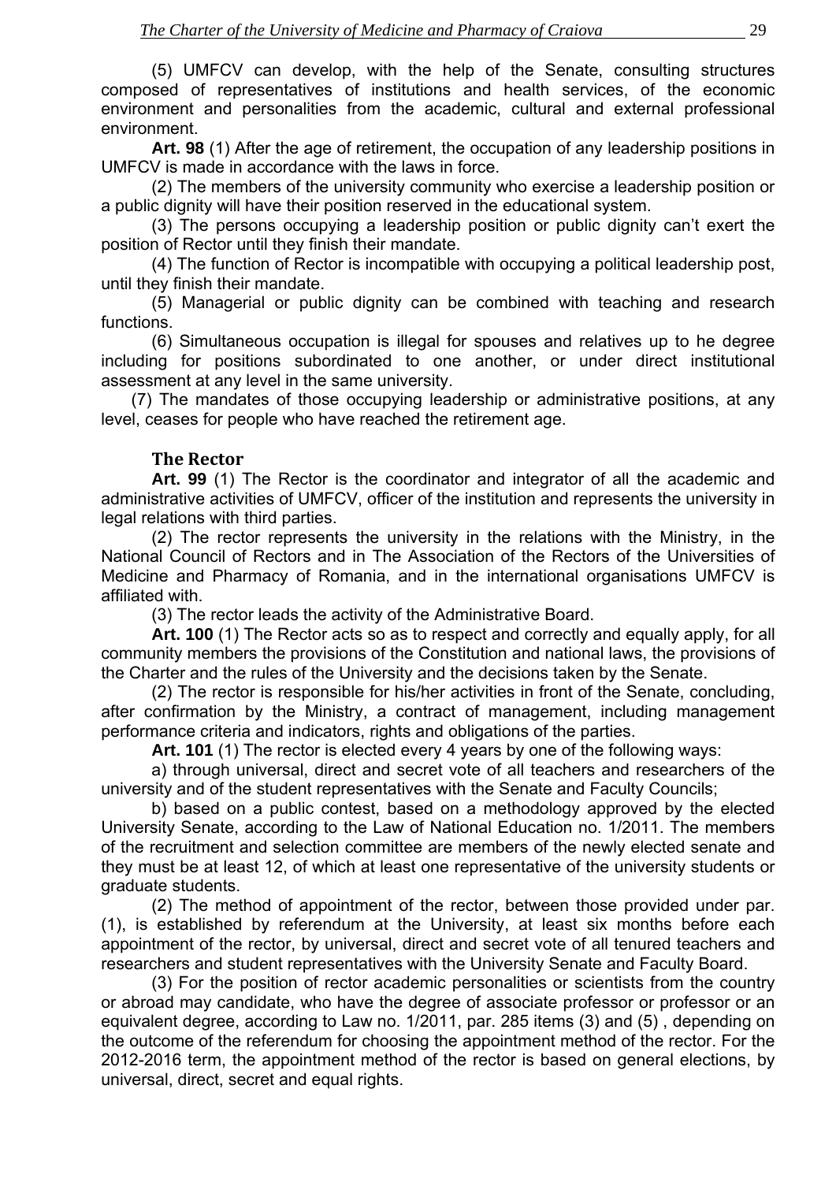(5) UMFCV can develop, with the help of the Senate, consulting structures composed of representatives of institutions and health services, of the economic environment and personalities from the academic, cultural and external professional environment.

**Art. 98** (1) After the age of retirement, the occupation of any leadership positions in UMFCV is made in accordance with the laws in force.

(2) The members of the university community who exercise a leadership position or a public dignity will have their position reserved in the educational system.

(3) The persons occupying a leadership position or public dignity can't exert the position of Rector until they finish their mandate.

(4) The function of Rector is incompatible with occupying a political leadership post, until they finish their mandate.

(5) Managerial or public dignity can be combined with teaching and research functions.

(6) Simultaneous occupation is illegal for spouses and relatives up to he degree including for positions subordinated to one another, or under direct institutional assessment at any level in the same university.

(7) The mandates of those occupying leadership or administrative positions, at any level, ceases for people who have reached the retirement age.

### The Rector

**Art. 99** (1) The Rector is the coordinator and integrator of all the academic and administrative activities of UMFCV, officer of the institution and represents the university in legal relations with third parties.

(2) The rector represents the university in the relations with the Ministry, in the National Council of Rectors and in The Association of the Rectors of the Universities of Medicine and Pharmacy of Romania, and in the international organisations UMFCV is affiliated with.

(3) The rector leads the activity of the Administrative Board.

**Art. 100** (1) The Rector acts so as to respect and correctly and equally apply, for all community members the provisions of the Constitution and national laws, the provisions of the Charter and the rules of the University and the decisions taken by the Senate.

(2) The rector is responsible for his/her activities in front of the Senate, concluding, after confirmation by the Ministry, a contract of management, including management performance criteria and indicators, rights and obligations of the parties.

**Art. 101** (1) The rector is elected every 4 years by one of the following ways:

a) through universal, direct and secret vote of all teachers and researchers of the university and of the student representatives with the Senate and Faculty Councils;

b) based on a public contest, based on a methodology approved by the elected University Senate, according to the Law of National Education no. 1/2011. The members of the recruitment and selection committee are members of the newly elected senate and they must be at least 12, of which at least one representative of the university students or graduate students.

(2) The method of appointment of the rector, between those provided under par. (1), is established by referendum at the University, at least six months before each appointment of the rector, by universal, direct and secret vote of all tenured teachers and researchers and student representatives with the University Senate and Faculty Board.

(3) For the position of rector academic personalities or scientists from the country or abroad may candidate, who have the degree of associate professor or professor or an equivalent degree, according to Law no. 1/2011, par. 285 items (3) and (5) , depending on the outcome of the referendum for choosing the appointment method of the rector. For the 2012-2016 term, the appointment method of the rector is based on general elections, by universal, direct, secret and equal rights.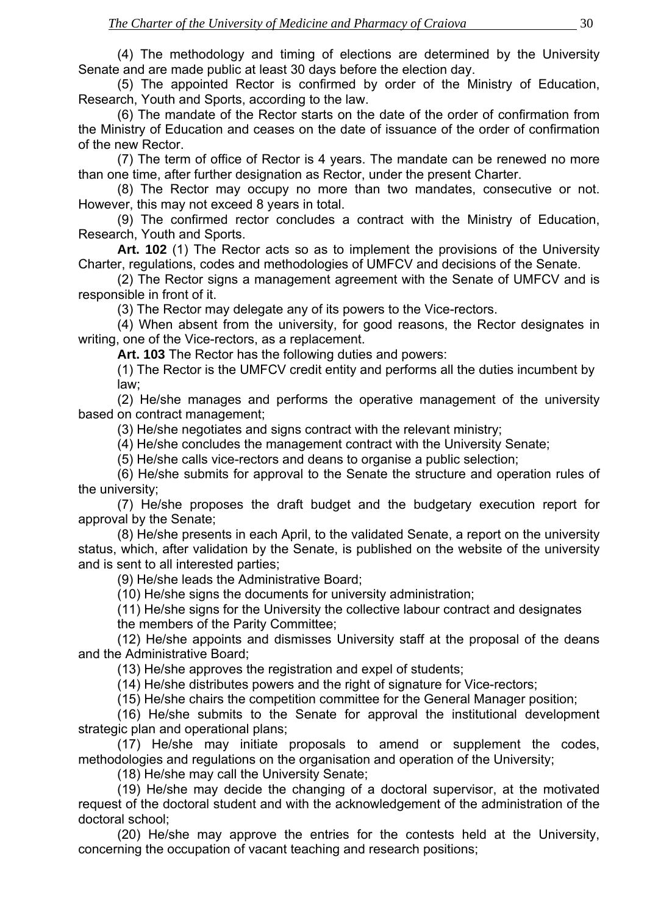(4) The methodology and timing of elections are determined by the University Senate and are made public at least 30 days before the election day.

(5) The appointed Rector is confirmed by order of the Ministry of Education, Research, Youth and Sports, according to the law.

(6) The mandate of the Rector starts on the date of the order of confirmation from the Ministry of Education and ceases on the date of issuance of the order of confirmation of the new Rector.

(7) The term of office of Rector is 4 years. The mandate can be renewed no more than one time, after further designation as Rector, under the present Charter.

(8) The Rector may occupy no more than two mandates, consecutive or not. However, this may not exceed 8 years in total.

(9) The confirmed rector concludes a contract with the Ministry of Education, Research, Youth and Sports.

**Art. 102** (1) The Rector acts so as to implement the provisions of the University Charter, regulations, codes and methodologies of UMFCV and decisions of the Senate.

(2) The Rector signs a management agreement with the Senate of UMFCV and is responsible in front of it.

(3) The Rector may delegate any of its powers to the Vice-rectors.

(4) When absent from the university, for good reasons, the Rector designates in writing, one of the Vice-rectors, as a replacement.

**Art. 103** The Rector has the following duties and powers:

(1) The Rector is the UMFCV credit entity and performs all the duties incumbent by law;

(2) He/she manages and performs the operative management of the university based on contract management;

(3) He/she negotiates and signs contract with the relevant ministry;

(4) He/she concludes the management contract with the University Senate;

(5) He/she calls vice-rectors and deans to organise a public selection;

(6) He/she submits for approval to the Senate the structure and operation rules of the university;

(7) He/she proposes the draft budget and the budgetary execution report for approval by the Senate;

(8) He/she presents in each April, to the validated Senate, a report on the university status, which, after validation by the Senate, is published on the website of the university and is sent to all interested parties;

(9) He/she leads the Administrative Board;

(10) He/she signs the documents for university administration;

(11) He/she signs for the University the collective labour contract and designates the members of the Parity Committee;

(12) He/she appoints and dismisses University staff at the proposal of the deans and the Administrative Board;

(13) He/she approves the registration and expel of students;

(14) He/she distributes powers and the right of signature for Vice-rectors;

(15) He/she chairs the competition committee for the General Manager position;

(16) He/she submits to the Senate for approval the institutional development strategic plan and operational plans;

(17) He/she may initiate proposals to amend or supplement the codes, methodologies and regulations on the organisation and operation of the University;

(18) He/she may call the University Senate;

(19) He/she may decide the changing of a doctoral supervisor, at the motivated request of the doctoral student and with the acknowledgement of the administration of the doctoral school;

(20) He/she may approve the entries for the contests held at the University, concerning the occupation of vacant teaching and research positions;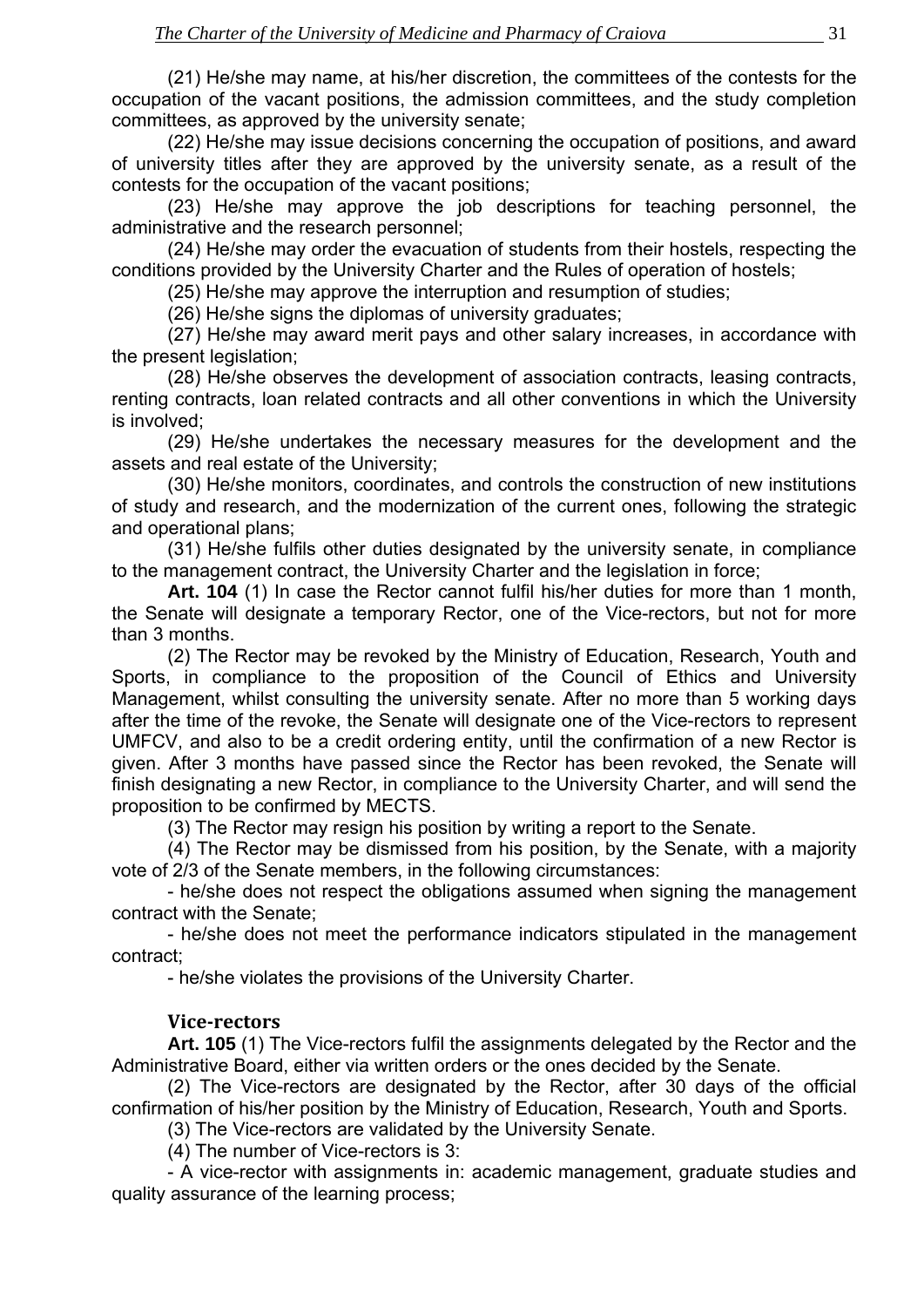(21) He/she may name, at his/her discretion, the committees of the contests for the occupation of the vacant positions, the admission committees, and the study completion committees, as approved by the university senate;

(22) He/she may issue decisions concerning the occupation of positions, and award of university titles after they are approved by the university senate, as a result of the contests for the occupation of the vacant positions;

(23) He/she may approve the job descriptions for teaching personnel, the administrative and the research personnel;

(24) He/she may order the evacuation of students from their hostels, respecting the conditions provided by the University Charter and the Rules of operation of hostels;

(25) He/she may approve the interruption and resumption of studies;

(26) He/she signs the diplomas of university graduates;

(27) He/she may award merit pays and other salary increases, in accordance with the present legislation;

(28) He/she observes the development of association contracts, leasing contracts, renting contracts, loan related contracts and all other conventions in which the University is involved;

(29) He/she undertakes the necessary measures for the development and the assets and real estate of the University;

(30) He/she monitors, coordinates, and controls the construction of new institutions of study and research, and the modernization of the current ones, following the strategic and operational plans;

(31) He/she fulfils other duties designated by the university senate, in compliance to the management contract, the University Charter and the legislation in force;

**Art. 104** (1) In case the Rector cannot fulfil his/her duties for more than 1 month, the Senate will designate a temporary Rector, one of the Vice-rectors, but not for more than 3 months.

(2) The Rector may be revoked by the Ministry of Education, Research, Youth and Sports, in compliance to the proposition of the Council of Ethics and University Management, whilst consulting the university senate. After no more than 5 working days after the time of the revoke, the Senate will designate one of the Vice-rectors to represent UMFCV, and also to be a credit ordering entity, until the confirmation of a new Rector is given. After 3 months have passed since the Rector has been revoked, the Senate will finish designating a new Rector, in compliance to the University Charter, and will send the proposition to be confirmed by MECTS.

(3) The Rector may resign his position by writing a report to the Senate.

(4) The Rector may be dismissed from his position, by the Senate, with a majority vote of 2/3 of the Senate members, in the following circumstances:

- he/she does not respect the obligations assumed when signing the management contract with the Senate;
- he/she does not meet the performance indicators stipulated in the management contract;
- he/she violates the provisions of the University Charter.

### Vice-rectors

**Art. 105** (1) The Vice-rectors fulfil the assignments delegated by the Rector and the Administrative Board, either via written orders or the ones decided by the Senate.

(2) The Vice-rectors are designated by the Rector, after 30 days of the official confirmation of his/her position by the Ministry of Education, Research, Youth and Sports.

(3) The Vice-rectors are validated by the University Senate.

(4) The number of Vice-rectors is 3:

- A vice-rector with assignments in: academic management, graduate studies and quality assurance of the learning process;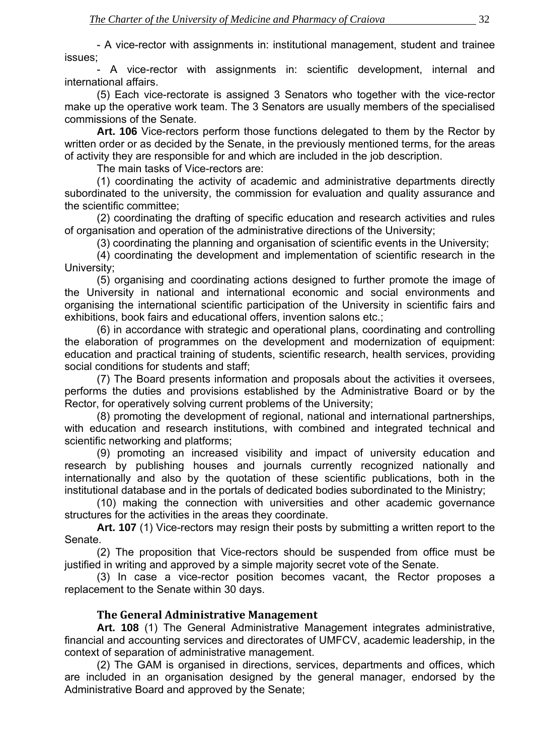- A vice-rector with assignments in: institutional management, student and trainee issues;

- A vice-rector with assignments in: scientific development, internal and international affairs.

(5) Each vice-rectorate is assigned 3 Senators who together with the vice-rector make up the operative work team. The 3 Senators are usually members of the specialised commissions of the Senate.

**Art. 106** Vice-rectors perform those functions delegated to them by the Rector by written order or as decided by the Senate, in the previously mentioned terms, for the areas of activity they are responsible for and which are included in the job description.

The main tasks of Vice-rectors are:

(1) coordinating the activity of academic and administrative departments directly subordinated to the university, the commission for evaluation and quality assurance and the scientific committee;

(2) coordinating the drafting of specific education and research activities and rules of organisation and operation of the administrative directions of the University;

(3) coordinating the planning and organisation of scientific events in the University;

(4) coordinating the development and implementation of scientific research in the University;

(5) organising and coordinating actions designed to further promote the image of the University in national and international economic and social environments and organising the international scientific participation of the University in scientific fairs and exhibitions, book fairs and educational offers, invention salons etc.;

(6) in accordance with strategic and operational plans, coordinating and controlling the elaboration of programmes on the development and modernization of equipment: education and practical training of students, scientific research, health services, providing social conditions for students and staff;

(7) The Board presents information and proposals about the activities it oversees, performs the duties and provisions established by the Administrative Board or by the Rector, for operatively solving current problems of the University;

(8) promoting the development of regional, national and international partnerships, with education and research institutions, with combined and integrated technical and scientific networking and platforms;

(9) promoting an increased visibility and impact of university education and research by publishing houses and journals currently recognized nationally and internationally and also by the quotation of these scientific publications, both in the institutional database and in the portals of dedicated bodies subordinated to the Ministry;

(10) making the connection with universities and other academic governance structures for the activities in the areas they coordinate.

**Art. 107** (1) Vice-rectors may resign their posts by submitting a written report to the Senate.

(2) The proposition that Vice-rectors should be suspended from office must be justified in writing and approved by a simple majority secret vote of the Senate.

(3) In case a vice-rector position becomes vacant, the Rector proposes a replacement to the Senate within 30 days.

### The General Administrative Management

**Art. 108** (1) The General Administrative Management integrates administrative, financial and accounting services and directorates of UMFCV, academic leadership, in the context of separation of administrative management.

(2) The GAM is organised in directions, services, departments and offices, which are included in an organisation designed by the general manager, endorsed by the Administrative Board and approved by the Senate;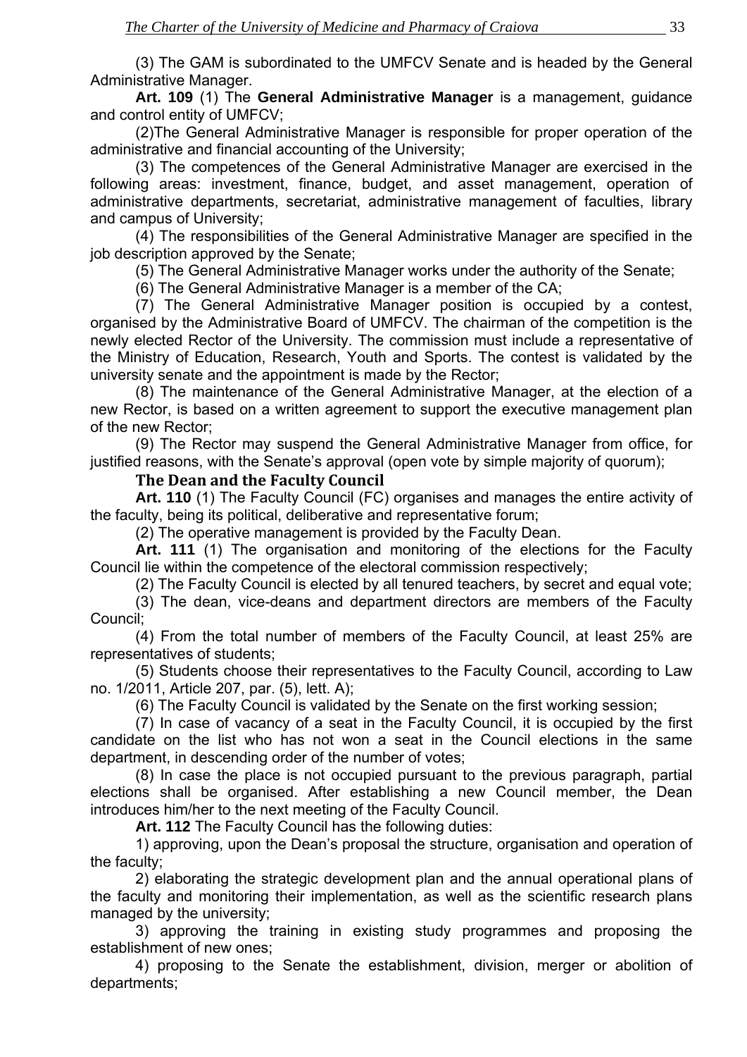(3) The GAM is subordinated to the UMFCV Senate and is headed by the General Administrative Manager.

**Art. 109** (1) The **General Administrative Manager** is a management, guidance and control entity of UMFCV;

(2)The General Administrative Manager is responsible for proper operation of the administrative and financial accounting of the University;

(3) The competences of the General Administrative Manager are exercised in the following areas: investment, finance, budget, and asset management, operation of administrative departments, secretariat, administrative management of faculties, library and campus of University;

(4) The responsibilities of the General Administrative Manager are specified in the job description approved by the Senate;

(5) The General Administrative Manager works under the authority of the Senate;

(6) The General Administrative Manager is a member of the CA;

(7) The General Administrative Manager position is occupied by a contest, organised by the Administrative Board of UMFCV. The chairman of the competition is the newly elected Rector of the University. The commission must include a representative of the Ministry of Education, Research, Youth and Sports. The contest is validated by the university senate and the appointment is made by the Rector;

(8) The maintenance of the General Administrative Manager, at the election of a new Rector, is based on a written agreement to support the executive management plan of the new Rector;

(9) The Rector may suspend the General Administrative Manager from office, for justified reasons, with the Senate's approval (open vote by simple majority of quorum);

### The Dean and the Faculty Council

**Art. 110** (1) The Faculty Council (FC) organises and manages the entire activity of the faculty, being its political, deliberative and representative forum;

(2) The operative management is provided by the Faculty Dean.

**Art. 111** (1) The organisation and monitoring of the elections for the Faculty Council lie within the competence of the electoral commission respectively;

(2) The Faculty Council is elected by all tenured teachers, by secret and equal vote;

(3) The dean, vice-deans and department directors are members of the Faculty Council;

(4) From the total number of members of the Faculty Council, at least 25% are representatives of students;

(5) Students choose their representatives to the Faculty Council, according to Law no. 1/2011, Article 207, par. (5), lett. A);

(6) The Faculty Council is validated by the Senate on the first working session;

(7) In case of vacancy of a seat in the Faculty Council, it is occupied by the first candidate on the list who has not won a seat in the Council elections in the same department, in descending order of the number of votes;

(8) In case the place is not occupied pursuant to the previous paragraph, partial elections shall be organised. After establishing a new Council member, the Dean introduces him/her to the next meeting of the Faculty Council.

**Art. 112** The Faculty Council has the following duties:

1) approving, upon the Dean's proposal the structure, organisation and operation of the faculty;

2) elaborating the strategic development plan and the annual operational plans of the faculty and monitoring their implementation, as well as the scientific research plans managed by the university;

3) approving the training in existing study programmes and proposing the establishment of new ones;

4) proposing to the Senate the establishment, division, merger or abolition of departments;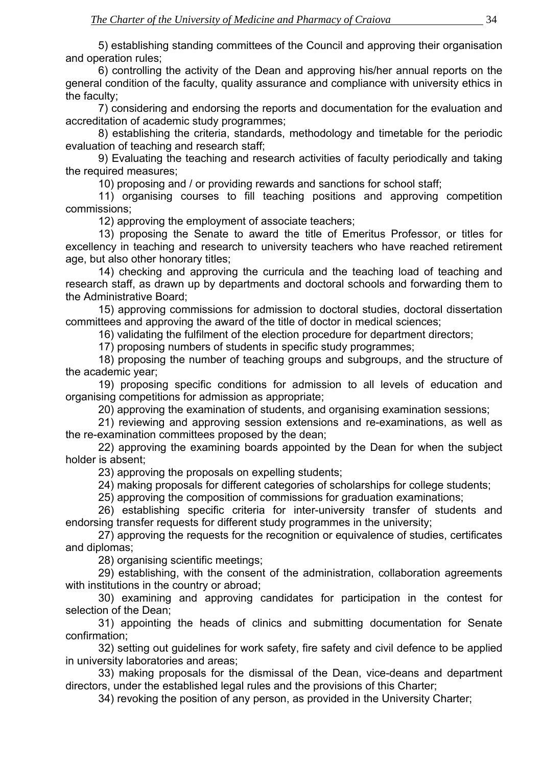5) establishing standing committees of the Council and approving their organisation and operation rules;

6) controlling the activity of the Dean and approving his/her annual reports on the general condition of the faculty, quality assurance and compliance with university ethics in the faculty;

7) considering and endorsing the reports and documentation for the evaluation and accreditation of academic study programmes;

8) establishing the criteria, standards, methodology and timetable for the periodic evaluation of teaching and research staff;

9) Evaluating the teaching and research activities of faculty periodically and taking the required measures;

10) proposing and / or providing rewards and sanctions for school staff;

11) organising courses to fill teaching positions and approving competition commissions;

12) approving the employment of associate teachers;

13) proposing the Senate to award the title of Emeritus Professor, or titles for excellency in teaching and research to university teachers who have reached retirement age, but also other honorary titles;

14) checking and approving the curricula and the teaching load of teaching and research staff, as drawn up by departments and doctoral schools and forwarding them to the Administrative Board;

15) approving commissions for admission to doctoral studies, doctoral dissertation committees and approving the award of the title of doctor in medical sciences;

16) validating the fulfilment of the election procedure for department directors;

17) proposing numbers of students in specific study programmes;

18) proposing the number of teaching groups and subgroups, and the structure of the academic year;

19) proposing specific conditions for admission to all levels of education and organising competitions for admission as appropriate;

20) approving the examination of students, and organising examination sessions;

21) reviewing and approving session extensions and re-examinations, as well as the re-examination committees proposed by the dean;

22) approving the examining boards appointed by the Dean for when the subject holder is absent;

23) approving the proposals on expelling students;

24) making proposals for different categories of scholarships for college students;

25) approving the composition of commissions for graduation examinations;

26) establishing specific criteria for inter-university transfer of students and endorsing transfer requests for different study programmes in the university;

27) approving the requests for the recognition or equivalence of studies, certificates and diplomas;

28) organising scientific meetings;

29) establishing, with the consent of the administration, collaboration agreements with institutions in the country or abroad;

30) examining and approving candidates for participation in the contest for selection of the Dean;

31) appointing the heads of clinics and submitting documentation for Senate confirmation;

32) setting out guidelines for work safety, fire safety and civil defence to be applied in university laboratories and areas;

33) making proposals for the dismissal of the Dean, vice-deans and department directors, under the established legal rules and the provisions of this Charter;

34) revoking the position of any person, as provided in the University Charter;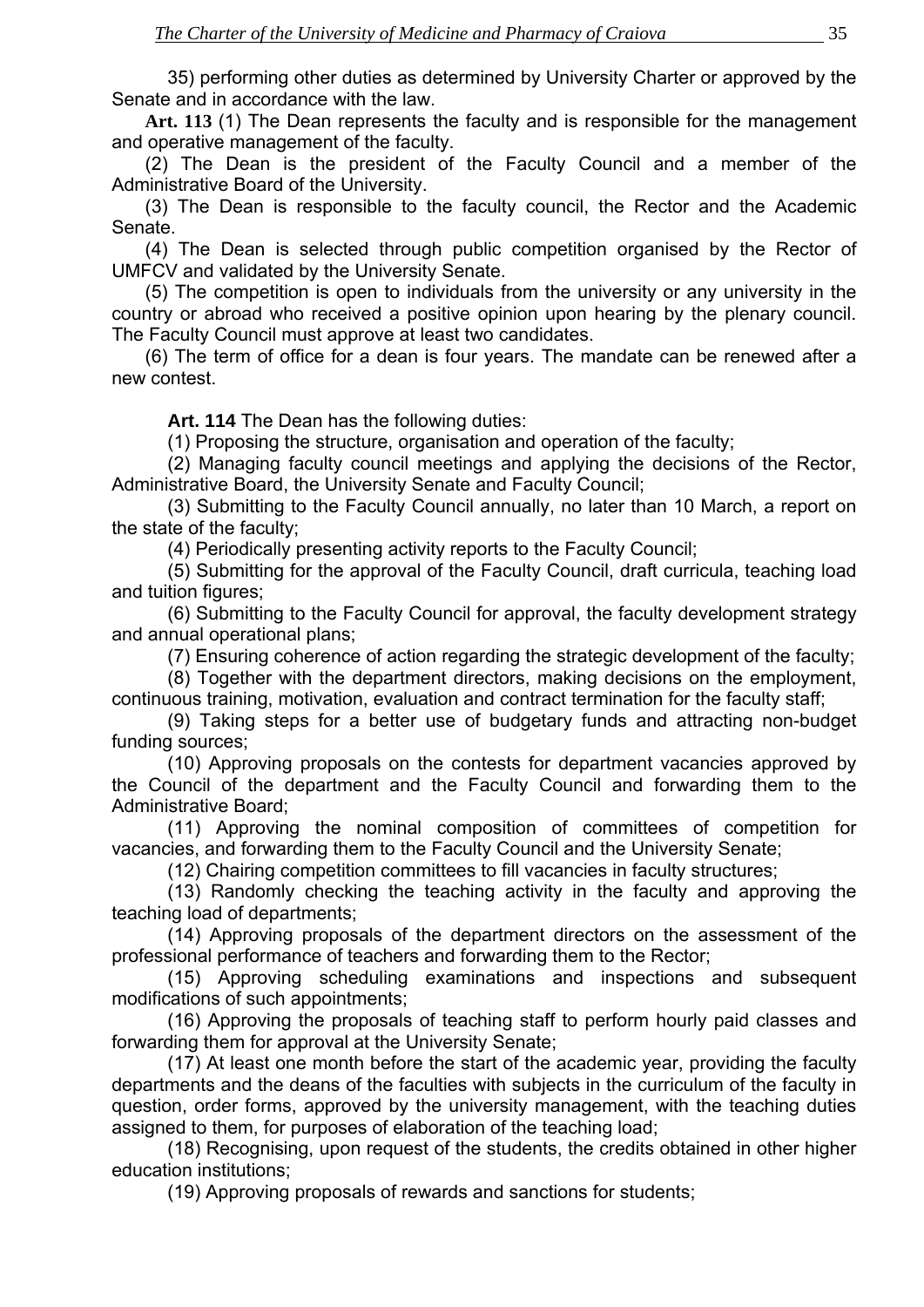35) performing other duties as determined by University Charter or approved by the Senate and in accordance with the law.

**Art. 113** (1) The Dean represents the faculty and is responsible for the management and operative management of the faculty.

(2) The Dean is the president of the Faculty Council and a member of the Administrative Board of the University.

(3) The Dean is responsible to the faculty council, the Rector and the Academic Senate.

(4) The Dean is selected through public competition organised by the Rector of UMFCV and validated by the University Senate.

(5) The competition is open to individuals from the university or any university in the country or abroad who received a positive opinion upon hearing by the plenary council. The Faculty Council must approve at least two candidates.

(6) The term of office for a dean is four years. The mandate can be renewed after a new contest.

**Art. 114** The Dean has the following duties:

(1) Proposing the structure, organisation and operation of the faculty;

(2) Managing faculty council meetings and applying the decisions of the Rector, Administrative Board, the University Senate and Faculty Council;

(3) Submitting to the Faculty Council annually, no later than 10 March, a report on the state of the faculty;

(4) Periodically presenting activity reports to the Faculty Council;

(5) Submitting for the approval of the Faculty Council, draft curricula, teaching load and tuition figures;

(6) Submitting to the Faculty Council for approval, the faculty development strategy and annual operational plans;

(7) Ensuring coherence of action regarding the strategic development of the faculty;

(8) Together with the department directors, making decisions on the employment, continuous training, motivation, evaluation and contract termination for the faculty staff;

(9) Taking steps for a better use of budgetary funds and attracting non-budget funding sources;

(10) Approving proposals on the contests for department vacancies approved by the Council of the department and the Faculty Council and forwarding them to the Administrative Board;

(11) Approving the nominal composition of committees of competition for vacancies, and forwarding them to the Faculty Council and the University Senate;

(12) Chairing competition committees to fill vacancies in faculty structures;

(13) Randomly checking the teaching activity in the faculty and approving the teaching load of departments;

(14) Approving proposals of the department directors on the assessment of the professional performance of teachers and forwarding them to the Rector;

(15) Approving scheduling examinations and inspections and subsequent modifications of such appointments;

(16) Approving the proposals of teaching staff to perform hourly paid classes and forwarding them for approval at the University Senate;

(17) At least one month before the start of the academic year, providing the faculty departments and the deans of the faculties with subjects in the curriculum of the faculty in question, order forms, approved by the university management, with the teaching duties assigned to them, for purposes of elaboration of the teaching load;

(18) Recognising, upon request of the students, the credits obtained in other higher education institutions;

(19) Approving proposals of rewards and sanctions for students;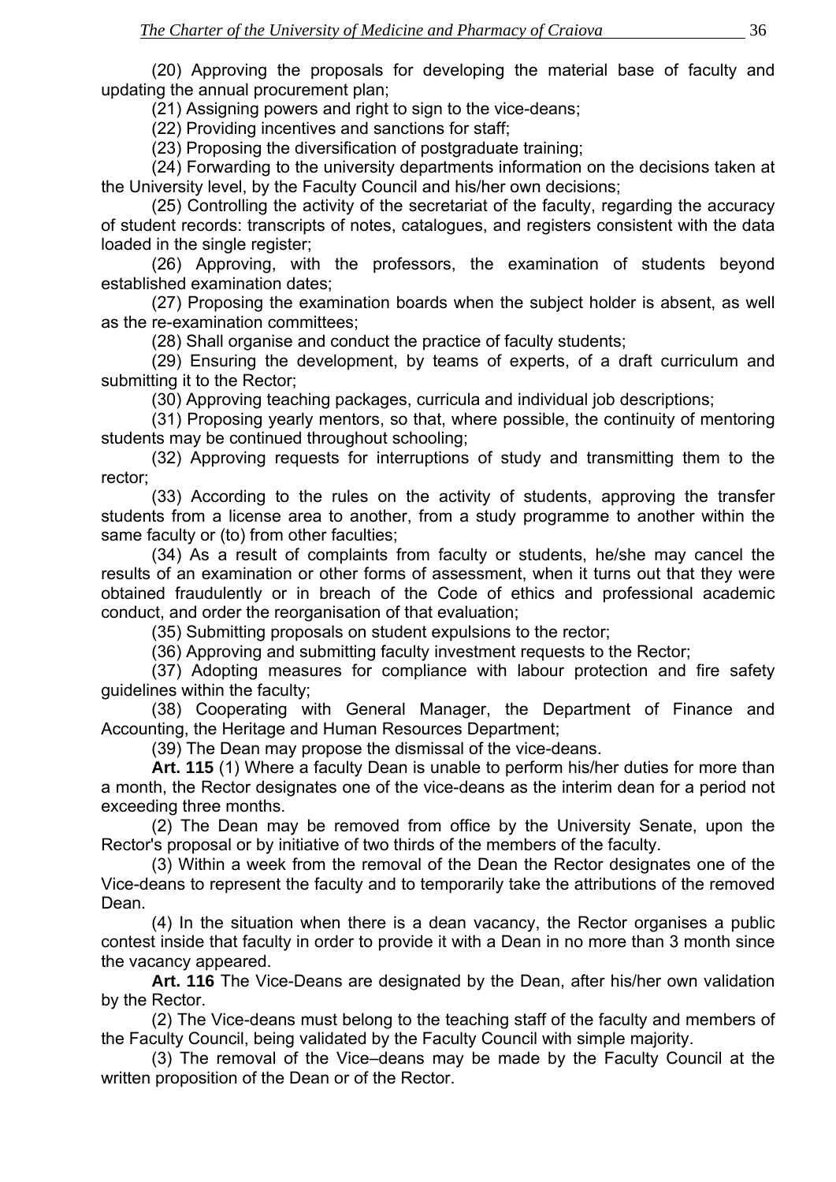(20) Approving the proposals for developing the material base of faculty and updating the annual procurement plan;

(21) Assigning powers and right to sign to the vice-deans;

(22) Providing incentives and sanctions for staff;

(23) Proposing the diversification of postgraduate training;

(24) Forwarding to the university departments information on the decisions taken at the University level, by the Faculty Council and his/her own decisions;

(25) Controlling the activity of the secretariat of the faculty, regarding the accuracy of student records: transcripts of notes, catalogues, and registers consistent with the data loaded in the single register;

(26) Approving, with the professors, the examination of students beyond established examination dates;

(27) Proposing the examination boards when the subject holder is absent, as well as the re-examination committees;

(28) Shall organise and conduct the practice of faculty students;

(29) Ensuring the development, by teams of experts, of a draft curriculum and submitting it to the Rector;

(30) Approving teaching packages, curricula and individual job descriptions;

(31) Proposing yearly mentors, so that, where possible, the continuity of mentoring students may be continued throughout schooling;

(32) Approving requests for interruptions of study and transmitting them to the rector;

(33) According to the rules on the activity of students, approving the transfer students from a license area to another, from a study programme to another within the same faculty or (to) from other faculties;

(34) As a result of complaints from faculty or students, he/she may cancel the results of an examination or other forms of assessment, when it turns out that they were obtained fraudulently or in breach of the Code of ethics and professional academic conduct, and order the reorganisation of that evaluation;

(35) Submitting proposals on student expulsions to the rector;

(36) Approving and submitting faculty investment requests to the Rector;

(37) Adopting measures for compliance with labour protection and fire safety guidelines within the faculty;

(38) Cooperating with General Manager, the Department of Finance and Accounting, the Heritage and Human Resources Department;

(39) The Dean may propose the dismissal of the vice-deans.

**Art. 115** (1) Where a faculty Dean is unable to perform his/her duties for more than a month, the Rector designates one of the vice-deans as the interim dean for a period not exceeding three months.

(2) The Dean may be removed from office by the University Senate, upon the Rector's proposal or by initiative of two thirds of the members of the faculty.

(3) Within a week from the removal of the Dean the Rector designates one of the Vice-deans to represent the faculty and to temporarily take the attributions of the removed Dean.

(4) In the situation when there is a dean vacancy, the Rector organises a public contest inside that faculty in order to provide it with a Dean in no more than 3 month since the vacancy appeared.

**Art. 116** The Vice-Deans are designated by the Dean, after his/her own validation by the Rector.

(2) The Vice-deans must belong to the teaching staff of the faculty and members of the Faculty Council, being validated by the Faculty Council with simple majority.

(3) The removal of the Vice–deans may be made by the Faculty Council at the written proposition of the Dean or of the Rector.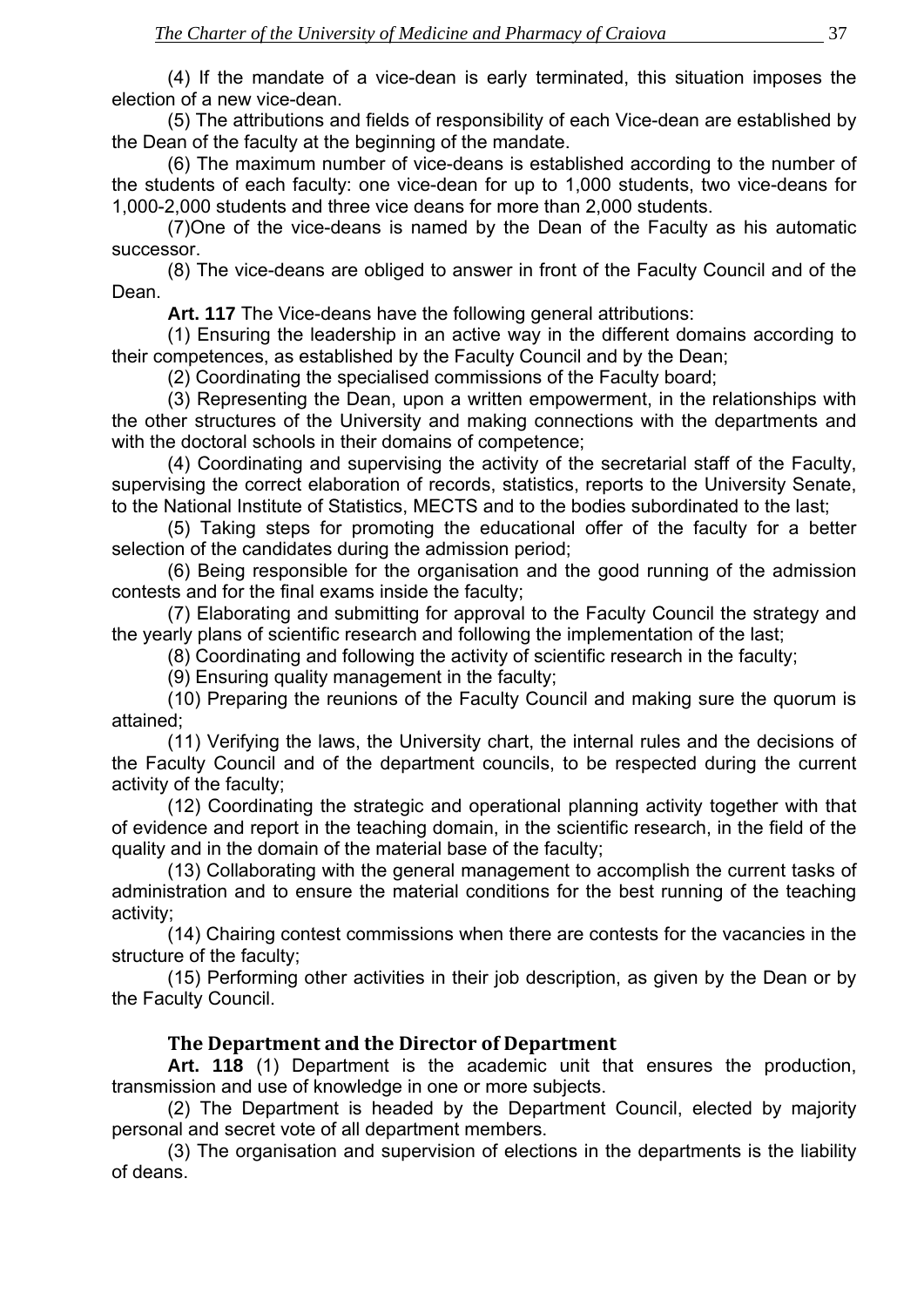(4) If the mandate of a vice-dean is early terminated, this situation imposes the election of a new vice-dean.

(5) The attributions and fields of responsibility of each Vice-dean are established by the Dean of the faculty at the beginning of the mandate.

(6) The maximum number of vice-deans is established according to the number of the students of each faculty: one vice-dean for up to 1,000 students, two vice-deans for 1,000-2,000 students and three vice deans for more than 2,000 students.

(7)One of the vice-deans is named by the Dean of the Faculty as his automatic successor.

(8) The vice-deans are obliged to answer in front of the Faculty Council and of the Dean.

**Art. 117** The Vice-deans have the following general attributions:

(1) Ensuring the leadership in an active way in the different domains according to their competences, as established by the Faculty Council and by the Dean;

(2) Coordinating the specialised commissions of the Faculty board;

(3) Representing the Dean, upon a written empowerment, in the relationships with the other structures of the University and making connections with the departments and with the doctoral schools in their domains of competence;

(4) Coordinating and supervising the activity of the secretarial staff of the Faculty, supervising the correct elaboration of records, statistics, reports to the University Senate, to the National Institute of Statistics, MECTS and to the bodies subordinated to the last;

(5) Taking steps for promoting the educational offer of the faculty for a better selection of the candidates during the admission period;

(6) Being responsible for the organisation and the good running of the admission contests and for the final exams inside the faculty;

(7) Elaborating and submitting for approval to the Faculty Council the strategy and the yearly plans of scientific research and following the implementation of the last;

(8) Coordinating and following the activity of scientific research in the faculty;

(9) Ensuring quality management in the faculty;

(10) Preparing the reunions of the Faculty Council and making sure the quorum is attained;

(11) Verifying the laws, the University chart, the internal rules and the decisions of the Faculty Council and of the department councils, to be respected during the current activity of the faculty;

(12) Coordinating the strategic and operational planning activity together with that of evidence and report in the teaching domain, in the scientific research, in the field of the quality and in the domain of the material base of the faculty;

(13) Collaborating with the general management to accomplish the current tasks of administration and to ensure the material conditions for the best running of the teaching activity;

(14) Chairing contest commissions when there are contests for the vacancies in the structure of the faculty;

(15) Performing other activities in their job description, as given by the Dean or by the Faculty Council.

### The Department and the Director of Department

**Art. 118** (1) Department is the academic unit that ensures the production, transmission and use of knowledge in one or more subjects.

(2) The Department is headed by the Department Council, elected by majority personal and secret vote of all department members.

(3) The organisation and supervision of elections in the departments is the liability of deans.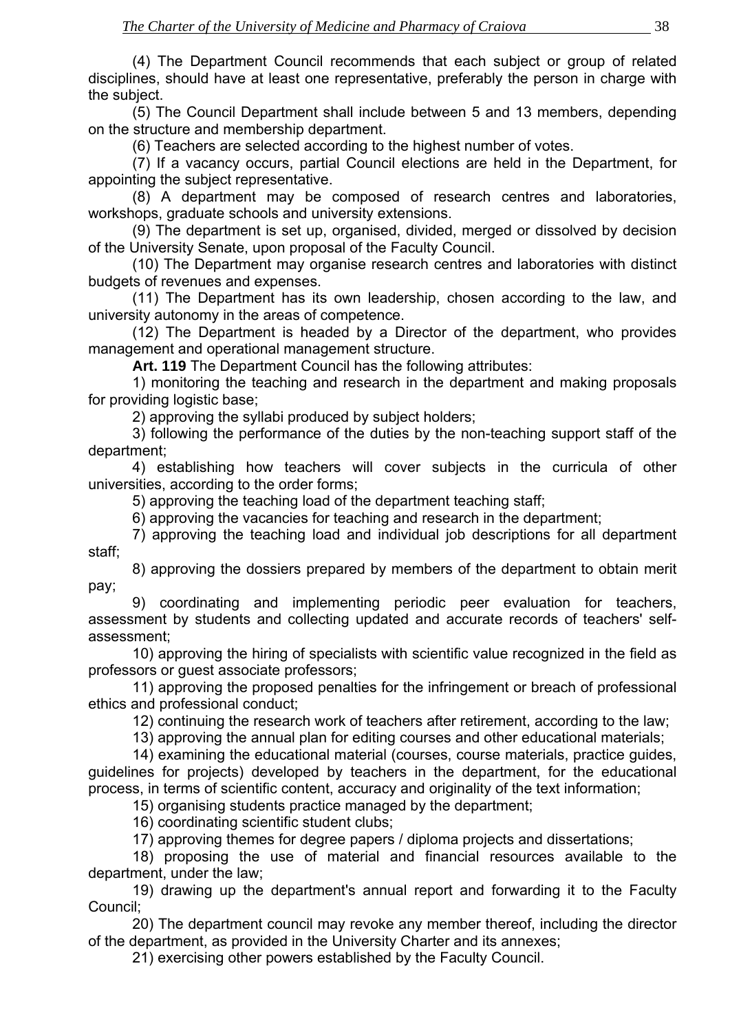(4) The Department Council recommends that each subject or group of related disciplines, should have at least one representative, preferably the person in charge with the subject.

(5) The Council Department shall include between 5 and 13 members, depending on the structure and membership department.

(6) Teachers are selected according to the highest number of votes.

(7) If a vacancy occurs, partial Council elections are held in the Department, for appointing the subject representative.

(8) A department may be composed of research centres and laboratories, workshops, graduate schools and university extensions.

(9) The department is set up, organised, divided, merged or dissolved by decision of the University Senate, upon proposal of the Faculty Council.

(10) The Department may organise research centres and laboratories with distinct budgets of revenues and expenses.

(11) The Department has its own leadership, chosen according to the law, and university autonomy in the areas of competence.

(12) The Department is headed by a Director of the department, who provides management and operational management structure.

**Art. 119** The Department Council has the following attributes:

1) monitoring the teaching and research in the department and making proposals for providing logistic base;

2) approving the syllabi produced by subject holders;

3) following the performance of the duties by the non-teaching support staff of the department;

4) establishing how teachers will cover subjects in the curricula of other universities, according to the order forms;

5) approving the teaching load of the department teaching staff;

6) approving the vacancies for teaching and research in the department;

7) approving the teaching load and individual job descriptions for all department staff;

8) approving the dossiers prepared by members of the department to obtain merit pay;

9) coordinating and implementing periodic peer evaluation for teachers, assessment by students and collecting updated and accurate records of teachers' self-assessment;

10) approving the hiring of specialists with scientific value recognized in the field as professors or guest associate professors;

11) approving the proposed penalties for the infringement or breach of professional ethics and professional conduct;

12) continuing the research work of teachers after retirement, according to the law;

13) approving the annual plan for editing courses and other educational materials;

14) examining the educational material (courses, course materials, practice guides, guidelines for projects) developed by teachers in the department, for the educational process, in terms of scientific content, accuracy and originality of the text information;

15) organising students practice managed by the department;

16) coordinating scientific student clubs;

17) approving themes for degree papers / diploma projects and dissertations;

18) proposing the use of material and financial resources available to the department, under the law;

19) drawing up the department's annual report and forwarding it to the Faculty Council;

20) The department council may revoke any member thereof, including the director of the department, as provided in the University Charter and its annexes;

21) exercising other powers established by the Faculty Council.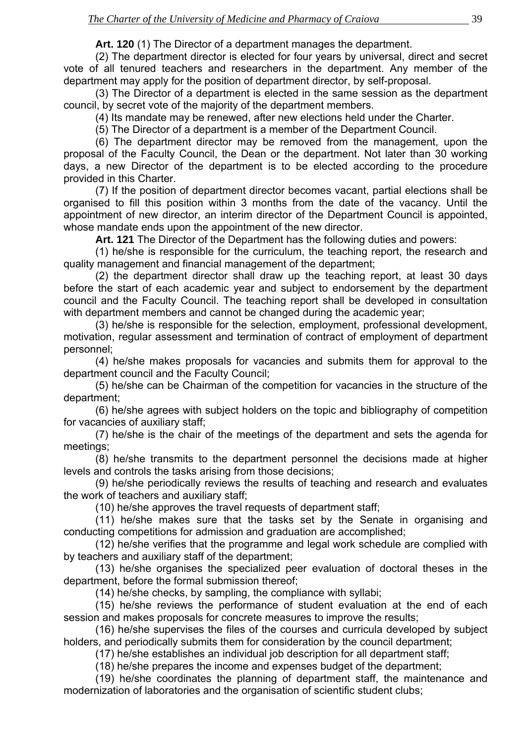**Art. 120** (1) The Director of a department manages the department.

(2) The department director is elected for four years by universal, direct and secret vote of all tenured teachers and researchers in the department. Any member of the department may apply for the position of department director, by self-proposal.

(3) The Director of a department is elected in the same session as the department council, by secret vote of the majority of the department members.

(4) Its mandate may be renewed, after new elections held under the Charter.

(5) The Director of a department is a member of the Department Council.

(6) The department director may be removed from the management, upon the proposal of the Faculty Council, the Dean or the department. Not later than 30 working days, a new Director of the department is to be elected according to the procedure provided in this Charter.

(7) If the position of department director becomes vacant, partial elections shall be organised to fill this position within 3 months from the date of the vacancy. Until the appointment of new director, an interim director of the Department Council is appointed, whose mandate ends upon the appointment of the new director.

**Art. 121** The Director of the Department has the following duties and powers:

(1) he/she is responsible for the curriculum, the teaching report, the research and quality management and financial management of the department;

(2) the department director shall draw up the teaching report, at least 30 days before the start of each academic year and subject to endorsement by the department council and the Faculty Council. The teaching report shall be developed in consultation with department members and cannot be changed during the academic year;

(3) he/she is responsible for the selection, employment, professional development, motivation, regular assessment and termination of contract of employment of department personnel;

(4) he/she makes proposals for vacancies and submits them for approval to the department council and the Faculty Council;

(5) he/she can be Chairman of the competition for vacancies in the structure of the department;

(6) he/she agrees with subject holders on the topic and bibliography of competition for vacancies of auxiliary staff;

(7) he/she is the chair of the meetings of the department and sets the agenda for meetings;

(8) he/she transmits to the department personnel the decisions made at higher levels and controls the tasks arising from those decisions;

(9) he/she periodically reviews the results of teaching and research and evaluates the work of teachers and auxiliary staff;

(10) he/she approves the travel requests of department staff;

(11) he/she makes sure that the tasks set by the Senate in organising and conducting competitions for admission and graduation are accomplished;

(12) he/she verifies that the programme and legal work schedule are complied with by teachers and auxiliary staff of the department;

(13) he/she organises the specialized peer evaluation of doctoral theses in the department, before the formal submission thereof;

(14) he/she checks, by sampling, the compliance with syllabi;

(15) he/she reviews the performance of student evaluation at the end of each session and makes proposals for concrete measures to improve the results;

(16) he/she supervises the files of the courses and curricula developed by subject holders, and periodically submits them for consideration by the council department;

(17) he/she establishes an individual job description for all department staff;

(18) he/she prepares the income and expenses budget of the department;

(19) he/she coordinates the planning of department staff, the maintenance and modernization of laboratories and the organisation of scientific student clubs;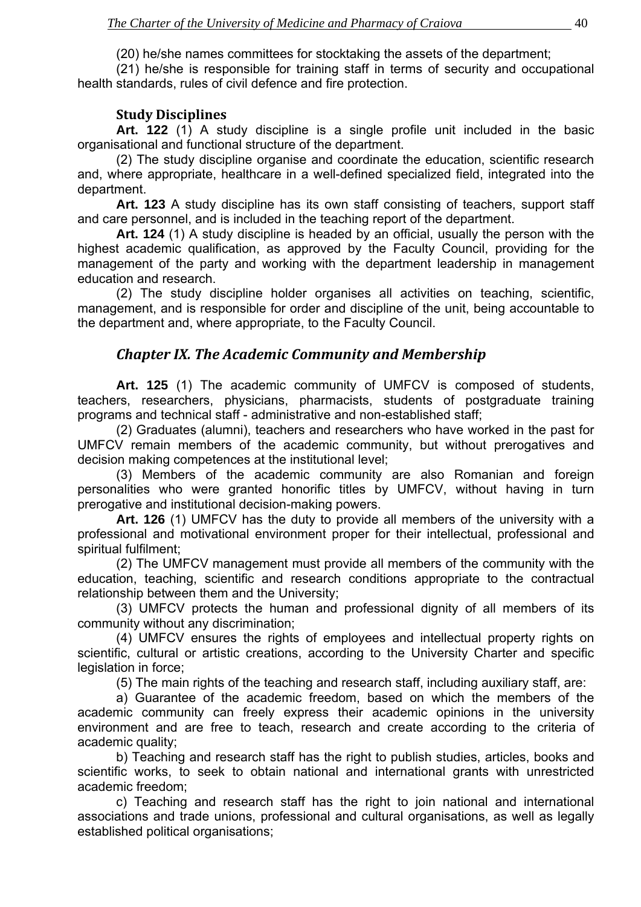(20) he/she names committees for stocktaking the assets of the department;

(21) he/she is responsible for training staff in terms of security and occupational health standards, rules of civil defence and fire protection.

### Study Disciplines

**Art. 122** (1) A study discipline is a single profile unit included in the basic organisational and functional structure of the department.

(2) The study discipline organise and coordinate the education, scientific research and, where appropriate, healthcare in a well-defined specialized field, integrated into the department.

**Art. 123** A study discipline has its own staff consisting of teachers, support staff and care personnel, and is included in the teaching report of the department.

**Art. 124** (1) A study discipline is headed by an official, usually the person with the highest academic qualification, as approved by the Faculty Council, providing for the management of the party and working with the department leadership in management education and research.

(2) The study discipline holder organises all activities on teaching, scientific, management, and is responsible for order and discipline of the unit, being accountable to the department and, where appropriate, to the Faculty Council.

## *Chapter IX. The Academic Community and Membership*

**Art. 125** (1) The academic community of UMFCV is composed of students, teachers, researchers, physicians, pharmacists, students of postgraduate training programs and technical staff - administrative and non-established staff;

(2) Graduates (alumni), teachers and researchers who have worked in the past for UMFCV remain members of the academic community, but without prerogatives and decision making competences at the institutional level;

(3) Members of the academic community are also Romanian and foreign personalities who were granted honorific titles by UMFCV, without having in turn prerogative and institutional decision-making powers.

**Art. 126** (1) UMFCV has the duty to provide all members of the university with a professional and motivational environment proper for their intellectual, professional and spiritual fulfilment;

(2) The UMFCV management must provide all members of the community with the education, teaching, scientific and research conditions appropriate to the contractual relationship between them and the University;

(3) UMFCV protects the human and professional dignity of all members of its community without any discrimination;

(4) UMFCV ensures the rights of employees and intellectual property rights on scientific, cultural or artistic creations, according to the University Charter and specific legislation in force;

(5) The main rights of the teaching and research staff, including auxiliary staff, are:

a) Guarantee of the academic freedom, based on which the members of the academic community can freely express their academic opinions in the university environment and are free to teach, research and create according to the criteria of academic quality;

b) Teaching and research staff has the right to publish studies, articles, books and scientific works, to seek to obtain national and international grants with unrestricted academic freedom;

c) Teaching and research staff has the right to join national and international associations and trade unions, professional and cultural organisations, as well as legally established political organisations;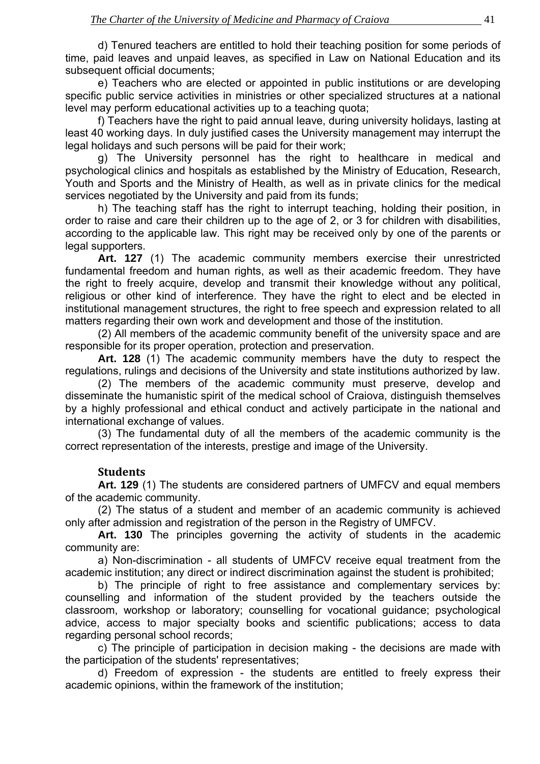d) Tenured teachers are entitled to hold their teaching position for some periods of time, paid leaves and unpaid leaves, as specified in Law on National Education and its subsequent official documents;

e) Teachers who are elected or appointed in public institutions or are developing specific public service activities in ministries or other specialized structures at a national level may perform educational activities up to a teaching quota;

f) Teachers have the right to paid annual leave, during university holidays, lasting at least 40 working days. In duly justified cases the University management may interrupt the legal holidays and such persons will be paid for their work;

g) The University personnel has the right to healthcare in medical and psychological clinics and hospitals as established by the Ministry of Education, Research, Youth and Sports and the Ministry of Health, as well as in private clinics for the medical services negotiated by the University and paid from its funds;

h) The teaching staff has the right to interrupt teaching, holding their position, in order to raise and care their children up to the age of 2, or 3 for children with disabilities, according to the applicable law. This right may be received only by one of the parents or legal supporters.

**Art. 127** (1) The academic community members exercise their unrestricted fundamental freedom and human rights, as well as their academic freedom. They have the right to freely acquire, develop and transmit their knowledge without any political, religious or other kind of interference. They have the right to elect and be elected in institutional management structures, the right to free speech and expression related to all matters regarding their own work and development and those of the institution.

(2) All members of the academic community benefit of the university space and are responsible for its proper operation, protection and preservation.

**Art. 128** (1) The academic community members have the duty to respect the regulations, rulings and decisions of the University and state institutions authorized by law.

(2) The members of the academic community must preserve, develop and disseminate the humanistic spirit of the medical school of Craiova, distinguish themselves by a highly professional and ethical conduct and actively participate in the national and international exchange of values.

(3) The fundamental duty of all the members of the academic community is the correct representation of the interests, prestige and image of the University.

### Students

**Art. 129** (1) The students are considered partners of UMFCV and equal members of the academic community.

(2) The status of a student and member of an academic community is achieved only after admission and registration of the person in the Registry of UMFCV.

**Art. 130** The principles governing the activity of students in the academic community are:

a) Non-discrimination - all students of UMFCV receive equal treatment from the academic institution; any direct or indirect discrimination against the student is prohibited;

b) The principle of right to free assistance and complementary services by: counselling and information of the student provided by the teachers outside the classroom, workshop or laboratory; counselling for vocational guidance; psychological advice, access to major specialty books and scientific publications; access to data regarding personal school records;

c) The principle of participation in decision making - the decisions are made with the participation of the students' representatives;

d) Freedom of expression - the students are entitled to freely express their academic opinions, within the framework of the institution;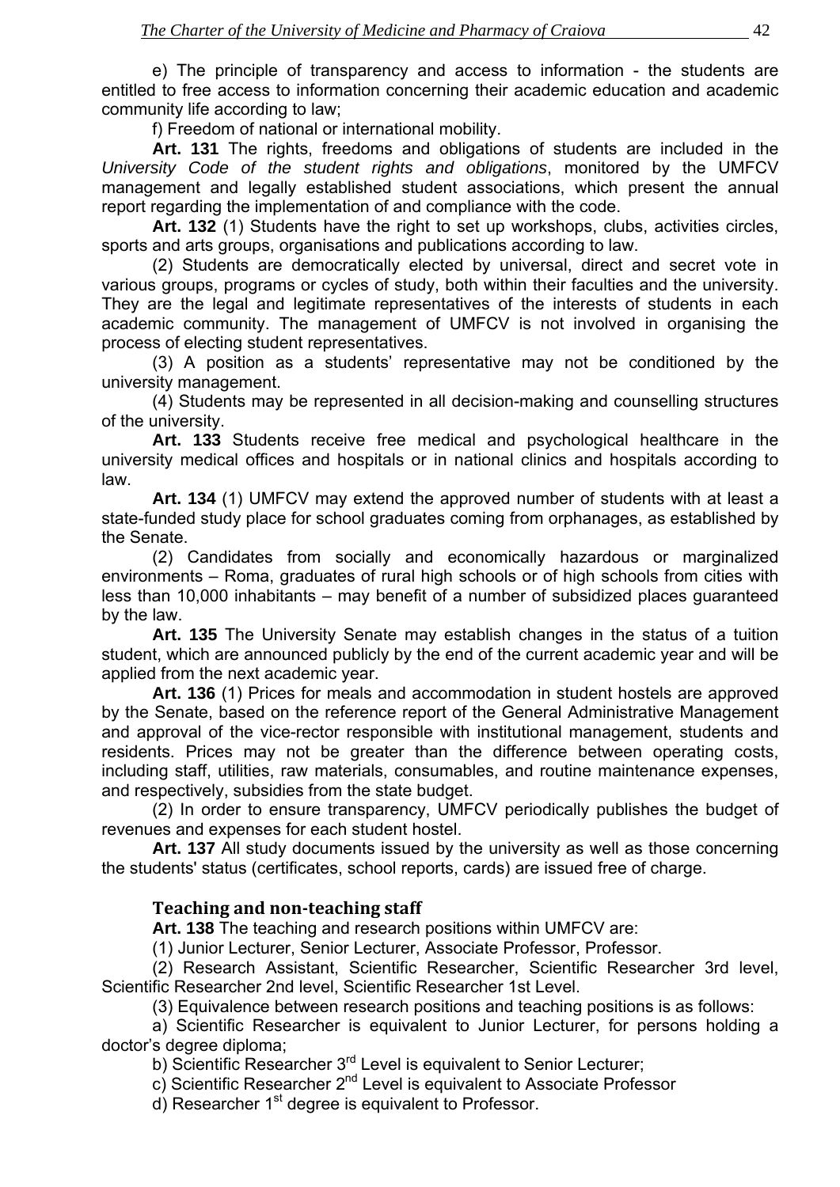e) The principle of transparency and access to information - the students are entitled to free access to information concerning their academic education and academic community life according to law;

f) Freedom of national or international mobility.

**Art. 131** The rights, freedoms and obligations of students are included in the *University Code of the student rights and obligations*, monitored by the UMFCV management and legally established student associations, which present the annual report regarding the implementation of and compliance with the code.

**Art. 132** (1) Students have the right to set up workshops, clubs, activities circles, sports and arts groups, organisations and publications according to law.

(2) Students are democratically elected by universal, direct and secret vote in various groups, programs or cycles of study, both within their faculties and the university. They are the legal and legitimate representatives of the interests of students in each academic community. The management of UMFCV is not involved in organising the process of electing student representatives.

(3) A position as a students' representative may not be conditioned by the university management.

(4) Students may be represented in all decision-making and counselling structures of the university.

**Art. 133** Students receive free medical and psychological healthcare in the university medical offices and hospitals or in national clinics and hospitals according to law.

**Art. 134** (1) UMFCV may extend the approved number of students with at least a state-funded study place for school graduates coming from orphanages, as established by the Senate.

(2) Candidates from socially and economically hazardous or marginalized environments – Roma, graduates of rural high schools or of high schools from cities with less than 10,000 inhabitants – may benefit of a number of subsidized places guaranteed by the law.

**Art. 135** The University Senate may establish changes in the status of a tuition student, which are announced publicly by the end of the current academic year and will be applied from the next academic year.

**Art. 136** (1) Prices for meals and accommodation in student hostels are approved by the Senate, based on the reference report of the General Administrative Management and approval of the vice-rector responsible with institutional management, students and residents. Prices may not be greater than the difference between operating costs, including staff, utilities, raw materials, consumables, and routine maintenance expenses, and respectively, subsidies from the state budget.

(2) In order to ensure transparency, UMFCV periodically publishes the budget of revenues and expenses for each student hostel.

**Art. 137** All study documents issued by the university as well as those concerning the students' status (certificates, school reports, cards) are issued free of charge.

### Teaching and non-teaching staff

**Art. 138** The teaching and research positions within UMFCV are:

(1) Junior Lecturer, Senior Lecturer, Associate Professor, Professor.

(2) Research Assistant, Scientific Researcher, Scientific Researcher 3rd level, Scientific Researcher 2nd level, Scientific Researcher 1st Level.

(3) Equivalence between research positions and teaching positions is as follows:

a) Scientific Researcher is equivalent to Junior Lecturer, for persons holding a doctor's degree diploma;

b) Scientific Researcher 3rd Level is equivalent to Senior Lecturer;

c) Scientific Researcher 2nd Level is equivalent to Associate Professor

d) Researcher 1st degree is equivalent to Professor.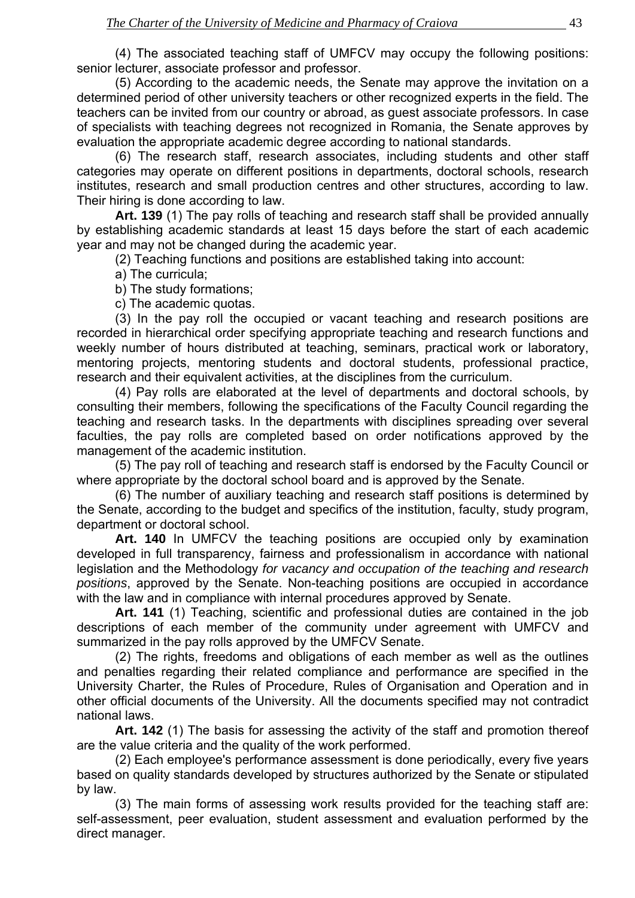(4) The associated teaching staff of UMFCV may occupy the following positions: senior lecturer, associate professor and professor.

(5) According to the academic needs, the Senate may approve the invitation on a determined period of other university teachers or other recognized experts in the field. The teachers can be invited from our country or abroad, as guest associate professors. In case of specialists with teaching degrees not recognized in Romania, the Senate approves by evaluation the appropriate academic degree according to national standards.

(6) The research staff, research associates, including students and other staff categories may operate on different positions in departments, doctoral schools, research institutes, research and small production centres and other structures, according to law. Their hiring is done according to law.

**Art. 139** (1) The pay rolls of teaching and research staff shall be provided annually by establishing academic standards at least 15 days before the start of each academic year and may not be changed during the academic year.

(2) Teaching functions and positions are established taking into account:

a) The curricula;

b) The study formations;

c) The academic quotas.

(3) In the pay roll the occupied or vacant teaching and research positions are recorded in hierarchical order specifying appropriate teaching and research functions and weekly number of hours distributed at teaching, seminars, practical work or laboratory, mentoring projects, mentoring students and doctoral students, professional practice, research and their equivalent activities, at the disciplines from the curriculum.

(4) Pay rolls are elaborated at the level of departments and doctoral schools, by consulting their members, following the specifications of the Faculty Council regarding the teaching and research tasks. In the departments with disciplines spreading over several faculties, the pay rolls are completed based on order notifications approved by the management of the academic institution.

(5) The pay roll of teaching and research staff is endorsed by the Faculty Council or where appropriate by the doctoral school board and is approved by the Senate.

(6) The number of auxiliary teaching and research staff positions is determined by the Senate, according to the budget and specifics of the institution, faculty, study program, department or doctoral school.

**Art. 140** In UMFCV the teaching positions are occupied only by examination developed in full transparency, fairness and professionalism in accordance with national legislation and the Methodology *for vacancy and occupation of the teaching and research positions*, approved by the Senate. Non-teaching positions are occupied in accordance with the law and in compliance with internal procedures approved by Senate.

**Art. 141** (1) Teaching, scientific and professional duties are contained in the job descriptions of each member of the community under agreement with UMFCV and summarized in the pay rolls approved by the UMFCV Senate.

(2) The rights, freedoms and obligations of each member as well as the outlines and penalties regarding their related compliance and performance are specified in the University Charter, the Rules of Procedure, Rules of Organisation and Operation and in other official documents of the University. All the documents specified may not contradict national laws.

**Art. 142** (1) The basis for assessing the activity of the staff and promotion thereof are the value criteria and the quality of the work performed.

(2) Each employee's performance assessment is done periodically, every five years based on quality standards developed by structures authorized by the Senate or stipulated by law.

(3) The main forms of assessing work results provided for the teaching staff are: self-assessment, peer evaluation, student assessment and evaluation performed by the direct manager.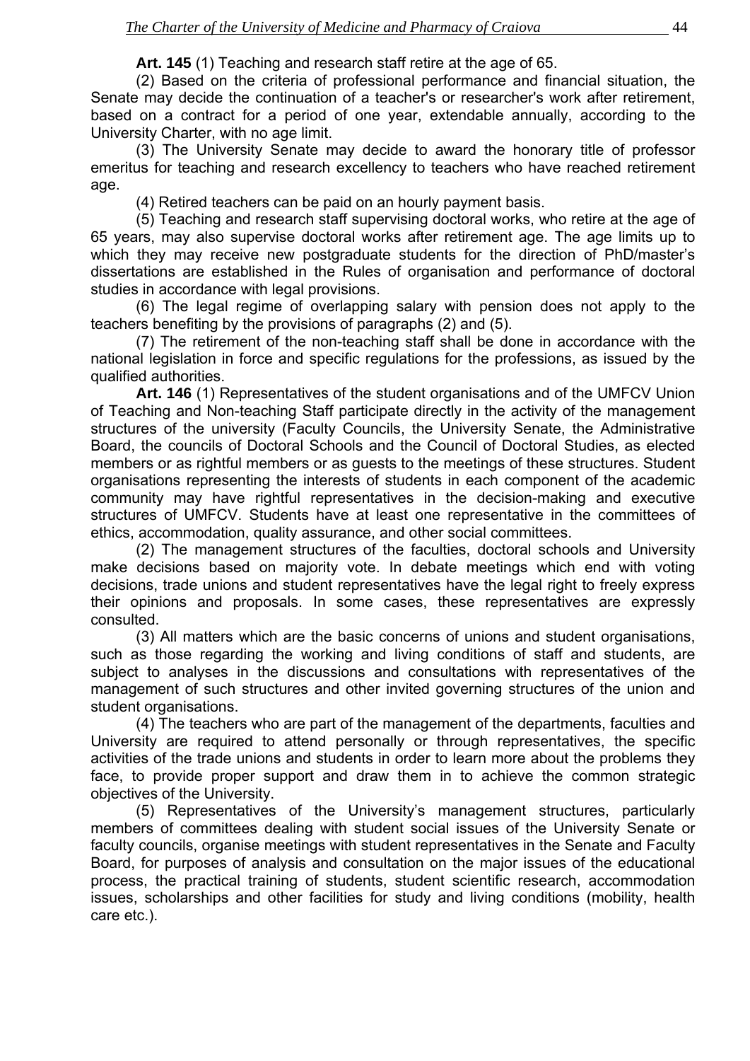**Art. 145** (1) Teaching and research staff retire at the age of 65.

(2) Based on the criteria of professional performance and financial situation, the Senate may decide the continuation of a teacher's or researcher's work after retirement, based on a contract for a period of one year, extendable annually, according to the University Charter, with no age limit.

(3) The University Senate may decide to award the honorary title of professor emeritus for teaching and research excellency to teachers who have reached retirement age.

(4) Retired teachers can be paid on an hourly payment basis.

(5) Teaching and research staff supervising doctoral works, who retire at the age of 65 years, may also supervise doctoral works after retirement age. The age limits up to which they may receive new postgraduate students for the direction of PhD/master's dissertations are established in the Rules of organisation and performance of doctoral studies in accordance with legal provisions.

(6) The legal regime of overlapping salary with pension does not apply to the teachers benefiting by the provisions of paragraphs (2) and (5).

(7) The retirement of the non-teaching staff shall be done in accordance with the national legislation in force and specific regulations for the professions, as issued by the qualified authorities.

**Art. 146** (1) Representatives of the student organisations and of the UMFCV Union of Teaching and Non-teaching Staff participate directly in the activity of the management structures of the university (Faculty Councils, the University Senate, the Administrative Board, the councils of Doctoral Schools and the Council of Doctoral Studies, as elected members or as rightful members or as guests to the meetings of these structures. Student organisations representing the interests of students in each component of the academic community may have rightful representatives in the decision-making and executive structures of UMFCV. Students have at least one representative in the committees of ethics, accommodation, quality assurance, and other social committees.

(2) The management structures of the faculties, doctoral schools and University make decisions based on majority vote. In debate meetings which end with voting decisions, trade unions and student representatives have the legal right to freely express their opinions and proposals. In some cases, these representatives are expressly consulted.

(3) All matters which are the basic concerns of unions and student organisations, such as those regarding the working and living conditions of staff and students, are subject to analyses in the discussions and consultations with representatives of the management of such structures and other invited governing structures of the union and student organisations.

(4) The teachers who are part of the management of the departments, faculties and University are required to attend personally or through representatives, the specific activities of the trade unions and students in order to learn more about the problems they face, to provide proper support and draw them in to achieve the common strategic objectives of the University.

(5) Representatives of the University's management structures, particularly members of committees dealing with student social issues of the University Senate or faculty councils, organise meetings with student representatives in the Senate and Faculty Board, for purposes of analysis and consultation on the major issues of the educational process, the practical training of students, student scientific research, accommodation issues, scholarships and other facilities for study and living conditions (mobility, health care etc.).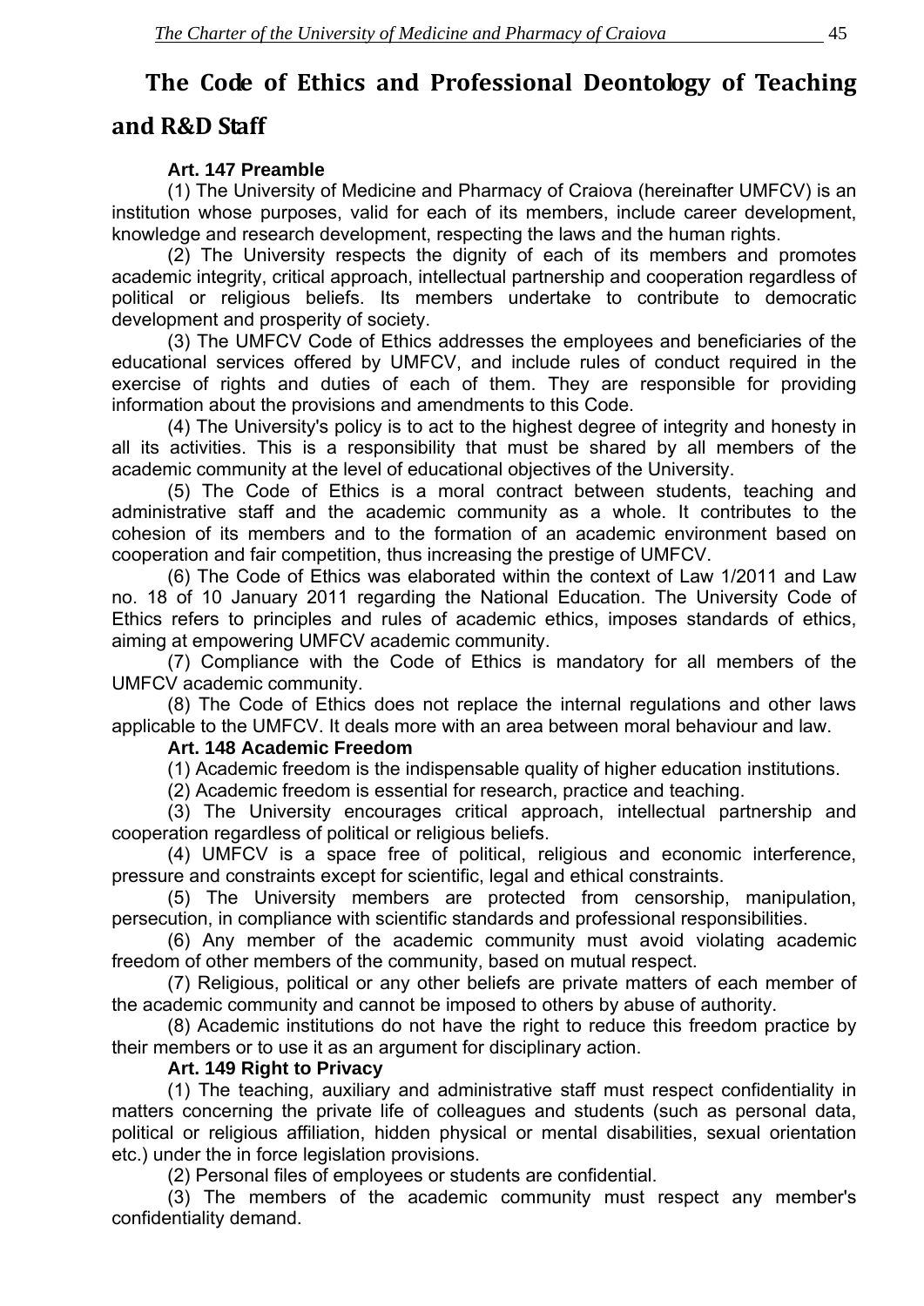# The Code of Ethics and Professional Deontology of Teaching and R&D Staff

**Art. 147 Preamble**

(1) The University of Medicine and Pharmacy of Craiova (hereinafter UMFCV) is an institution whose purposes, valid for each of its members, include career development, knowledge and research development, respecting the laws and the human rights.

(2) The University respects the dignity of each of its members and promotes academic integrity, critical approach, intellectual partnership and cooperation regardless of political or religious beliefs. Its members undertake to contribute to democratic development and prosperity of society.

(3) The UMFCV Code of Ethics addresses the employees and beneficiaries of the educational services offered by UMFCV, and include rules of conduct required in the exercise of rights and duties of each of them. They are responsible for providing information about the provisions and amendments to this Code.

(4) The University's policy is to act to the highest degree of integrity and honesty in all its activities. This is a responsibility that must be shared by all members of the academic community at the level of educational objectives of the University.

(5) The Code of Ethics is a moral contract between students, teaching and administrative staff and the academic community as a whole. It contributes to the cohesion of its members and to the formation of an academic environment based on cooperation and fair competition, thus increasing the prestige of UMFCV.

(6) The Code of Ethics was elaborated within the context of Law 1/2011 and Law no. 18 of 10 January 2011 regarding the National Education. The University Code of Ethics refers to principles and rules of academic ethics, imposes standards of ethics, aiming at empowering UMFCV academic community.

(7) Compliance with the Code of Ethics is mandatory for all members of the UMFCV academic community.

(8) The Code of Ethics does not replace the internal regulations and other laws applicable to the UMFCV. It deals more with an area between moral behaviour and law.

**Art. 148 Academic Freedom**

(1) Academic freedom is the indispensable quality of higher education institutions.

(2) Academic freedom is essential for research, practice and teaching.

(3) The University encourages critical approach, intellectual partnership and cooperation regardless of political or religious beliefs.

(4) UMFCV is a space free of political, religious and economic interference, pressure and constraints except for scientific, legal and ethical constraints.

(5) The University members are protected from censorship, manipulation, persecution, in compliance with scientific standards and professional responsibilities.

(6) Any member of the academic community must avoid violating academic freedom of other members of the community, based on mutual respect.

(7) Religious, political or any other beliefs are private matters of each member of the academic community and cannot be imposed to others by abuse of authority.

(8) Academic institutions do not have the right to reduce this freedom practice by their members or to use it as an argument for disciplinary action.

**Art. 149 Right to Privacy**

(1) The teaching, auxiliary and administrative staff must respect confidentiality in matters concerning the private life of colleagues and students (such as personal data, political or religious affiliation, hidden physical or mental disabilities, sexual orientation etc.) under the in force legislation provisions.

(2) Personal files of employees or students are confidential.

(3) The members of the academic community must respect any member's confidentiality demand.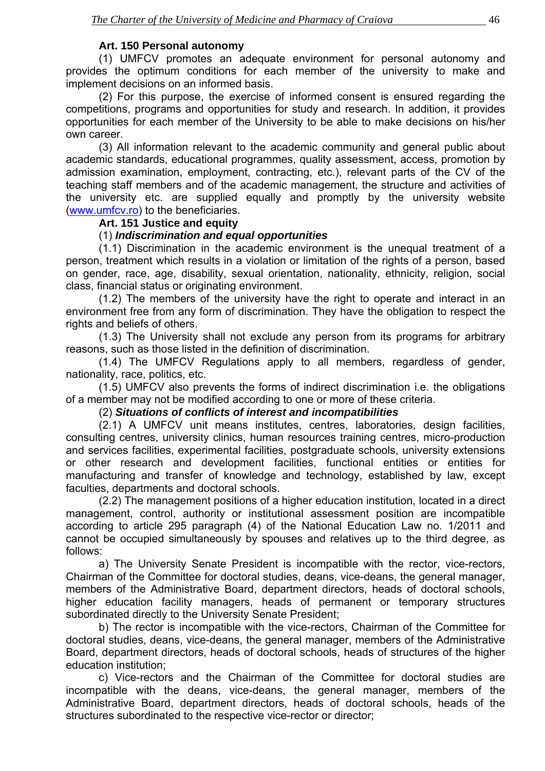**Art. 150 Personal autonomy**

(1) UMFCV promotes an adequate environment for personal autonomy and provides the optimum conditions for each member of the university to make and implement decisions on an informed basis.

(2) For this purpose, the exercise of informed consent is ensured regarding the competitions, programs and opportunities for study and research. In addition, it provides opportunities for each member of the University to be able to make decisions on his/her own career.

(3) All information relevant to the academic community and general public about academic standards, educational programmes, quality assessment, access, promotion by admission examination, employment, contracting, etc.), relevant parts of the CV of the teaching staff members and of the academic management, the structure and activities of the university etc. are supplied equally and promptly by the university website (www.umfcv.ro) to the beneficiaries.

**Art. 151 Justice and equity**

(1) ***Indiscrimination and equal opportunities***

(1.1) Discrimination in the academic environment is the unequal treatment of a person, treatment which results in a violation or limitation of the rights of a person, based on gender, race, age, disability, sexual orientation, nationality, ethnicity, religion, social class, financial status or originating environment.

(1.2) The members of the university have the right to operate and interact in an environment free from any form of discrimination. They have the obligation to respect the rights and beliefs of others.

(1.3) The University shall not exclude any person from its programs for arbitrary reasons, such as those listed in the definition of discrimination.

(1.4) The UMFCV Regulations apply to all members, regardless of gender, nationality, race, politics, etc.

(1.5) UMFCV also prevents the forms of indirect discrimination i.e. the obligations of a member may not be modified according to one or more of these criteria.

(2) ***Situations of conflicts of interest and incompatibilities***

(2.1) A UMFCV unit means institutes, centres, laboratories, design facilities, consulting centres, university clinics, human resources training centres, micro-production and services facilities, experimental facilities, postgraduate schools, university extensions or other research and development facilities, functional entities or entities for manufacturing and transfer of knowledge and technology, established by law, except faculties, departments and doctoral schools.

(2.2) The management positions of a higher education institution, located in a direct management, control, authority or institutional assessment position are incompatible according to article 295 paragraph (4) of the National Education Law no. 1/2011 and cannot be occupied simultaneously by spouses and relatives up to the third degree, as follows:

a) The University Senate President is incompatible with the rector, vice-rectors, Chairman of the Committee for doctoral studies, deans, vice-deans, the general manager, members of the Administrative Board, department directors, heads of doctoral schools, higher education facility managers, heads of permanent or temporary structures subordinated directly to the University Senate President;

b) The rector is incompatible with the vice-rectors, Chairman of the Committee for doctoral studies, deans, vice-deans, the general manager, members of the Administrative Board, department directors, heads of doctoral schools, heads of structures of the higher education institution;

c) Vice-rectors and the Chairman of the Committee for doctoral studies are incompatible with the deans, vice-deans, the general manager, members of the Administrative Board, department directors, heads of doctoral schools, heads of the structures subordinated to the respective vice-rector or director;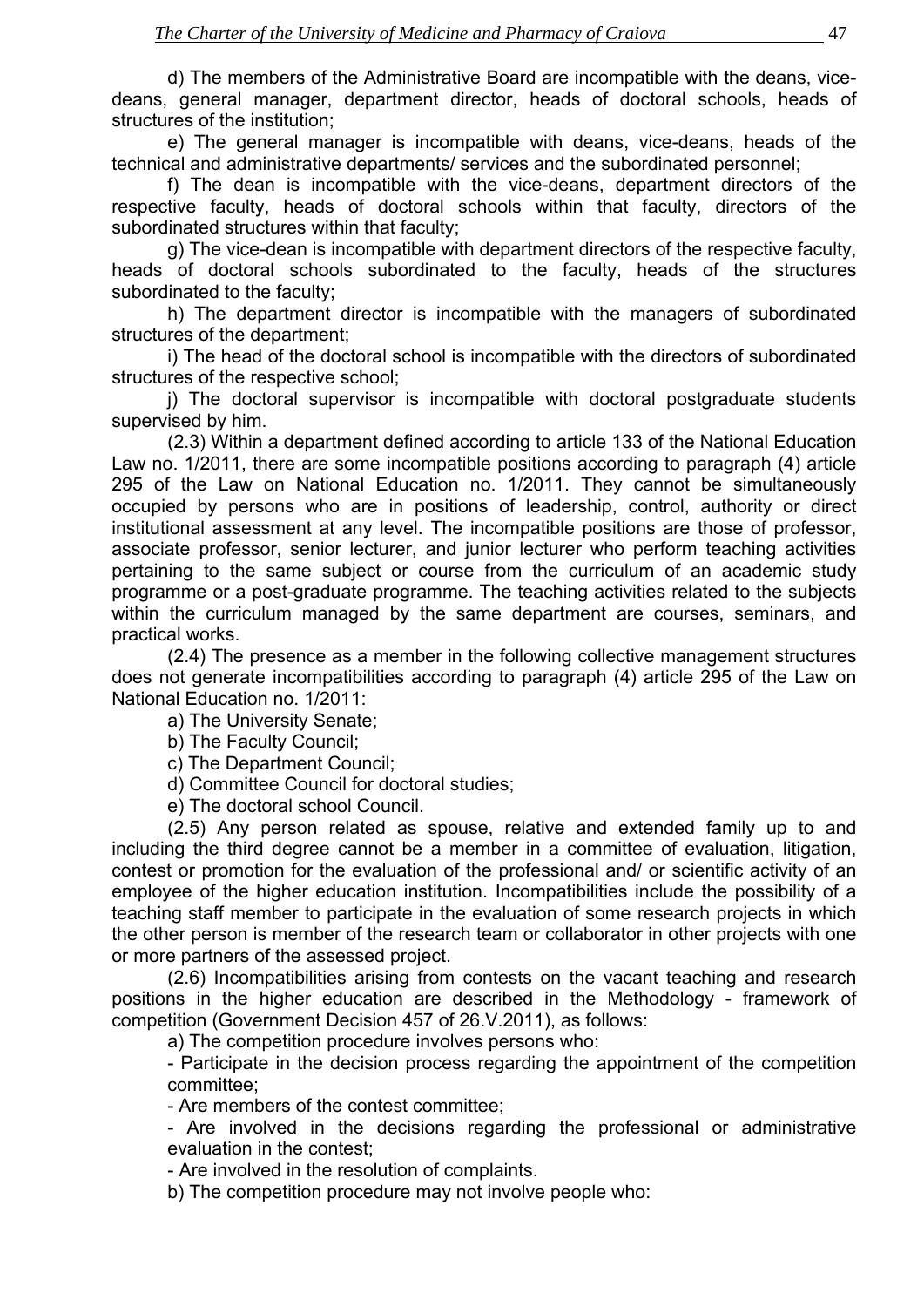d) The members of the Administrative Board are incompatible with the deans, vice-deans, general manager, department director, heads of doctoral schools, heads of structures of the institution;

e) The general manager is incompatible with deans, vice-deans, heads of the technical and administrative departments/ services and the subordinated personnel;

f) The dean is incompatible with the vice-deans, department directors of the respective faculty, heads of doctoral schools within that faculty, directors of the subordinated structures within that faculty;

g) The vice-dean is incompatible with department directors of the respective faculty, heads of doctoral schools subordinated to the faculty, heads of the structures subordinated to the faculty;

h) The department director is incompatible with the managers of subordinated structures of the department;

i) The head of the doctoral school is incompatible with the directors of subordinated structures of the respective school;

j) The doctoral supervisor is incompatible with doctoral postgraduate students supervised by him.

(2.3) Within a department defined according to article 133 of the National Education Law no. 1/2011, there are some incompatible positions according to paragraph (4) article 295 of the Law on National Education no. 1/2011. They cannot be simultaneously occupied by persons who are in positions of leadership, control, authority or direct institutional assessment at any level. The incompatible positions are those of professor, associate professor, senior lecturer, and junior lecturer who perform teaching activities pertaining to the same subject or course from the curriculum of an academic study programme or a post-graduate programme. The teaching activities related to the subjects within the curriculum managed by the same department are courses, seminars, and practical works.

(2.4) The presence as a member in the following collective management structures does not generate incompatibilities according to paragraph (4) article 295 of the Law on National Education no. 1/2011:

a) The University Senate;

b) The Faculty Council;

c) The Department Council;

d) Committee Council for doctoral studies;

e) The doctoral school Council.

(2.5) Any person related as spouse, relative and extended family up to and including the third degree cannot be a member in a committee of evaluation, litigation, contest or promotion for the evaluation of the professional and/ or scientific activity of an employee of the higher education institution. Incompatibilities include the possibility of a teaching staff member to participate in the evaluation of some research projects in which the other person is member of the research team or collaborator in other projects with one or more partners of the assessed project.

(2.6) Incompatibilities arising from contests on the vacant teaching and research positions in the higher education are described in the Methodology - framework of competition (Government Decision 457 of 26.V.2011), as follows:

a) The competition procedure involves persons who:

- Participate in the decision process regarding the appointment of the competition committee;
- Are members of the contest committee;
- Are involved in the decisions regarding the professional or administrative evaluation in the contest;
- Are involved in the resolution of complaints.

b) The competition procedure may not involve people who: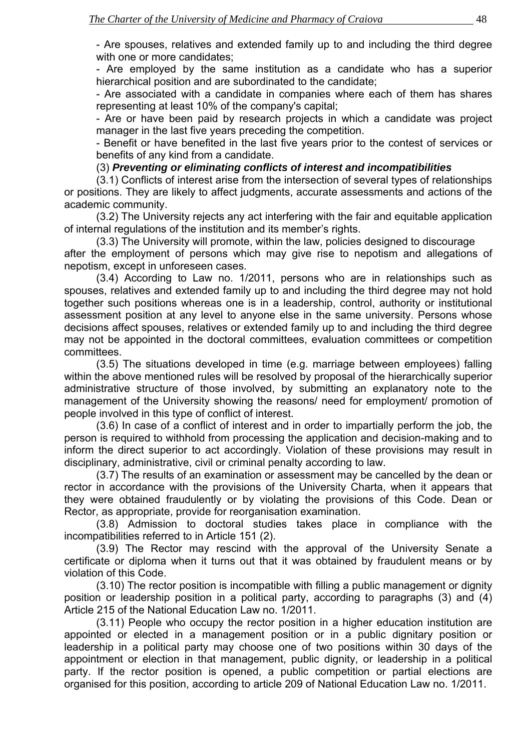- Are spouses, relatives and extended family up to and including the third degree with one or more candidates;

- Are employed by the same institution as a candidate who has a superior hierarchical position and are subordinated to the candidate;

- Are associated with a candidate in companies where each of them has shares representing at least 10% of the company's capital;

- Are or have been paid by research projects in which a candidate was project manager in the last five years preceding the competition.

- Benefit or have benefited in the last five years prior to the contest of services or benefits of any kind from a candidate.

(3) ***Preventing or eliminating conflicts of interest and incompatibilities***

(3.1) Conflicts of interest arise from the intersection of several types of relationships or positions. They are likely to affect judgments, accurate assessments and actions of the academic community.

(3.2) The University rejects any act interfering with the fair and equitable application of internal regulations of the institution and its member's rights.

(3.3) The University will promote, within the law, policies designed to discourage after the employment of persons which may give rise to nepotism and allegations of nepotism, except in unforeseen cases.

(3.4) According to Law no. 1/2011, persons who are in relationships such as spouses, relatives and extended family up to and including the third degree may not hold together such positions whereas one is in a leadership, control, authority or institutional assessment position at any level to anyone else in the same university. Persons whose decisions affect spouses, relatives or extended family up to and including the third degree may not be appointed in the doctoral committees, evaluation committees or competition committees.

(3.5) The situations developed in time (e.g. marriage between employees) falling within the above mentioned rules will be resolved by proposal of the hierarchically superior administrative structure of those involved, by submitting an explanatory note to the management of the University showing the reasons/ need for employment/ promotion of people involved in this type of conflict of interest.

(3.6) In case of a conflict of interest and in order to impartially perform the job, the person is required to withhold from processing the application and decision-making and to inform the direct superior to act accordingly. Violation of these provisions may result in disciplinary, administrative, civil or criminal penalty according to law.

(3.7) The results of an examination or assessment may be cancelled by the dean or rector in accordance with the provisions of the University Charta, when it appears that they were obtained fraudulently or by violating the provisions of this Code. Dean or Rector, as appropriate, provide for reorganisation examination.

(3.8) Admission to doctoral studies takes place in compliance with the incompatibilities referred to in Article 151 (2).

(3.9) The Rector may rescind with the approval of the University Senate a certificate or diploma when it turns out that it was obtained by fraudulent means or by violation of this Code.

(3.10) The rector position is incompatible with filling a public management or dignity position or leadership position in a political party, according to paragraphs (3) and (4) Article 215 of the National Education Law no. 1/2011.

(3.11) People who occupy the rector position in a higher education institution are appointed or elected in a management position or in a public dignitary position or leadership in a political party may choose one of two positions within 30 days of the appointment or election in that management, public dignity, or leadership in a political party. If the rector position is opened, a public competition or partial elections are organised for this position, according to article 209 of National Education Law no. 1/2011.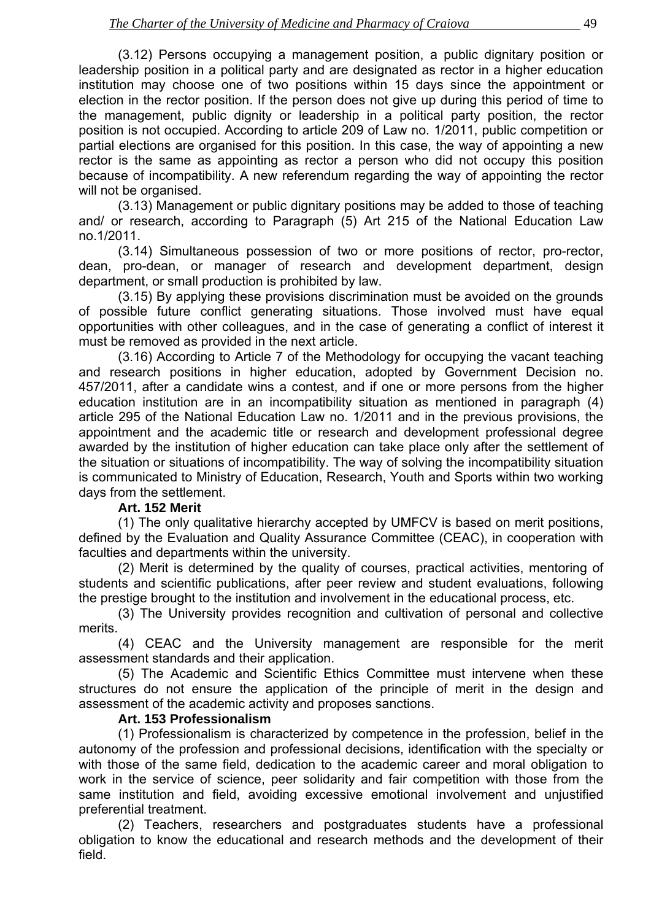(3.12) Persons occupying a management position, a public dignitary position or leadership position in a political party and are designated as rector in a higher education institution may choose one of two positions within 15 days since the appointment or election in the rector position. If the person does not give up during this period of time to the management, public dignity or leadership in a political party position, the rector position is not occupied. According to article 209 of Law no. 1/2011, public competition or partial elections are organised for this position. In this case, the way of appointing a new rector is the same as appointing as rector a person who did not occupy this position because of incompatibility. A new referendum regarding the way of appointing the rector will not be organised.

(3.13) Management or public dignitary positions may be added to those of teaching and/ or research, according to Paragraph (5) Art 215 of the National Education Law no.1/2011.

(3.14) Simultaneous possession of two or more positions of rector, pro-rector, dean, pro-dean, or manager of research and development department, design department, or small production is prohibited by law.

(3.15) By applying these provisions discrimination must be avoided on the grounds of possible future conflict generating situations. Those involved must have equal opportunities with other colleagues, and in the case of generating a conflict of interest it must be removed as provided in the next article.

(3.16) According to Article 7 of the Methodology for occupying the vacant teaching and research positions in higher education, adopted by Government Decision no. 457/2011, after a candidate wins a contest, and if one or more persons from the higher education institution are in an incompatibility situation as mentioned in paragraph (4) article 295 of the National Education Law no. 1/2011 and in the previous provisions, the appointment and the academic title or research and development professional degree awarded by the institution of higher education can take place only after the settlement of the situation or situations of incompatibility. The way of solving the incompatibility situation is communicated to Ministry of Education, Research, Youth and Sports within two working days from the settlement.

**Art. 152 Merit**

(1) The only qualitative hierarchy accepted by UMFCV is based on merit positions, defined by the Evaluation and Quality Assurance Committee (CEAC), in cooperation with faculties and departments within the university.

(2) Merit is determined by the quality of courses, practical activities, mentoring of students and scientific publications, after peer review and student evaluations, following the prestige brought to the institution and involvement in the educational process, etc.

(3) The University provides recognition and cultivation of personal and collective merits.

(4) CEAC and the University management are responsible for the merit assessment standards and their application.

(5) The Academic and Scientific Ethics Committee must intervene when these structures do not ensure the application of the principle of merit in the design and assessment of the academic activity and proposes sanctions.

**Art. 153 Professionalism**

(1) Professionalism is characterized by competence in the profession, belief in the autonomy of the profession and professional decisions, identification with the specialty or with those of the same field, dedication to the academic career and moral obligation to work in the service of science, peer solidarity and fair competition with those from the same institution and field, avoiding excessive emotional involvement and unjustified preferential treatment.

(2) Teachers, researchers and postgraduates students have a professional obligation to know the educational and research methods and the development of their field.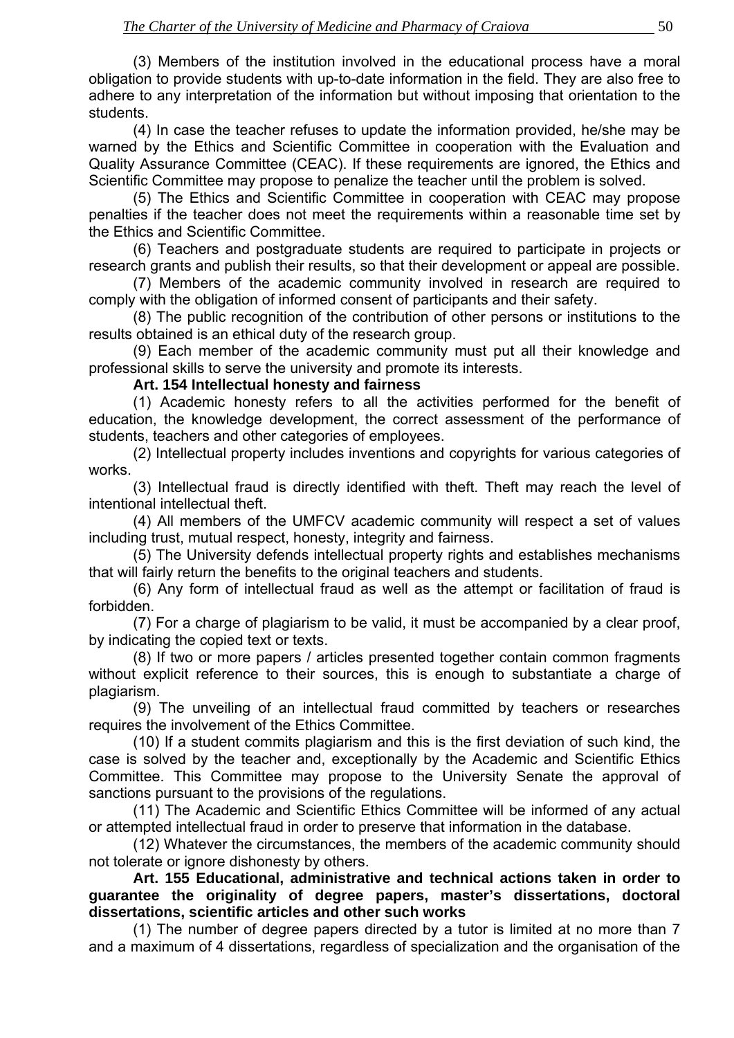(3) Members of the institution involved in the educational process have a moral obligation to provide students with up-to-date information in the field. They are also free to adhere to any interpretation of the information but without imposing that orientation to the students.

(4) In case the teacher refuses to update the information provided, he/she may be warned by the Ethics and Scientific Committee in cooperation with the Evaluation and Quality Assurance Committee (CEAC). If these requirements are ignored, the Ethics and Scientific Committee may propose to penalize the teacher until the problem is solved.

(5) The Ethics and Scientific Committee in cooperation with CEAC may propose penalties if the teacher does not meet the requirements within a reasonable time set by the Ethics and Scientific Committee.

(6) Teachers and postgraduate students are required to participate in projects or research grants and publish their results, so that their development or appeal are possible.

(7) Members of the academic community involved in research are required to comply with the obligation of informed consent of participants and their safety.

(8) The public recognition of the contribution of other persons or institutions to the results obtained is an ethical duty of the research group.

(9) Each member of the academic community must put all their knowledge and professional skills to serve the university and promote its interests.

**Art. 154 Intellectual honesty and fairness**

(1) Academic honesty refers to all the activities performed for the benefit of education, the knowledge development, the correct assessment of the performance of students, teachers and other categories of employees.

(2) Intellectual property includes inventions and copyrights for various categories of works.

(3) Intellectual fraud is directly identified with theft. Theft may reach the level of intentional intellectual theft.

(4) All members of the UMFCV academic community will respect a set of values including trust, mutual respect, honesty, integrity and fairness.

(5) The University defends intellectual property rights and establishes mechanisms that will fairly return the benefits to the original teachers and students.

(6) Any form of intellectual fraud as well as the attempt or facilitation of fraud is forbidden.

(7) For a charge of plagiarism to be valid, it must be accompanied by a clear proof, by indicating the copied text or texts.

(8) If two or more papers / articles presented together contain common fragments without explicit reference to their sources, this is enough to substantiate a charge of plagiarism.

(9) The unveiling of an intellectual fraud committed by teachers or researches requires the involvement of the Ethics Committee.

(10) If a student commits plagiarism and this is the first deviation of such kind, the case is solved by the teacher and, exceptionally by the Academic and Scientific Ethics Committee. This Committee may propose to the University Senate the approval of sanctions pursuant to the provisions of the regulations.

(11) The Academic and Scientific Ethics Committee will be informed of any actual or attempted intellectual fraud in order to preserve that information in the database.

(12) Whatever the circumstances, the members of the academic community should not tolerate or ignore dishonesty by others.

**Art. 155 Educational, administrative and technical actions taken in order to guarantee the originality of degree papers, master's dissertations, doctoral dissertations, scientific articles and other such works**

(1) The number of degree papers directed by a tutor is limited at no more than 7 and a maximum of 4 dissertations, regardless of specialization and the organisation of the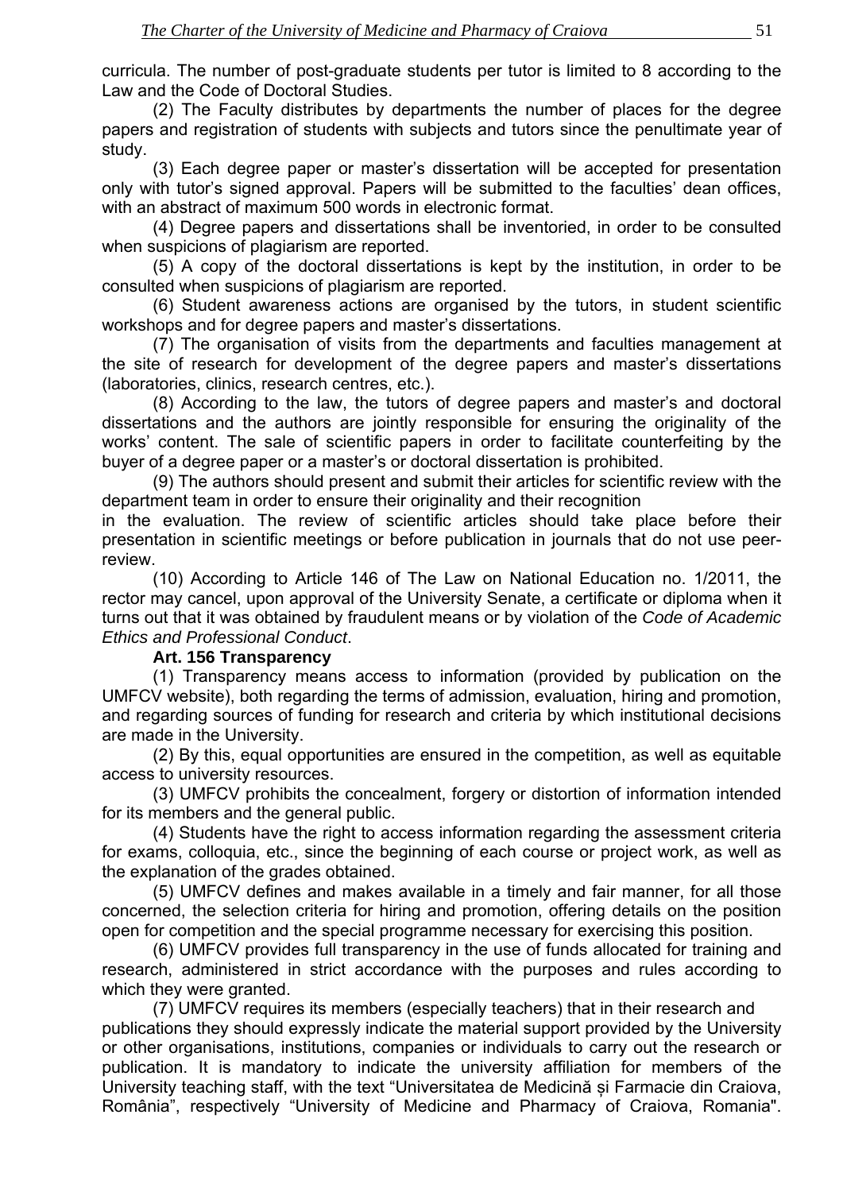curricula. The number of post-graduate students per tutor is limited to 8 according to the Law and the Code of Doctoral Studies.

(2) The Faculty distributes by departments the number of places for the degree papers and registration of students with subjects and tutors since the penultimate year of study.

(3) Each degree paper or master's dissertation will be accepted for presentation only with tutor's signed approval. Papers will be submitted to the faculties' dean offices, with an abstract of maximum 500 words in electronic format.

(4) Degree papers and dissertations shall be inventoried, in order to be consulted when suspicions of plagiarism are reported.

(5) A copy of the doctoral dissertations is kept by the institution, in order to be consulted when suspicions of plagiarism are reported.

(6) Student awareness actions are organised by the tutors, in student scientific workshops and for degree papers and master's dissertations.

(7) The organisation of visits from the departments and faculties management at the site of research for development of the degree papers and master's dissertations (laboratories, clinics, research centres, etc.).

(8) According to the law, the tutors of degree papers and master's and doctoral dissertations and the authors are jointly responsible for ensuring the originality of the works' content. The sale of scientific papers in order to facilitate counterfeiting by the buyer of a degree paper or a master's or doctoral dissertation is prohibited.

(9) The authors should present and submit their articles for scientific review with the department team in order to ensure their originality and their recognition in the evaluation. The review of scientific articles should take place before their presentation in scientific meetings or before publication in journals that do not use peer-review.

(10) According to Article 146 of The Law on National Education no. 1/2011, the rector may cancel, upon approval of the University Senate, a certificate or diploma when it turns out that it was obtained by fraudulent means or by violation of the *Code of Academic Ethics and Professional Conduct*.

**Art. 156 Transparency**

(1) Transparency means access to information (provided by publication on the UMFCV website), both regarding the terms of admission, evaluation, hiring and promotion, and regarding sources of funding for research and criteria by which institutional decisions are made in the University.

(2) By this, equal opportunities are ensured in the competition, as well as equitable access to university resources.

(3) UMFCV prohibits the concealment, forgery or distortion of information intended for its members and the general public.

(4) Students have the right to access information regarding the assessment criteria for exams, colloquia, etc., since the beginning of each course or project work, as well as the explanation of the grades obtained.

(5) UMFCV defines and makes available in a timely and fair manner, for all those concerned, the selection criteria for hiring and promotion, offering details on the position open for competition and the special programme necessary for exercising this position.

(6) UMFCV provides full transparency in the use of funds allocated for training and research, administered in strict accordance with the purposes and rules according to which they were granted.

(7) UMFCV requires its members (especially teachers) that in their research and publications they should expressly indicate the material support provided by the University or other organisations, institutions, companies or individuals to carry out the research or publication. It is mandatory to indicate the university affiliation for members of the University teaching staff, with the text "Universitatea de Medicină și Farmacie din Craiova, România", respectively "University of Medicine and Pharmacy of Craiova, Romania".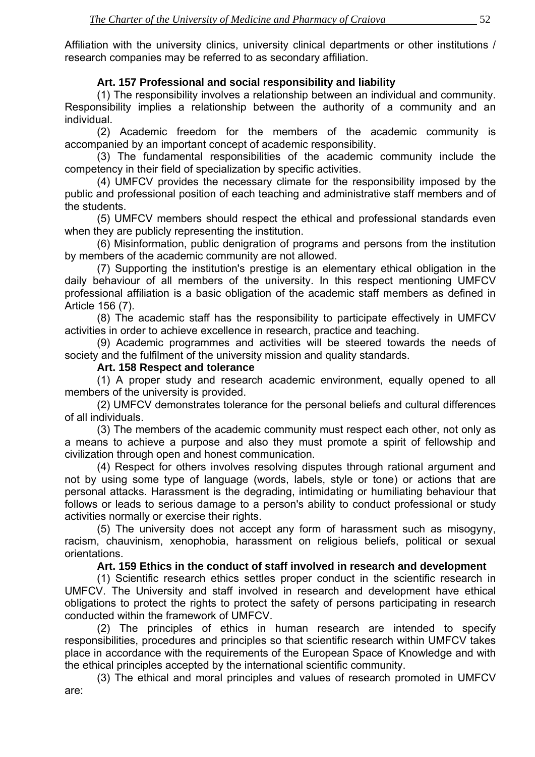Affiliation with the university clinics, university clinical departments or other institutions / research companies may be referred to as secondary affiliation.

**Art. 157 Professional and social responsibility and liability**

(1) The responsibility involves a relationship between an individual and community. Responsibility implies a relationship between the authority of a community and an individual.

(2) Academic freedom for the members of the academic community is accompanied by an important concept of academic responsibility.

(3) The fundamental responsibilities of the academic community include the competency in their field of specialization by specific activities.

(4) UMFCV provides the necessary climate for the responsibility imposed by the public and professional position of each teaching and administrative staff members and of the students.

(5) UMFCV members should respect the ethical and professional standards even when they are publicly representing the institution.

(6) Misinformation, public denigration of programs and persons from the institution by members of the academic community are not allowed.

(7) Supporting the institution's prestige is an elementary ethical obligation in the daily behaviour of all members of the university. In this respect mentioning UMFCV professional affiliation is a basic obligation of the academic staff members as defined in Article 156 (7).

(8) The academic staff has the responsibility to participate effectively in UMFCV activities in order to achieve excellence in research, practice and teaching.

(9) Academic programmes and activities will be steered towards the needs of society and the fulfilment of the university mission and quality standards.

**Art. 158 Respect and tolerance**

(1) A proper study and research academic environment, equally opened to all members of the university is provided.

(2) UMFCV demonstrates tolerance for the personal beliefs and cultural differences of all individuals.

(3) The members of the academic community must respect each other, not only as a means to achieve a purpose and also they must promote a spirit of fellowship and civilization through open and honest communication.

(4) Respect for others involves resolving disputes through rational argument and not by using some type of language (words, labels, style or tone) or actions that are personal attacks. Harassment is the degrading, intimidating or humiliating behaviour that follows or leads to serious damage to a person's ability to conduct professional or study activities normally or exercise their rights.

(5) The university does not accept any form of harassment such as misogyny, racism, chauvinism, xenophobia, harassment on religious beliefs, political or sexual orientations.

**Art. 159 Ethics in the conduct of staff involved in research and development**

(1) Scientific research ethics settles proper conduct in the scientific research in UMFCV. The University and staff involved in research and development have ethical obligations to protect the rights to protect the safety of persons participating in research conducted within the framework of UMFCV.

(2) The principles of ethics in human research are intended to specify responsibilities, procedures and principles so that scientific research within UMFCV takes place in accordance with the requirements of the European Space of Knowledge and with the ethical principles accepted by the international scientific community.

(3) The ethical and moral principles and values of research promoted in UMFCV are: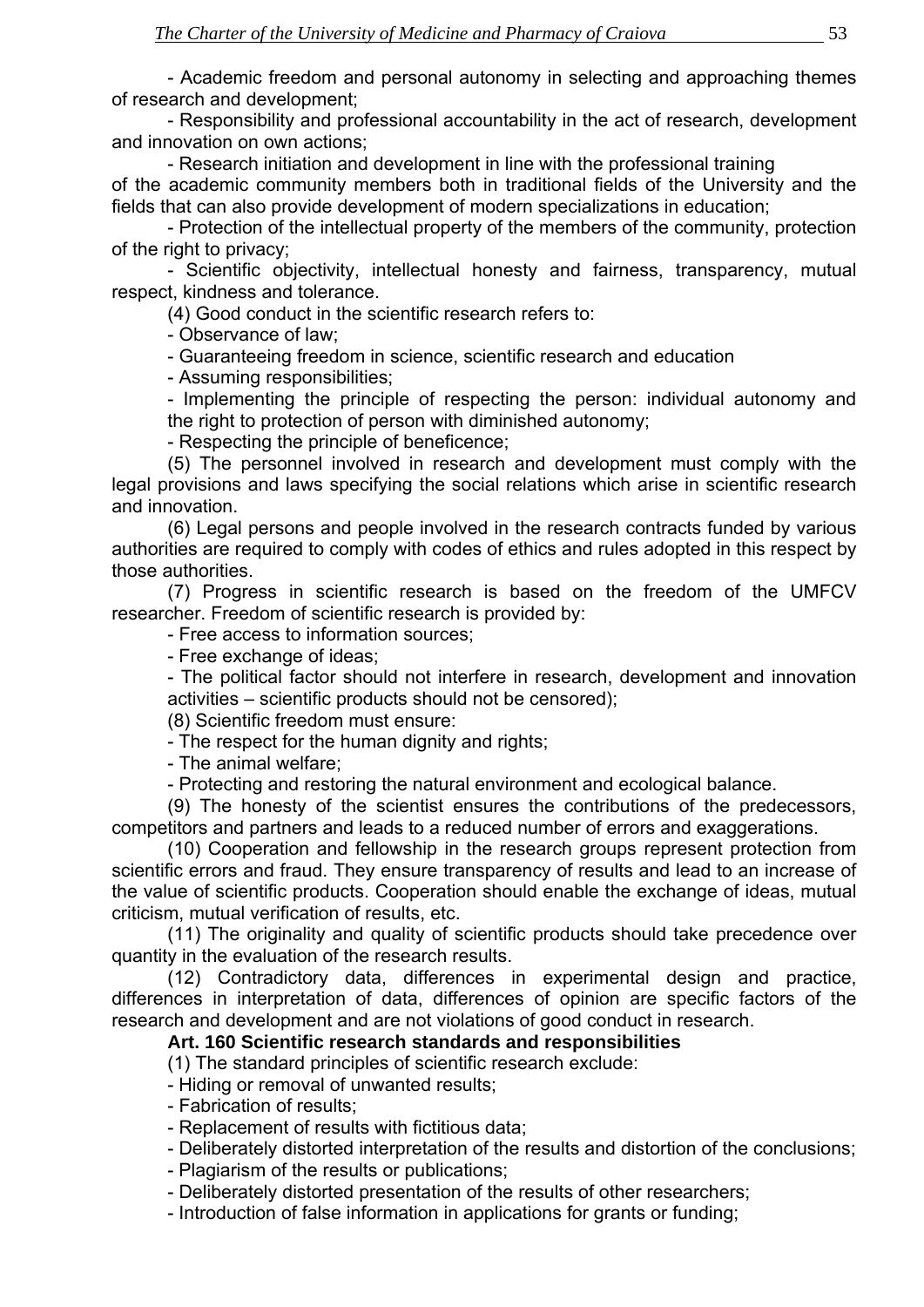- Academic freedom and personal autonomy in selecting and approaching themes of research and development;

- Responsibility and professional accountability in the act of research, development and innovation on own actions;

- Research initiation and development in line with the professional training of the academic community members both in traditional fields of the University and the fields that can also provide development of modern specializations in education;

- Protection of the intellectual property of the members of the community, protection of the right to privacy;

- Scientific objectivity, intellectual honesty and fairness, transparency, mutual respect, kindness and tolerance.

(4) Good conduct in the scientific research refers to:

- Observance of law;
- Guaranteeing freedom in science, scientific research and education
- Assuming responsibilities;
- Implementing the principle of respecting the person: individual autonomy and the right to protection of person with diminished autonomy;
- Respecting the principle of beneficence;

(5) The personnel involved in research and development must comply with the legal provisions and laws specifying the social relations which arise in scientific research and innovation.

(6) Legal persons and people involved in the research contracts funded by various authorities are required to comply with codes of ethics and rules adopted in this respect by those authorities.

(7) Progress in scientific research is based on the freedom of the UMFCV researcher. Freedom of scientific research is provided by:

- Free access to information sources;
- Free exchange of ideas;
- The political factor should not interfere in research, development and innovation activities – scientific products should not be censored);

(8) Scientific freedom must ensure:

- The respect for the human dignity and rights;
- The animal welfare;
- Protecting and restoring the natural environment and ecological balance.

(9) The honesty of the scientist ensures the contributions of the predecessors, competitors and partners and leads to a reduced number of errors and exaggerations.

(10) Cooperation and fellowship in the research groups represent protection from scientific errors and fraud. They ensure transparency of results and lead to an increase of the value of scientific products. Cooperation should enable the exchange of ideas, mutual criticism, mutual verification of results, etc.

(11) The originality and quality of scientific products should take precedence over quantity in the evaluation of the research results.

(12) Contradictory data, differences in experimental design and practice, differences in interpretation of data, differences of opinion are specific factors of the research and development and are not violations of good conduct in research.

**Art. 160 Scientific research standards and responsibilities**

(1) The standard principles of scientific research exclude:

- Hiding or removal of unwanted results;
- Fabrication of results;
- Replacement of results with fictitious data;
- Deliberately distorted interpretation of the results and distortion of the conclusions;
- Plagiarism of the results or publications;
- Deliberately distorted presentation of the results of other researchers;
- Introduction of false information in applications for grants or funding;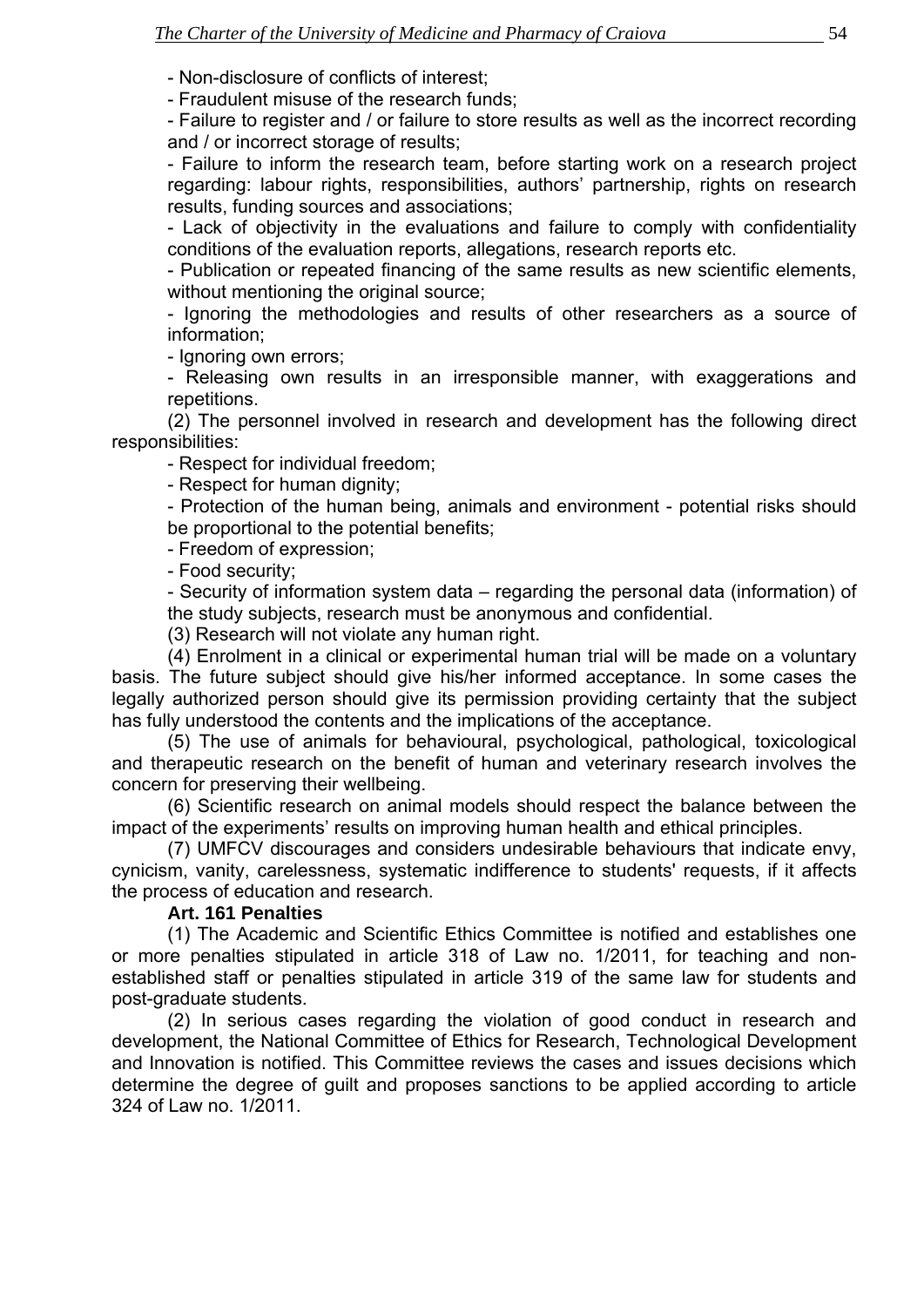- Non-disclosure of conflicts of interest;
- Fraudulent misuse of the research funds;
- Failure to register and / or failure to store results as well as the incorrect recording and / or incorrect storage of results;
- Failure to inform the research team, before starting work on a research project regarding: labour rights, responsibilities, authors' partnership, rights on research results, funding sources and associations;
- Lack of objectivity in the evaluations and failure to comply with confidentiality conditions of the evaluation reports, allegations, research reports etc.
- Publication or repeated financing of the same results as new scientific elements, without mentioning the original source;
- Ignoring the methodologies and results of other researchers as a source of information;
- Ignoring own errors;
- Releasing own results in an irresponsible manner, with exaggerations and repetitions.

(2) The personnel involved in research and development has the following direct responsibilities:

- Respect for individual freedom;
- Respect for human dignity;
- Protection of the human being, animals and environment - potential risks should be proportional to the potential benefits;
- Freedom of expression;
- Food security;
- Security of information system data – regarding the personal data (information) of the study subjects, research must be anonymous and confidential.

(3) Research will not violate any human right.

(4) Enrolment in a clinical or experimental human trial will be made on a voluntary basis. The future subject should give his/her informed acceptance. In some cases the legally authorized person should give its permission providing certainty that the subject has fully understood the contents and the implications of the acceptance.

(5) The use of animals for behavioural, psychological, pathological, toxicological and therapeutic research on the benefit of human and veterinary research involves the concern for preserving their wellbeing.

(6) Scientific research on animal models should respect the balance between the impact of the experiments' results on improving human health and ethical principles.

(7) UMFCV discourages and considers undesirable behaviours that indicate envy, cynicism, vanity, carelessness, systematic indifference to students' requests, if it affects the process of education and research.

**Art. 161 Penalties**

(1) The Academic and Scientific Ethics Committee is notified and establishes one or more penalties stipulated in article 318 of Law no. 1/2011, for teaching and non-established staff or penalties stipulated in article 319 of the same law for students and post-graduate students.

(2) In serious cases regarding the violation of good conduct in research and development, the National Committee of Ethics for Research, Technological Development and Innovation is notified. This Committee reviews the cases and issues decisions which determine the degree of guilt and proposes sanctions to be applied according to article 324 of Law no. 1/2011.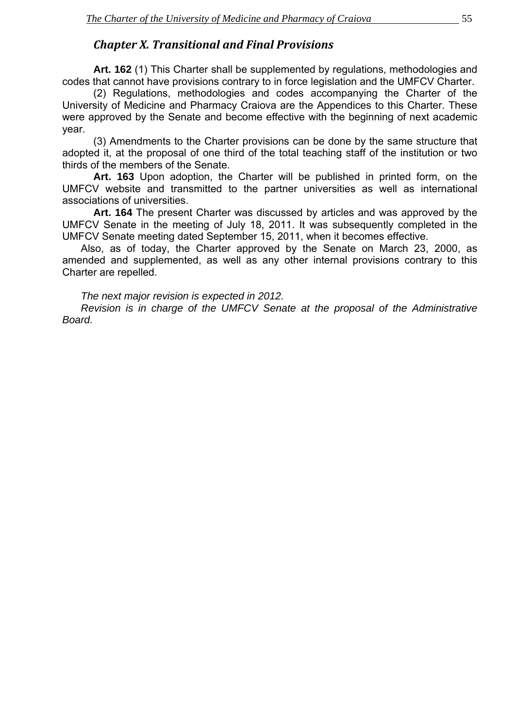## *Chapter X. Transitional and Final Provisions*

**Art. 162** (1) This Charter shall be supplemented by regulations, methodologies and codes that cannot have provisions contrary to in force legislation and the UMFCV Charter.

(2) Regulations, methodologies and codes accompanying the Charter of the University of Medicine and Pharmacy Craiova are the Appendices to this Charter. These were approved by the Senate and become effective with the beginning of next academic year.

(3) Amendments to the Charter provisions can be done by the same structure that adopted it, at the proposal of one third of the total teaching staff of the institution or two thirds of the members of the Senate.

**Art. 163** Upon adoption, the Charter will be published in printed form, on the UMFCV website and transmitted to the partner universities as well as international associations of universities.

**Art. 164** The present Charter was discussed by articles and was approved by the UMFCV Senate in the meeting of July 18, 2011. It was subsequently completed in the UMFCV Senate meeting dated September 15, 2011, when it becomes effective.

Also, as of today, the Charter approved by the Senate on March 23, 2000, as amended and supplemented, as well as any other internal provisions contrary to this Charter are repelled.

*The next major revision is expected in 2012.*

*Revision is in charge of the UMFCV Senate at the proposal of the Administrative Board.*